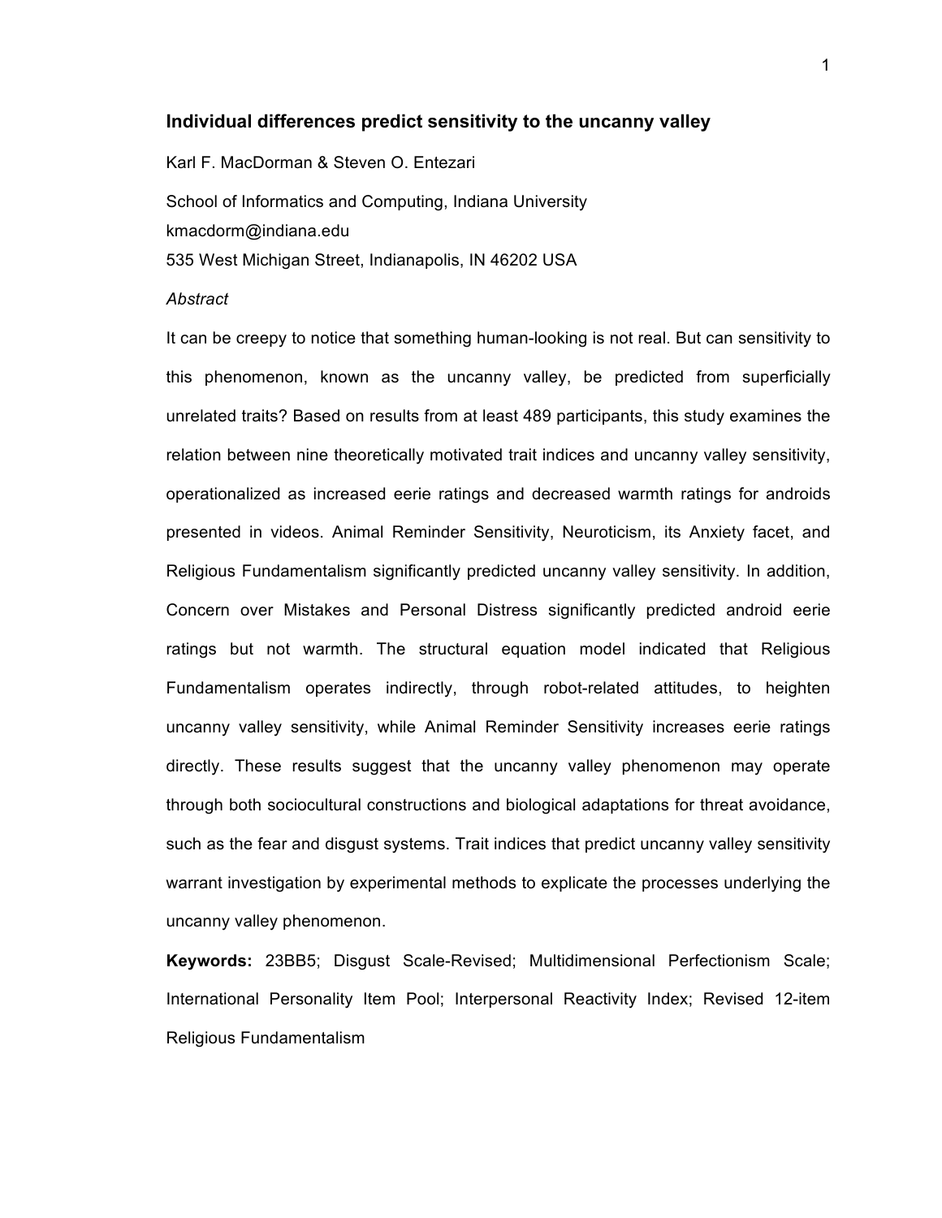# Individual differences predict sensitivity to the uncanny valley

Karl F. MacDorman & Steven O. Entezari

School of Informatics and Computing, Indiana University
kmacdorm@indiana.edu
535 West Michigan Street, Indianapolis, IN 46202 USA

*Abstract*

It can be creepy to notice that something human-looking is not real. But can sensitivity to this phenomenon, known as the uncanny valley, be predicted from superficially unrelated traits? Based on results from at least 489 participants, this study examines the relation between nine theoretically motivated trait indices and uncanny valley sensitivity, operationalized as increased eerie ratings and decreased warmth ratings for androids presented in videos. Animal Reminder Sensitivity, Neuroticism, its Anxiety facet, and Religious Fundamentalism significantly predicted uncanny valley sensitivity. In addition, Concern over Mistakes and Personal Distress significantly predicted android eerie ratings but not warmth. The structural equation model indicated that Religious Fundamentalism operates indirectly, through robot-related attitudes, to heighten uncanny valley sensitivity, while Animal Reminder Sensitivity increases eerie ratings directly. These results suggest that the uncanny valley phenomenon may operate through both sociocultural constructions and biological adaptations for threat avoidance, such as the fear and disgust systems. Trait indices that predict uncanny valley sensitivity warrant investigation by experimental methods to explicate the processes underlying the uncanny valley phenomenon.

**Keywords:** 23BB5; Disgust Scale-Revised; Multidimensional Perfectionism Scale; International Personality Item Pool; Interpersonal Reactivity Index; Revised 12-item Religious Fundamentalism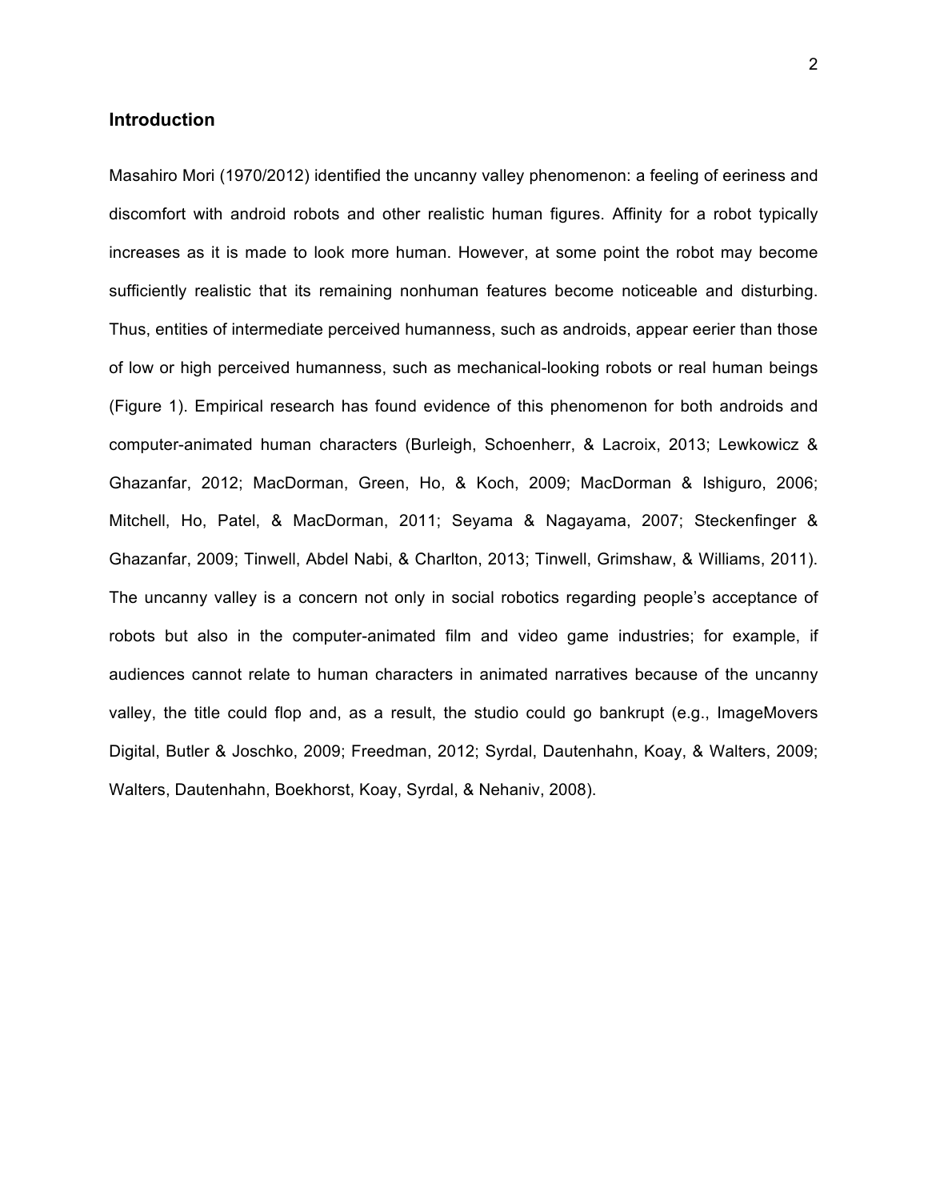## Introduction

Masahiro Mori (1970/2012) identified the uncanny valley phenomenon: a feeling of eeriness and discomfort with android robots and other realistic human figures. Affinity for a robot typically increases as it is made to look more human. However, at some point the robot may become sufficiently realistic that its remaining nonhuman features become noticeable and disturbing. Thus, entities of intermediate perceived humanness, such as androids, appear eerier than those of low or high perceived humanness, such as mechanical-looking robots or real human beings (Figure 1). Empirical research has found evidence of this phenomenon for both androids and computer-animated human characters (Burleigh, Schoenherr, & Lacroix, 2013; Lewkowicz & Ghazanfar, 2012; MacDorman, Green, Ho, & Koch, 2009; MacDorman & Ishiguro, 2006; Mitchell, Ho, Patel, & MacDorman, 2011; Seyama & Nagayama, 2007; Steckenfinger & Ghazanfar, 2009; Tinwell, Abdel Nabi, & Charlton, 2013; Tinwell, Grimshaw, & Williams, 2011). The uncanny valley is a concern not only in social robotics regarding people's acceptance of robots but also in the computer-animated film and video game industries; for example, if audiences cannot relate to human characters in animated narratives because of the uncanny valley, the title could flop and, as a result, the studio could go bankrupt (e.g., ImageMovers Digital, Butler & Joschko, 2009; Freedman, 2012; Syrdal, Dautenhahn, Koay, & Walters, 2009; Walters, Dautenhahn, Boekhorst, Koay, Syrdal, & Nehaniv, 2008).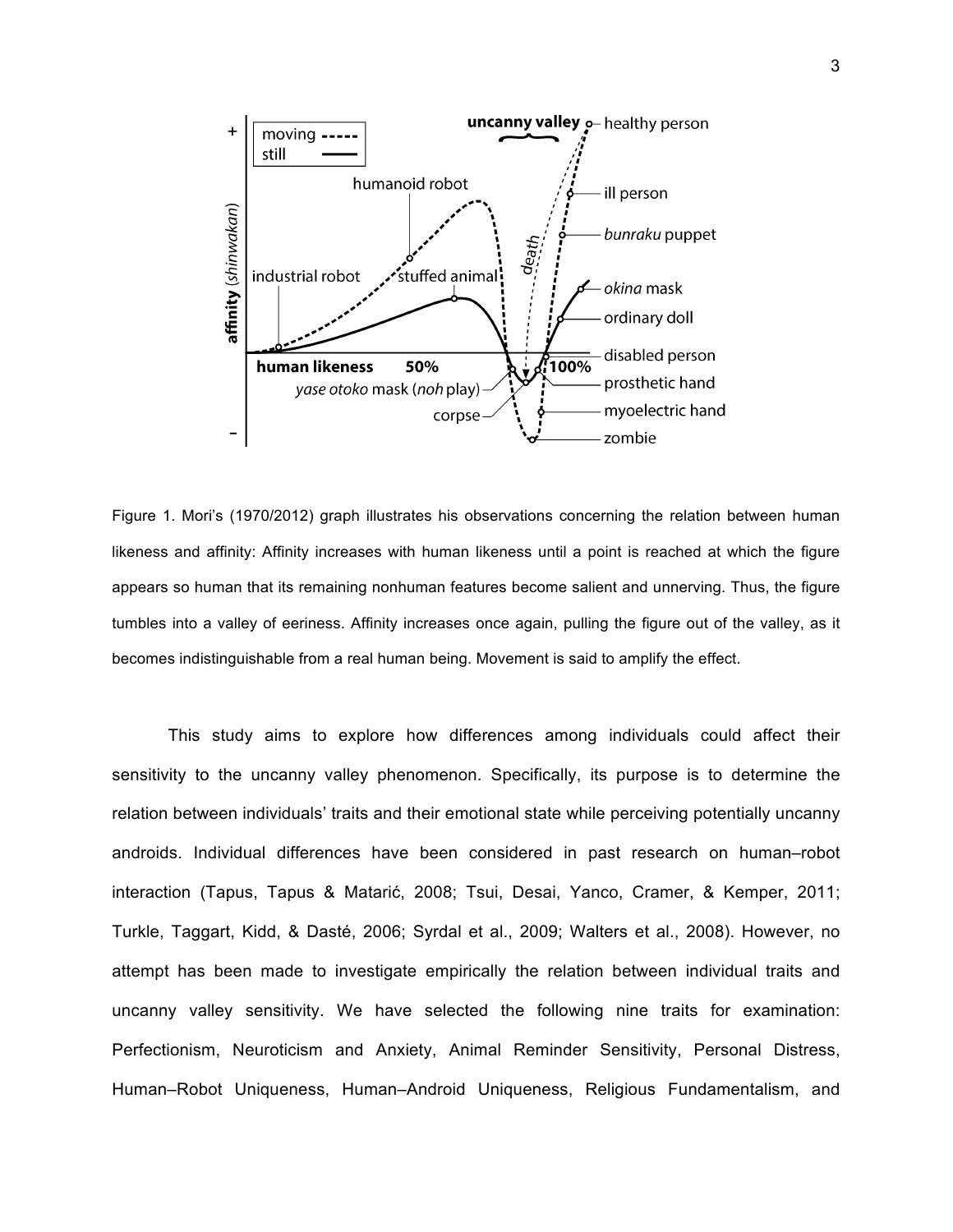Figure 1. Mori's (1970/2012) graph illustrates his observations concerning the relation between human likeness and affinity: Affinity increases with human likeness until a point is reached at which the figure appears so human that its remaining nonhuman features become salient and unnerving. Thus, the figure tumbles into a valley of eeriness. Affinity increases once again, pulling the figure out of the valley, as it becomes indistinguishable from a real human being. Movement is said to amplify the effect.

This study aims to explore how differences among individuals could affect their sensitivity to the uncanny valley phenomenon. Specifically, its purpose is to determine the relation between individuals' traits and their emotional state while perceiving potentially uncanny androids. Individual differences have been considered in past research on human–robot interaction (Tapus, Tapus & Matarić, 2008; Tsui, Desai, Yanco, Cramer, & Kemper, 2011; Turkle, Taggart, Kidd, & Dasté, 2006; Syrdal et al., 2009; Walters et al., 2008). However, no attempt has been made to investigate empirically the relation between individual traits and uncanny valley sensitivity. We have selected the following nine traits for examination: Perfectionism, Neuroticism and Anxiety, Animal Reminder Sensitivity, Personal Distress, Human–Robot Uniqueness, Human–Android Uniqueness, Religious Fundamentalism, and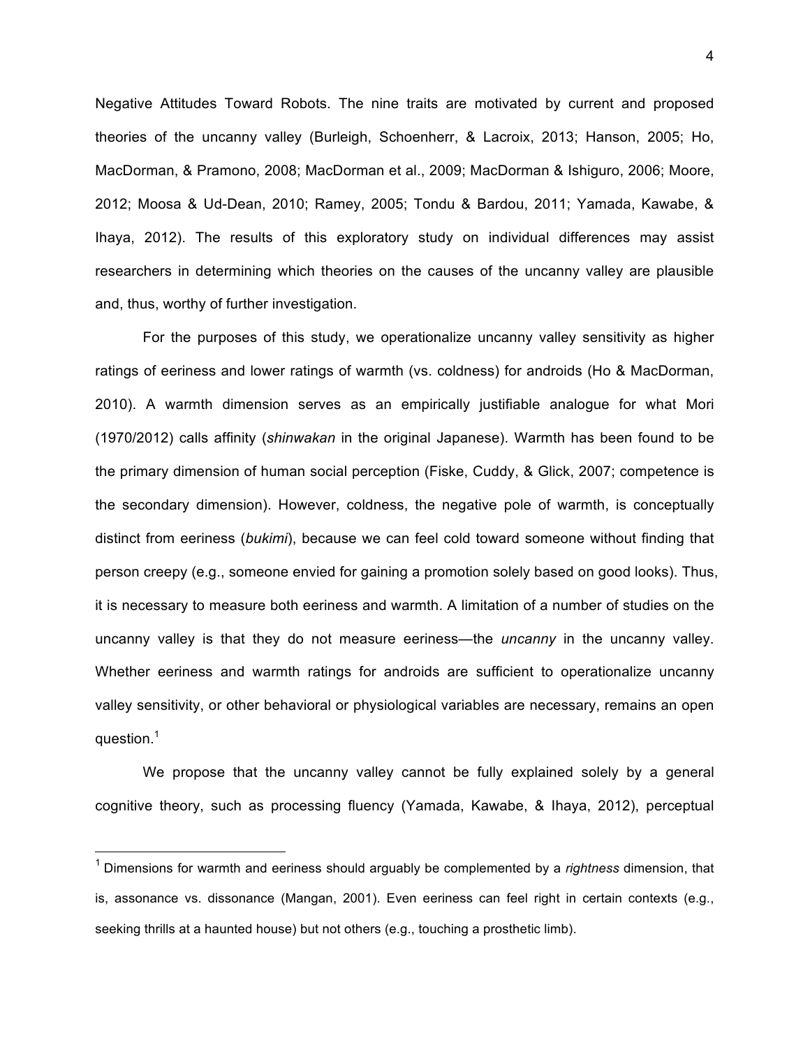Negative Attitudes Toward Robots. The nine traits are motivated by current and proposed theories of the uncanny valley (Burleigh, Schoenherr, & Lacroix, 2013; Hanson, 2005; Ho, MacDorman, & Pramono, 2008; MacDorman et al., 2009; MacDorman & Ishiguro, 2006; Moore, 2012; Moosa & Ud-Dean, 2010; Ramey, 2005; Tondu & Bardou, 2011; Yamada, Kawabe, & Ihaya, 2012). The results of this exploratory study on individual differences may assist researchers in determining which theories on the causes of the uncanny valley are plausible and, thus, worthy of further investigation.

For the purposes of this study, we operationalize uncanny valley sensitivity as higher ratings of eeriness and lower ratings of warmth (vs. coldness) for androids (Ho & MacDorman, 2010). A warmth dimension serves as an empirically justifiable analogue for what Mori (1970/2012) calls affinity (*shinwakan* in the original Japanese). Warmth has been found to be the primary dimension of human social perception (Fiske, Cuddy, & Glick, 2007; competence is the secondary dimension). However, coldness, the negative pole of warmth, is conceptually distinct from eeriness (*bukimi*), because we can feel cold toward someone without finding that person creepy (e.g., someone envied for gaining a promotion solely based on good looks). Thus, it is necessary to measure both eeriness and warmth. A limitation of a number of studies on the uncanny valley is that they do not measure eeriness—the *uncanny* in the uncanny valley. Whether eeriness and warmth ratings for androids are sufficient to operationalize uncanny valley sensitivity, or other behavioral or physiological variables are necessary, remains an open question.[1]

We propose that the uncanny valley cannot be fully explained solely by a general cognitive theory, such as processing fluency (Yamada, Kawabe, & Ihaya, 2012), perceptual

---

[1] Dimensions for warmth and eeriness should arguably be complemented by a *rightness* dimension, that is, assonance vs. dissonance (Mangan, 2001). Even eeriness can feel right in certain contexts (e.g., seeking thrills at a haunted house) but not others (e.g., touching a prosthetic limb).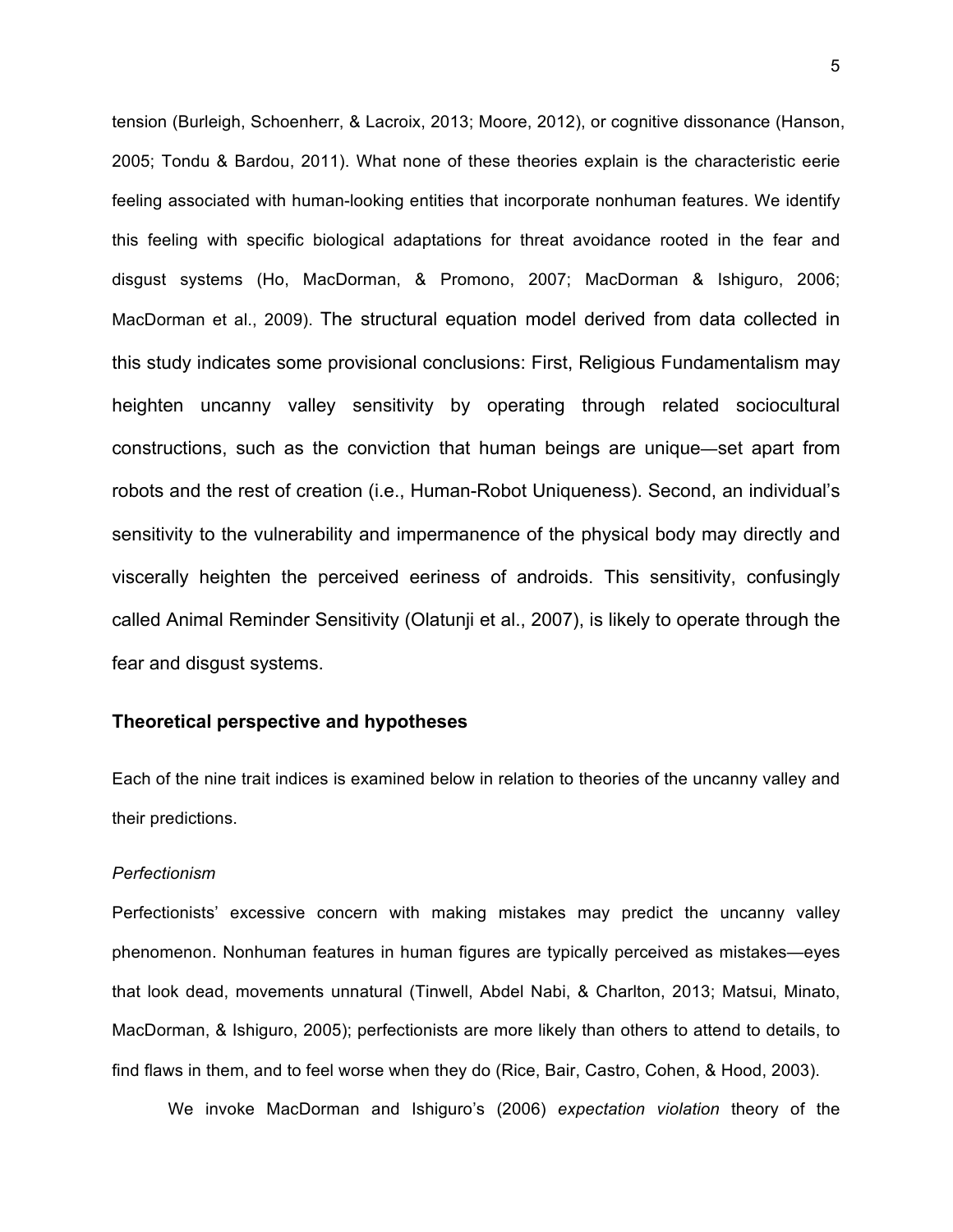tension (Burleigh, Schoenherr, & Lacroix, 2013; Moore, 2012), or cognitive dissonance (Hanson, 2005; Tondu & Bardou, 2011). What none of these theories explain is the characteristic eerie feeling associated with human-looking entities that incorporate nonhuman features. We identify this feeling with specific biological adaptations for threat avoidance rooted in the fear and disgust systems (Ho, MacDorman, & Promono, 2007; MacDorman & Ishiguro, 2006; MacDorman et al., 2009). The structural equation model derived from data collected in this study indicates some provisional conclusions: First, Religious Fundamentalism may heighten uncanny valley sensitivity by operating through related sociocultural constructions, such as the conviction that human beings are unique—set apart from robots and the rest of creation (i.e., Human-Robot Uniqueness). Second, an individual's sensitivity to the vulnerability and impermanence of the physical body may directly and viscerally heighten the perceived eeriness of androids. This sensitivity, confusingly called Animal Reminder Sensitivity (Olatunji et al., 2007), is likely to operate through the fear and disgust systems.

## Theoretical perspective and hypotheses

Each of the nine trait indices is examined below in relation to theories of the uncanny valley and their predictions.

### *Perfectionism*

Perfectionists' excessive concern with making mistakes may predict the uncanny valley phenomenon. Nonhuman features in human figures are typically perceived as mistakes—eyes that look dead, movements unnatural (Tinwell, Abdel Nabi, & Charlton, 2013; Matsui, Minato, MacDorman, & Ishiguro, 2005); perfectionists are more likely than others to attend to details, to find flaws in them, and to feel worse when they do (Rice, Bair, Castro, Cohen, & Hood, 2003).

We invoke MacDorman and Ishiguro's (2006) *expectation violation* theory of the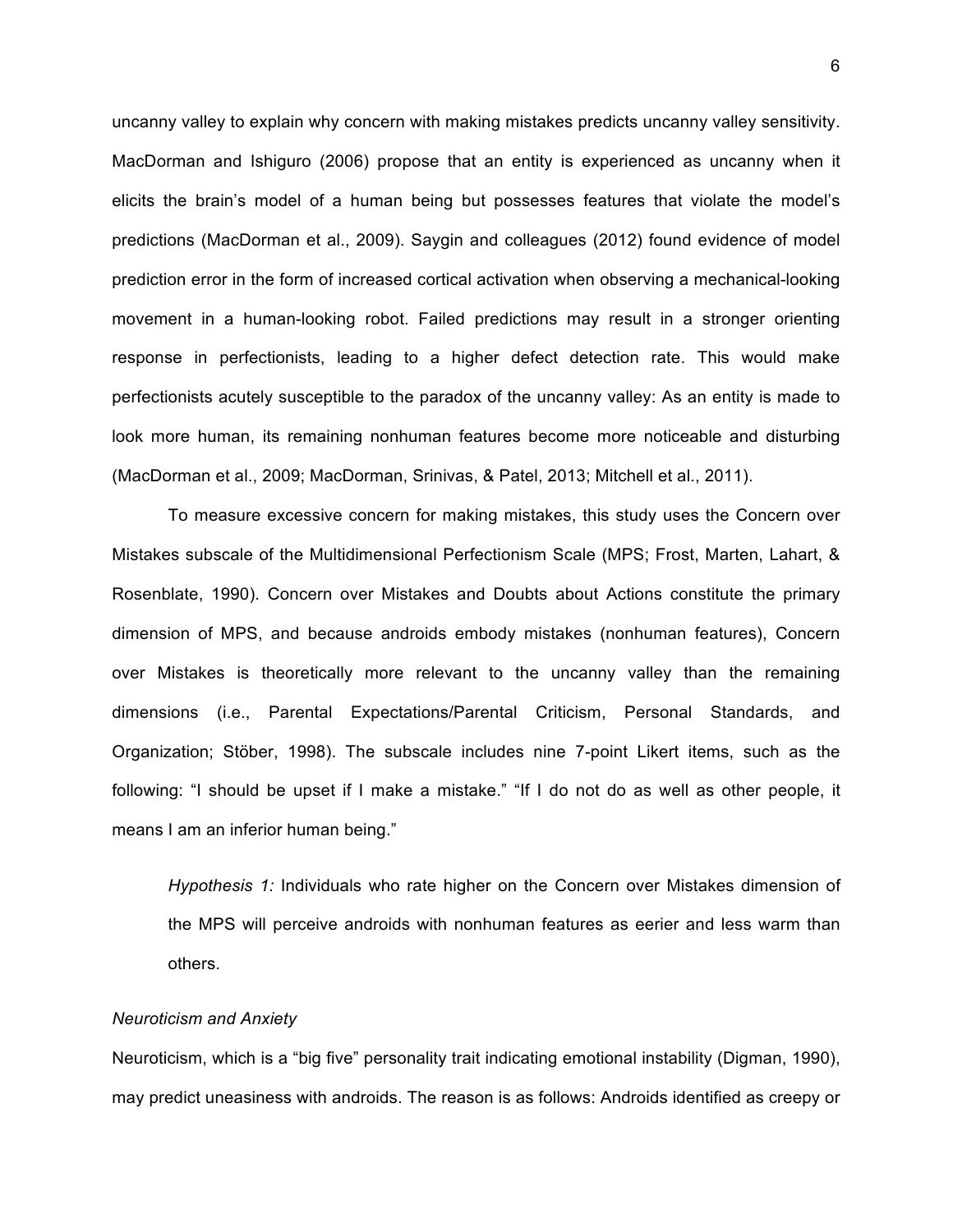uncanny valley to explain why concern with making mistakes predicts uncanny valley sensitivity. MacDorman and Ishiguro (2006) propose that an entity is experienced as uncanny when it elicits the brain's model of a human being but possesses features that violate the model's predictions (MacDorman et al., 2009). Saygin and colleagues (2012) found evidence of model prediction error in the form of increased cortical activation when observing a mechanical-looking movement in a human-looking robot. Failed predictions may result in a stronger orienting response in perfectionists, leading to a higher defect detection rate. This would make perfectionists acutely susceptible to the paradox of the uncanny valley: As an entity is made to look more human, its remaining nonhuman features become more noticeable and disturbing (MacDorman et al., 2009; MacDorman, Srinivas, & Patel, 2013; Mitchell et al., 2011).

To measure excessive concern for making mistakes, this study uses the Concern over Mistakes subscale of the Multidimensional Perfectionism Scale (MPS; Frost, Marten, Lahart, & Rosenblate, 1990). Concern over Mistakes and Doubts about Actions constitute the primary dimension of MPS, and because androids embody mistakes (nonhuman features), Concern over Mistakes is theoretically more relevant to the uncanny valley than the remaining dimensions (i.e., Parental Expectations/Parental Criticism, Personal Standards, and Organization; Stöber, 1998). The subscale includes nine 7-point Likert items, such as the following: "I should be upset if I make a mistake." "If I do not do as well as other people, it means I am an inferior human being."

> *Hypothesis 1:* Individuals who rate higher on the Concern over Mistakes dimension of the MPS will perceive androids with nonhuman features as eerier and less warm than others.

*Neuroticism and Anxiety*

Neuroticism, which is a "big five" personality trait indicating emotional instability (Digman, 1990), may predict uneasiness with androids. The reason is as follows: Androids identified as creepy or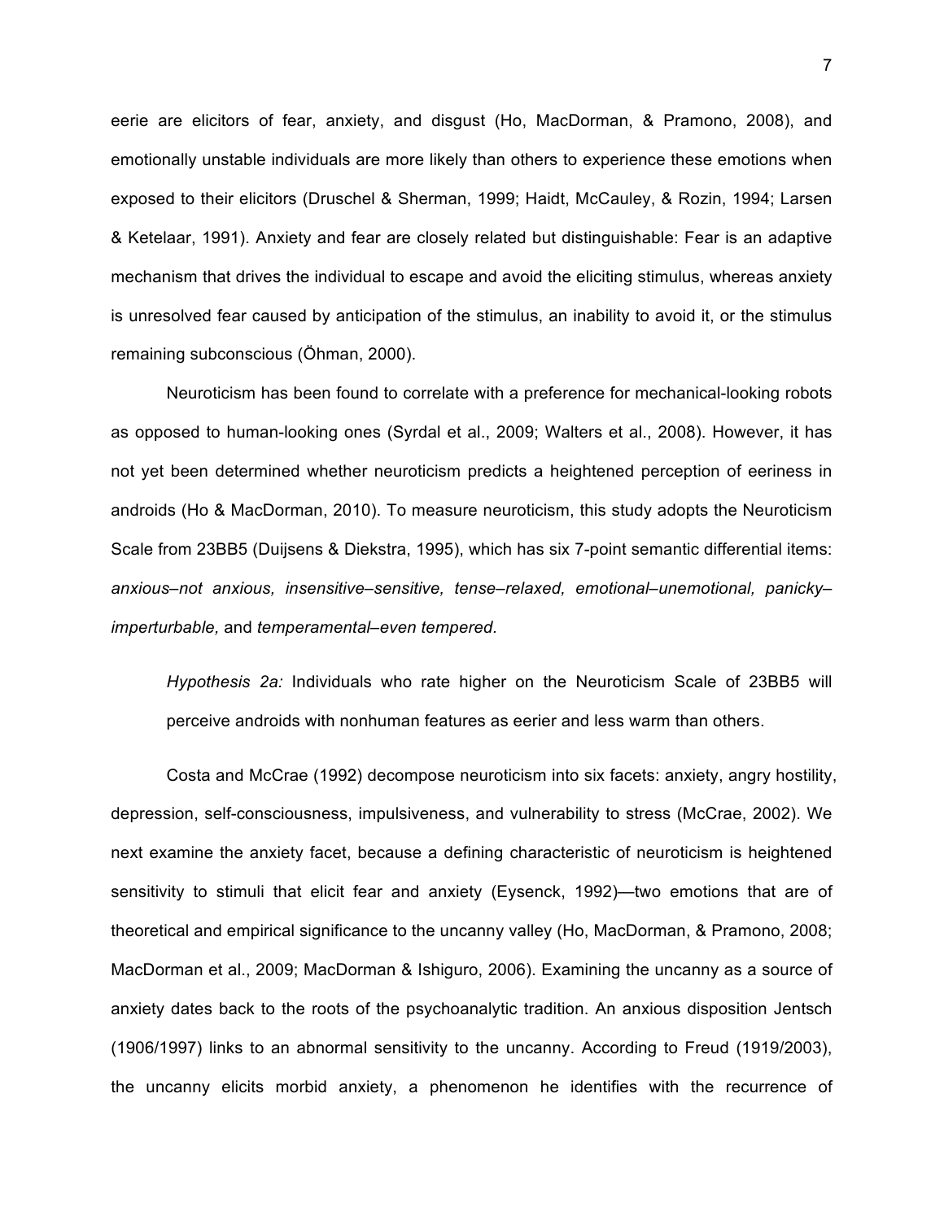eerie are elicitors of fear, anxiety, and disgust (Ho, MacDorman, & Pramono, 2008), and emotionally unstable individuals are more likely than others to experience these emotions when exposed to their elicitors (Druschel & Sherman, 1999; Haidt, McCauley, & Rozin, 1994; Larsen & Ketelaar, 1991). Anxiety and fear are closely related but distinguishable: Fear is an adaptive mechanism that drives the individual to escape and avoid the eliciting stimulus, whereas anxiety is unresolved fear caused by anticipation of the stimulus, an inability to avoid it, or the stimulus remaining subconscious (Öhman, 2000).

Neuroticism has been found to correlate with a preference for mechanical-looking robots as opposed to human-looking ones (Syrdal et al., 2009; Walters et al., 2008). However, it has not yet been determined whether neuroticism predicts a heightened perception of eeriness in androids (Ho & MacDorman, 2010). To measure neuroticism, this study adopts the Neuroticism Scale from 23BB5 (Duijsens & Diekstra, 1995), which has six 7-point semantic differential items: *anxious–not anxious, insensitive–sensitive, tense–relaxed, emotional–unemotional, panicky–imperturbable,* and *temperamental–even tempered*.

> *Hypothesis 2a:* Individuals who rate higher on the Neuroticism Scale of 23BB5 will perceive androids with nonhuman features as eerier and less warm than others.

Costa and McCrae (1992) decompose neuroticism into six facets: anxiety, angry hostility, depression, self-consciousness, impulsiveness, and vulnerability to stress (McCrae, 2002). We next examine the anxiety facet, because a defining characteristic of neuroticism is heightened sensitivity to stimuli that elicit fear and anxiety (Eysenck, 1992)—two emotions that are of theoretical and empirical significance to the uncanny valley (Ho, MacDorman, & Pramono, 2008; MacDorman et al., 2009; MacDorman & Ishiguro, 2006). Examining the uncanny as a source of anxiety dates back to the roots of the psychoanalytic tradition. An anxious disposition Jentsch (1906/1997) links to an abnormal sensitivity to the uncanny. According to Freud (1919/2003), the uncanny elicits morbid anxiety, a phenomenon he identifies with the recurrence of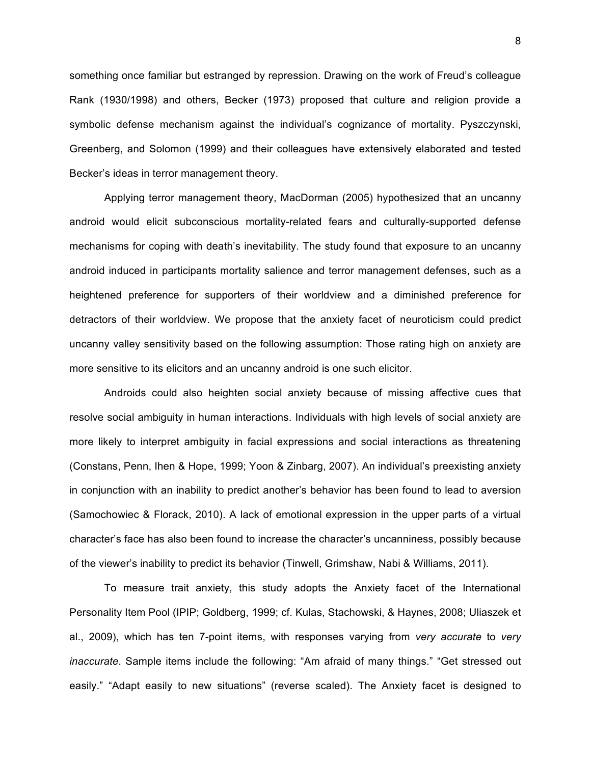something once familiar but estranged by repression. Drawing on the work of Freud's colleague Rank (1930/1998) and others, Becker (1973) proposed that culture and religion provide a symbolic defense mechanism against the individual's cognizance of mortality. Pyszczynski, Greenberg, and Solomon (1999) and their colleagues have extensively elaborated and tested Becker's ideas in terror management theory.

Applying terror management theory, MacDorman (2005) hypothesized that an uncanny android would elicit subconscious mortality-related fears and culturally-supported defense mechanisms for coping with death's inevitability. The study found that exposure to an uncanny android induced in participants mortality salience and terror management defenses, such as a heightened preference for supporters of their worldview and a diminished preference for detractors of their worldview. We propose that the anxiety facet of neuroticism could predict uncanny valley sensitivity based on the following assumption: Those rating high on anxiety are more sensitive to its elicitors and an uncanny android is one such elicitor.

Androids could also heighten social anxiety because of missing affective cues that resolve social ambiguity in human interactions. Individuals with high levels of social anxiety are more likely to interpret ambiguity in facial expressions and social interactions as threatening (Constans, Penn, Ihen & Hope, 1999; Yoon & Zinbarg, 2007). An individual's preexisting anxiety in conjunction with an inability to predict another's behavior has been found to lead to aversion (Samochowiec & Florack, 2010). A lack of emotional expression in the upper parts of a virtual character's face has also been found to increase the character's uncanniness, possibly because of the viewer's inability to predict its behavior (Tinwell, Grimshaw, Nabi & Williams, 2011).

To measure trait anxiety, this study adopts the Anxiety facet of the International Personality Item Pool (IPIP; Goldberg, 1999; cf. Kulas, Stachowski, & Haynes, 2008; Uliaszek et al., 2009), which has ten 7-point items, with responses varying from *very accurate* to *very inaccurate*. Sample items include the following: "Am afraid of many things." "Get stressed out easily." "Adapt easily to new situations" (reverse scaled). The Anxiety facet is designed to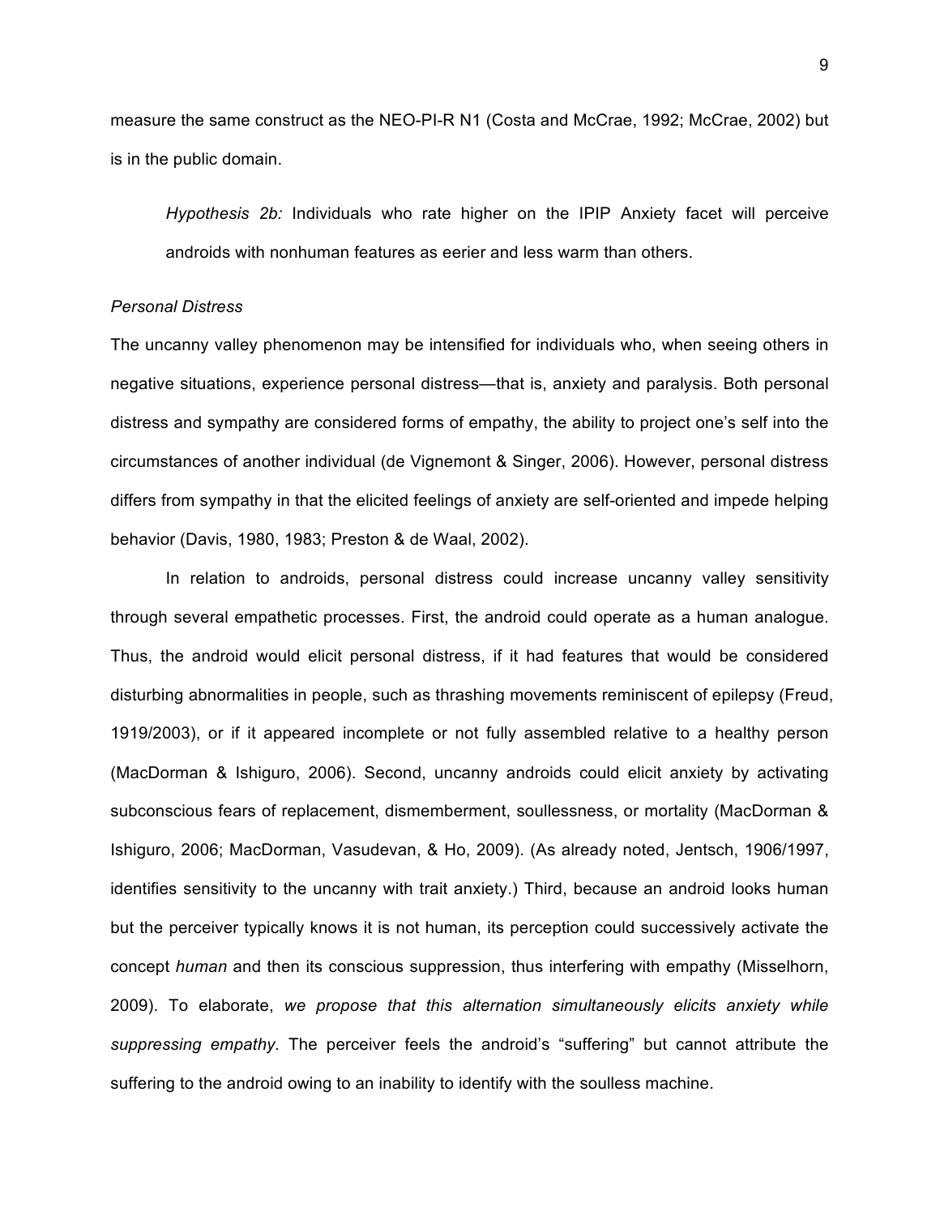measure the same construct as the NEO-PI-R N1 (Costa and McCrae, 1992; McCrae, 2002) but is in the public domain.

> *Hypothesis 2b:* Individuals who rate higher on the IPIP Anxiety facet will perceive androids with nonhuman features as eerier and less warm than others.

### *Personal Distress*

The uncanny valley phenomenon may be intensified for individuals who, when seeing others in negative situations, experience personal distress—that is, anxiety and paralysis. Both personal distress and sympathy are considered forms of empathy, the ability to project one's self into the circumstances of another individual (de Vignemont & Singer, 2006). However, personal distress differs from sympathy in that the elicited feelings of anxiety are self-oriented and impede helping behavior (Davis, 1980, 1983; Preston & de Waal, 2002).

In relation to androids, personal distress could increase uncanny valley sensitivity through several empathetic processes. First, the android could operate as a human analogue. Thus, the android would elicit personal distress, if it had features that would be considered disturbing abnormalities in people, such as thrashing movements reminiscent of epilepsy (Freud, 1919/2003), or if it appeared incomplete or not fully assembled relative to a healthy person (MacDorman & Ishiguro, 2006). Second, uncanny androids could elicit anxiety by activating subconscious fears of replacement, dismemberment, soullessness, or mortality (MacDorman & Ishiguro, 2006; MacDorman, Vasudevan, & Ho, 2009). (As already noted, Jentsch, 1906/1997, identifies sensitivity to the uncanny with trait anxiety.) Third, because an android looks human but the perceiver typically knows it is not human, its perception could successively activate the concept *human* and then its conscious suppression, thus interfering with empathy (Misselhorn, 2009). To elaborate, *we propose that this alternation simultaneously elicits anxiety while suppressing empathy.* The perceiver feels the android's "suffering" but cannot attribute the suffering to the android owing to an inability to identify with the soulless machine.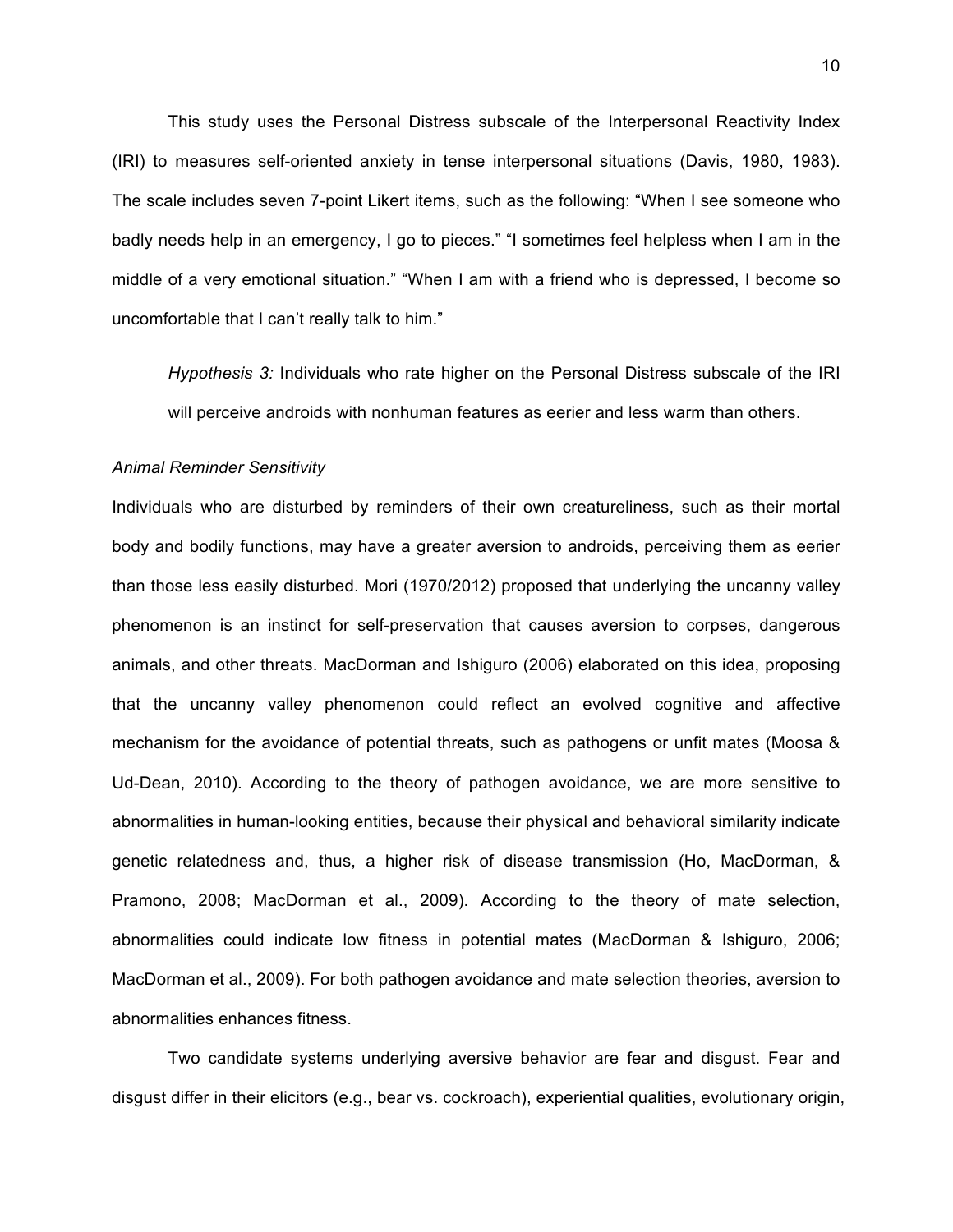This study uses the Personal Distress subscale of the Interpersonal Reactivity Index (IRI) to measures self-oriented anxiety in tense interpersonal situations (Davis, 1980, 1983). The scale includes seven 7-point Likert items, such as the following: "When I see someone who badly needs help in an emergency, I go to pieces." "I sometimes feel helpless when I am in the middle of a very emotional situation." "When I am with a friend who is depressed, I become so uncomfortable that I can't really talk to him."

> *Hypothesis 3:* Individuals who rate higher on the Personal Distress subscale of the IRI will perceive androids with nonhuman features as eerier and less warm than others.

*Animal Reminder Sensitivity*

Individuals who are disturbed by reminders of their own creatureliness, such as their mortal body and bodily functions, may have a greater aversion to androids, perceiving them as eerier than those less easily disturbed. Mori (1970/2012) proposed that underlying the uncanny valley phenomenon is an instinct for self-preservation that causes aversion to corpses, dangerous animals, and other threats. MacDorman and Ishiguro (2006) elaborated on this idea, proposing that the uncanny valley phenomenon could reflect an evolved cognitive and affective mechanism for the avoidance of potential threats, such as pathogens or unfit mates (Moosa & Ud-Dean, 2010). According to the theory of pathogen avoidance, we are more sensitive to abnormalities in human-looking entities, because their physical and behavioral similarity indicate genetic relatedness and, thus, a higher risk of disease transmission (Ho, MacDorman, & Pramono, 2008; MacDorman et al., 2009). According to the theory of mate selection, abnormalities could indicate low fitness in potential mates (MacDorman & Ishiguro, 2006; MacDorman et al., 2009). For both pathogen avoidance and mate selection theories, aversion to abnormalities enhances fitness.

Two candidate systems underlying aversive behavior are fear and disgust. Fear and disgust differ in their elicitors (e.g., bear vs. cockroach), experiential qualities, evolutionary origin,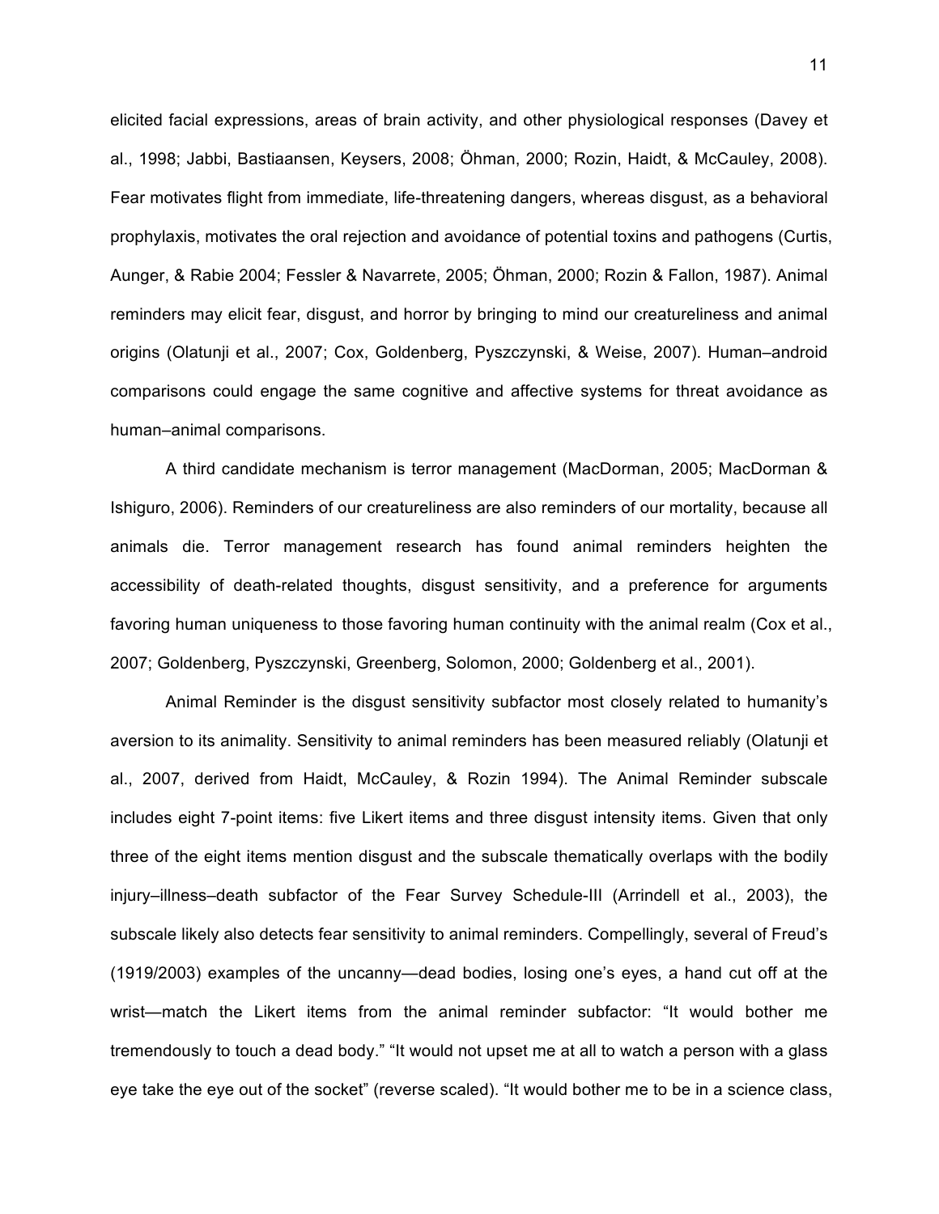elicited facial expressions, areas of brain activity, and other physiological responses (Davey et al., 1998; Jabbi, Bastiaansen, Keysers, 2008; Öhman, 2000; Rozin, Haidt, & McCauley, 2008). Fear motivates flight from immediate, life-threatening dangers, whereas disgust, as a behavioral prophylaxis, motivates the oral rejection and avoidance of potential toxins and pathogens (Curtis, Aunger, & Rabie 2004; Fessler & Navarrete, 2005; Öhman, 2000; Rozin & Fallon, 1987). Animal reminders may elicit fear, disgust, and horror by bringing to mind our creatureliness and animal origins (Olatunji et al., 2007; Cox, Goldenberg, Pyszczynski, & Weise, 2007). Human–android comparisons could engage the same cognitive and affective systems for threat avoidance as human–animal comparisons.

A third candidate mechanism is terror management (MacDorman, 2005; MacDorman & Ishiguro, 2006). Reminders of our creatureliness are also reminders of our mortality, because all animals die. Terror management research has found animal reminders heighten the accessibility of death-related thoughts, disgust sensitivity, and a preference for arguments favoring human uniqueness to those favoring human continuity with the animal realm (Cox et al., 2007; Goldenberg, Pyszczynski, Greenberg, Solomon, 2000; Goldenberg et al., 2001).

Animal Reminder is the disgust sensitivity subfactor most closely related to humanity's aversion to its animality. Sensitivity to animal reminders has been measured reliably (Olatunji et al., 2007, derived from Haidt, McCauley, & Rozin 1994). The Animal Reminder subscale includes eight 7-point items: five Likert items and three disgust intensity items. Given that only three of the eight items mention disgust and the subscale thematically overlaps with the bodily injury–illness–death subfactor of the Fear Survey Schedule-III (Arrindell et al., 2003), the subscale likely also detects fear sensitivity to animal reminders. Compellingly, several of Freud's (1919/2003) examples of the uncanny—dead bodies, losing one's eyes, a hand cut off at the wrist—match the Likert items from the animal reminder subfactor: "It would bother me tremendously to touch a dead body." "It would not upset me at all to watch a person with a glass eye take the eye out of the socket" (reverse scaled). "It would bother me to be in a science class,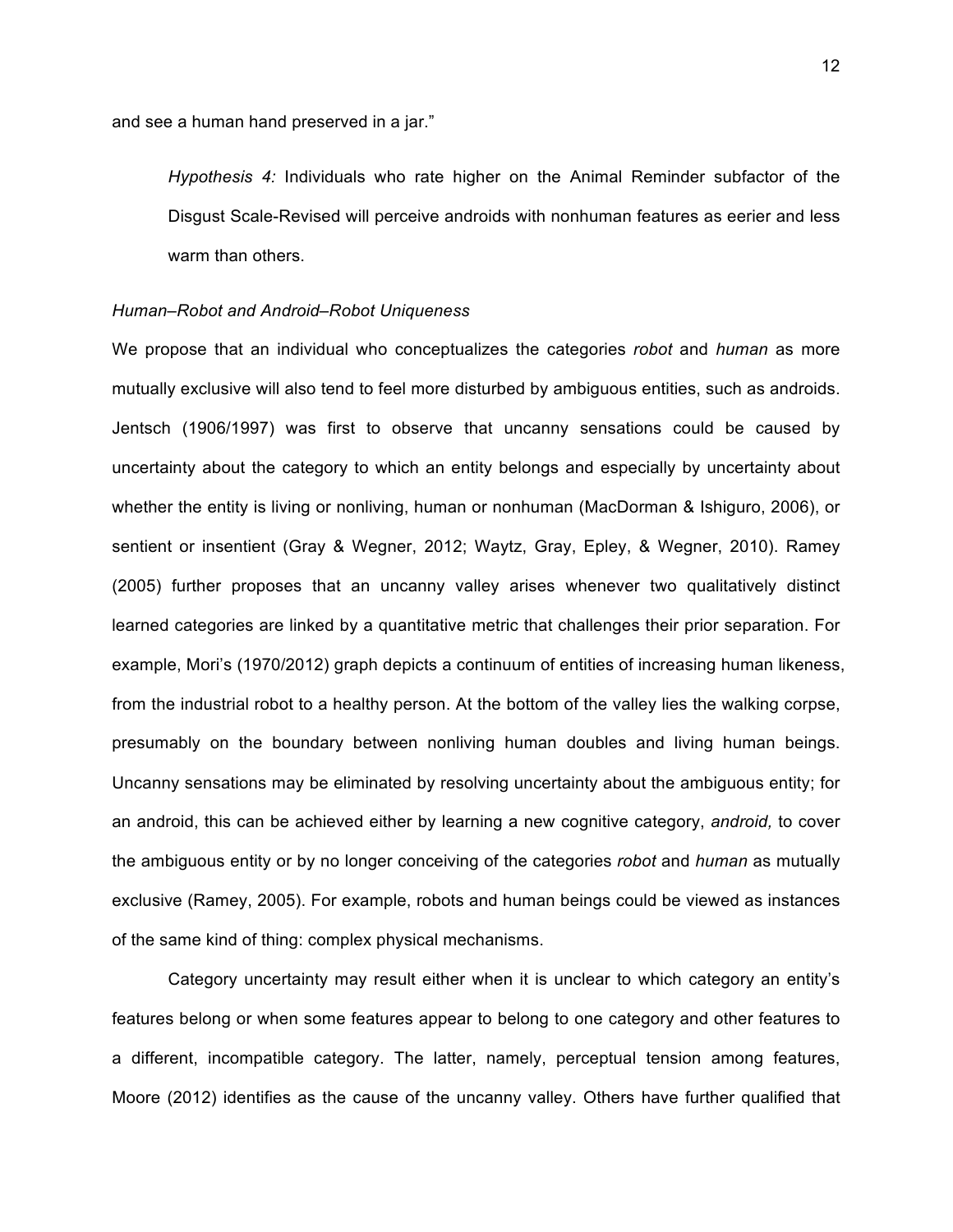and see a human hand preserved in a jar."

> *Hypothesis 4:* Individuals who rate higher on the Animal Reminder subfactor of the Disgust Scale-Revised will perceive androids with nonhuman features as eerier and less warm than others.

### *Human–Robot and Android–Robot Uniqueness*

We propose that an individual who conceptualizes the categories *robot* and *human* as more mutually exclusive will also tend to feel more disturbed by ambiguous entities, such as androids. Jentsch (1906/1997) was first to observe that uncanny sensations could be caused by uncertainty about the category to which an entity belongs and especially by uncertainty about whether the entity is living or nonliving, human or nonhuman (MacDorman & Ishiguro, 2006), or sentient or insentient (Gray & Wegner, 2012; Waytz, Gray, Epley, & Wegner, 2010). Ramey (2005) further proposes that an uncanny valley arises whenever two qualitatively distinct learned categories are linked by a quantitative metric that challenges their prior separation. For example, Mori's (1970/2012) graph depicts a continuum of entities of increasing human likeness, from the industrial robot to a healthy person. At the bottom of the valley lies the walking corpse, presumably on the boundary between nonliving human doubles and living human beings. Uncanny sensations may be eliminated by resolving uncertainty about the ambiguous entity; for an android, this can be achieved either by learning a new cognitive category, *android,* to cover the ambiguous entity or by no longer conceiving of the categories *robot* and *human* as mutually exclusive (Ramey, 2005). For example, robots and human beings could be viewed as instances of the same kind of thing: complex physical mechanisms.

Category uncertainty may result either when it is unclear to which category an entity's features belong or when some features appear to belong to one category and other features to a different, incompatible category. The latter, namely, perceptual tension among features, Moore (2012) identifies as the cause of the uncanny valley. Others have further qualified that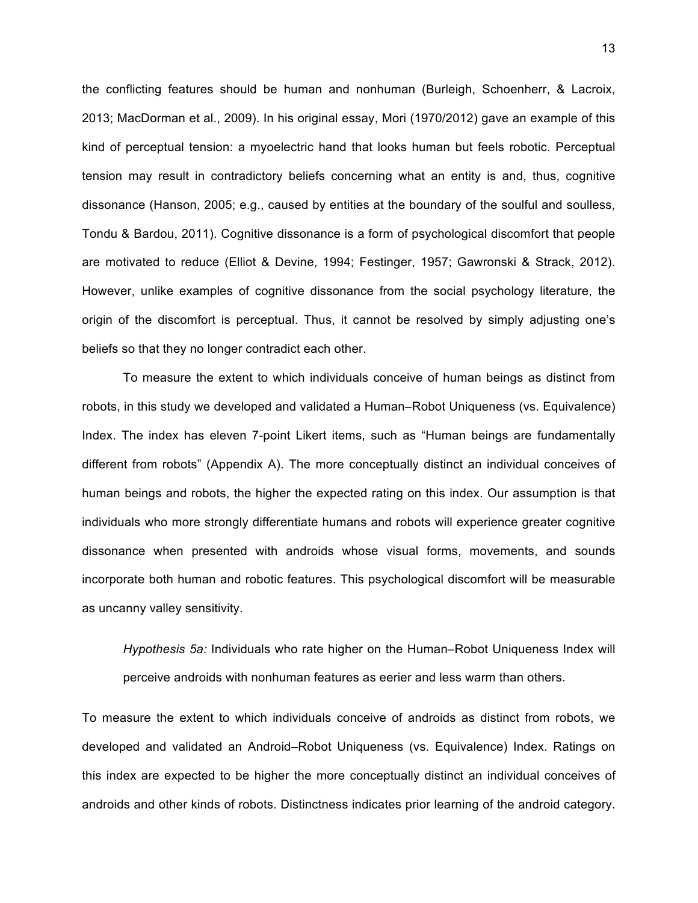the conflicting features should be human and nonhuman (Burleigh, Schoenherr, & Lacroix, 2013; MacDorman et al., 2009). In his original essay, Mori (1970/2012) gave an example of this kind of perceptual tension: a myoelectric hand that looks human but feels robotic. Perceptual tension may result in contradictory beliefs concerning what an entity is and, thus, cognitive dissonance (Hanson, 2005; e.g., caused by entities at the boundary of the soulful and soulless, Tondu & Bardou, 2011). Cognitive dissonance is a form of psychological discomfort that people are motivated to reduce (Elliot & Devine, 1994; Festinger, 1957; Gawronski & Strack, 2012). However, unlike examples of cognitive dissonance from the social psychology literature, the origin of the discomfort is perceptual. Thus, it cannot be resolved by simply adjusting one's beliefs so that they no longer contradict each other.

To measure the extent to which individuals conceive of human beings as distinct from robots, in this study we developed and validated a Human–Robot Uniqueness (vs. Equivalence) Index. The index has eleven 7-point Likert items, such as "Human beings are fundamentally different from robots" (Appendix A). The more conceptually distinct an individual conceives of human beings and robots, the higher the expected rating on this index. Our assumption is that individuals who more strongly differentiate humans and robots will experience greater cognitive dissonance when presented with androids whose visual forms, movements, and sounds incorporate both human and robotic features. This psychological discomfort will be measurable as uncanny valley sensitivity.

> *Hypothesis 5a:* Individuals who rate higher on the Human–Robot Uniqueness Index will perceive androids with nonhuman features as eerier and less warm than others.

To measure the extent to which individuals conceive of androids as distinct from robots, we developed and validated an Android–Robot Uniqueness (vs. Equivalence) Index. Ratings on this index are expected to be higher the more conceptually distinct an individual conceives of androids and other kinds of robots. Distinctness indicates prior learning of the android category.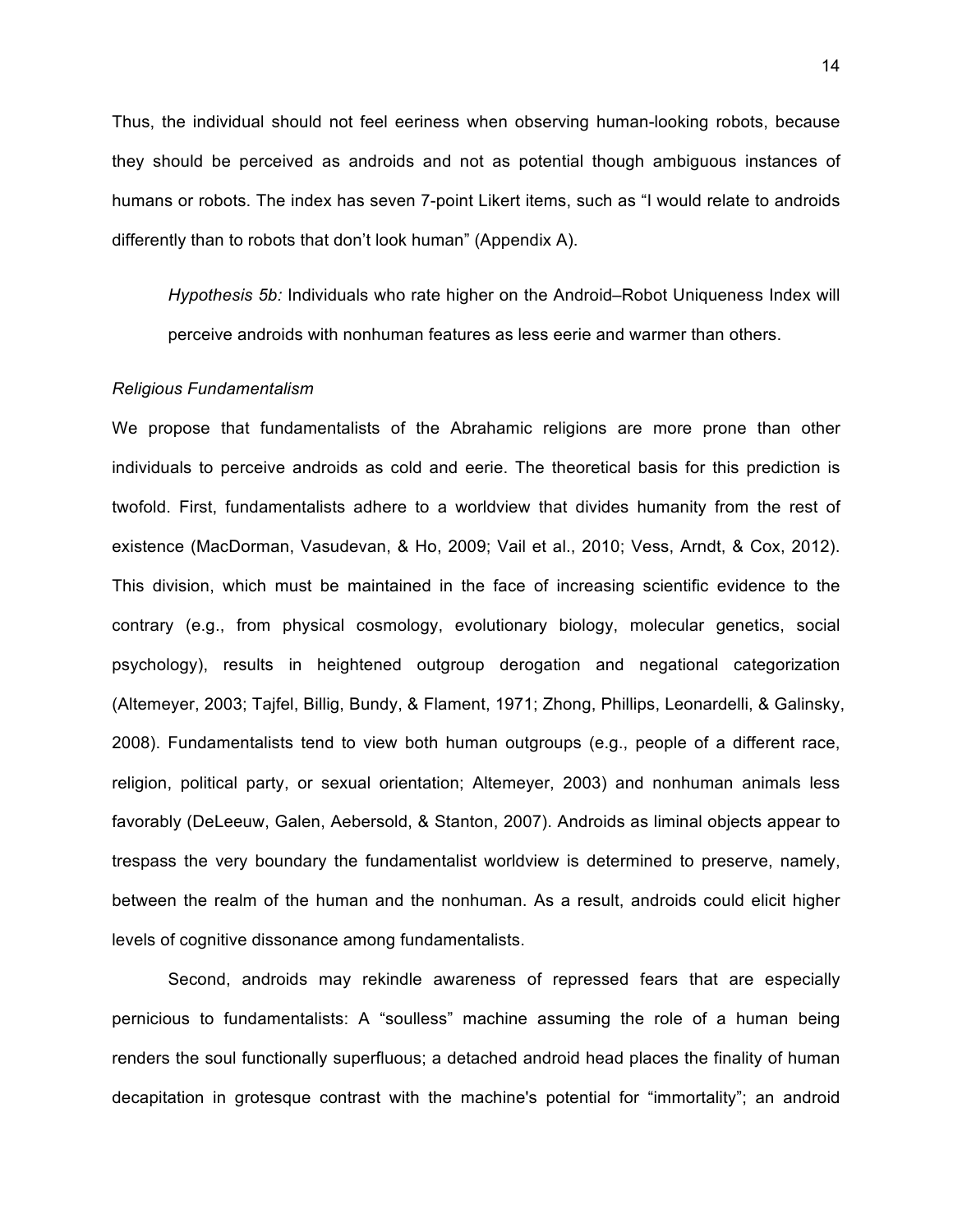Thus, the individual should not feel eeriness when observing human-looking robots, because they should be perceived as androids and not as potential though ambiguous instances of humans or robots. The index has seven 7-point Likert items, such as "I would relate to androids differently than to robots that don't look human" (Appendix A).

> *Hypothesis 5b:* Individuals who rate higher on the Android–Robot Uniqueness Index will perceive androids with nonhuman features as less eerie and warmer than others.

*Religious Fundamentalism*

We propose that fundamentalists of the Abrahamic religions are more prone than other individuals to perceive androids as cold and eerie. The theoretical basis for this prediction is twofold. First, fundamentalists adhere to a worldview that divides humanity from the rest of existence (MacDorman, Vasudevan, & Ho, 2009; Vail et al., 2010; Vess, Arndt, & Cox, 2012). This division, which must be maintained in the face of increasing scientific evidence to the contrary (e.g., from physical cosmology, evolutionary biology, molecular genetics, social psychology), results in heightened outgroup derogation and negational categorization (Altemeyer, 2003; Tajfel, Billig, Bundy, & Flament, 1971; Zhong, Phillips, Leonardelli, & Galinsky, 2008). Fundamentalists tend to view both human outgroups (e.g., people of a different race, religion, political party, or sexual orientation; Altemeyer, 2003) and nonhuman animals less favorably (DeLeeuw, Galen, Aebersold, & Stanton, 2007). Androids as liminal objects appear to trespass the very boundary the fundamentalist worldview is determined to preserve, namely, between the realm of the human and the nonhuman. As a result, androids could elicit higher levels of cognitive dissonance among fundamentalists.

Second, androids may rekindle awareness of repressed fears that are especially pernicious to fundamentalists: A "soulless" machine assuming the role of a human being renders the soul functionally superfluous; a detached android head places the finality of human decapitation in grotesque contrast with the machine's potential for "immortality"; an android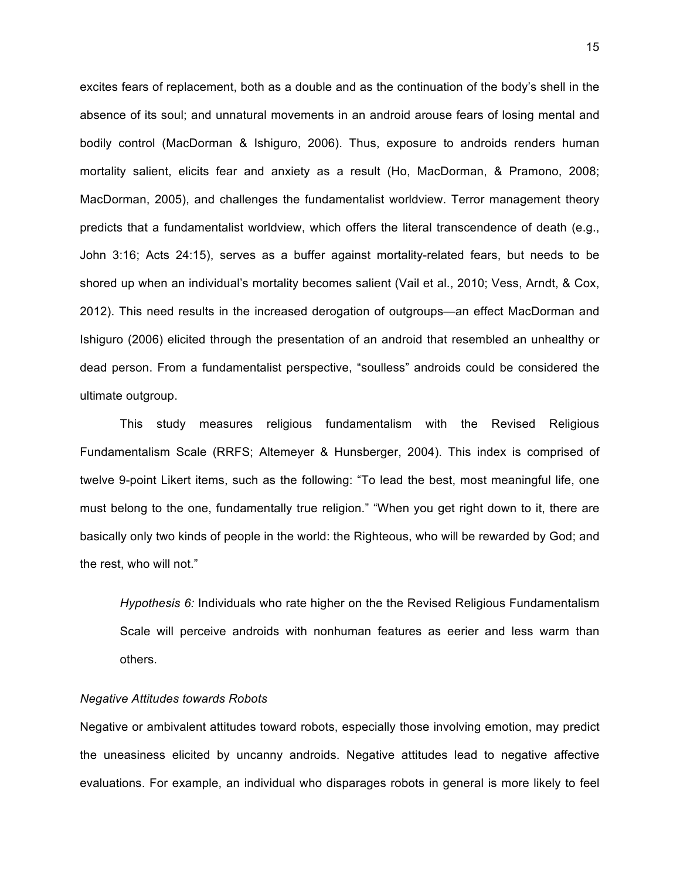excites fears of replacement, both as a double and as the continuation of the body's shell in the absence of its soul; and unnatural movements in an android arouse fears of losing mental and bodily control (MacDorman & Ishiguro, 2006). Thus, exposure to androids renders human mortality salient, elicits fear and anxiety as a result (Ho, MacDorman, & Pramono, 2008; MacDorman, 2005), and challenges the fundamentalist worldview. Terror management theory predicts that a fundamentalist worldview, which offers the literal transcendence of death (e.g., John 3:16; Acts 24:15), serves as a buffer against mortality-related fears, but needs to be shored up when an individual's mortality becomes salient (Vail et al., 2010; Vess, Arndt, & Cox, 2012). This need results in the increased derogation of outgroups—an effect MacDorman and Ishiguro (2006) elicited through the presentation of an android that resembled an unhealthy or dead person. From a fundamentalist perspective, "soulless" androids could be considered the ultimate outgroup.

This study measures religious fundamentalism with the Revised Religious Fundamentalism Scale (RRFS; Altemeyer & Hunsberger, 2004). This index is comprised of twelve 9-point Likert items, such as the following: "To lead the best, most meaningful life, one must belong to the one, fundamentally true religion." "When you get right down to it, there are basically only two kinds of people in the world: the Righteous, who will be rewarded by God; and the rest, who will not."

> *Hypothesis 6:* Individuals who rate higher on the the Revised Religious Fundamentalism Scale will perceive androids with nonhuman features as eerier and less warm than others.

### *Negative Attitudes towards Robots*

Negative or ambivalent attitudes toward robots, especially those involving emotion, may predict the uneasiness elicited by uncanny androids. Negative attitudes lead to negative affective evaluations. For example, an individual who disparages robots in general is more likely to feel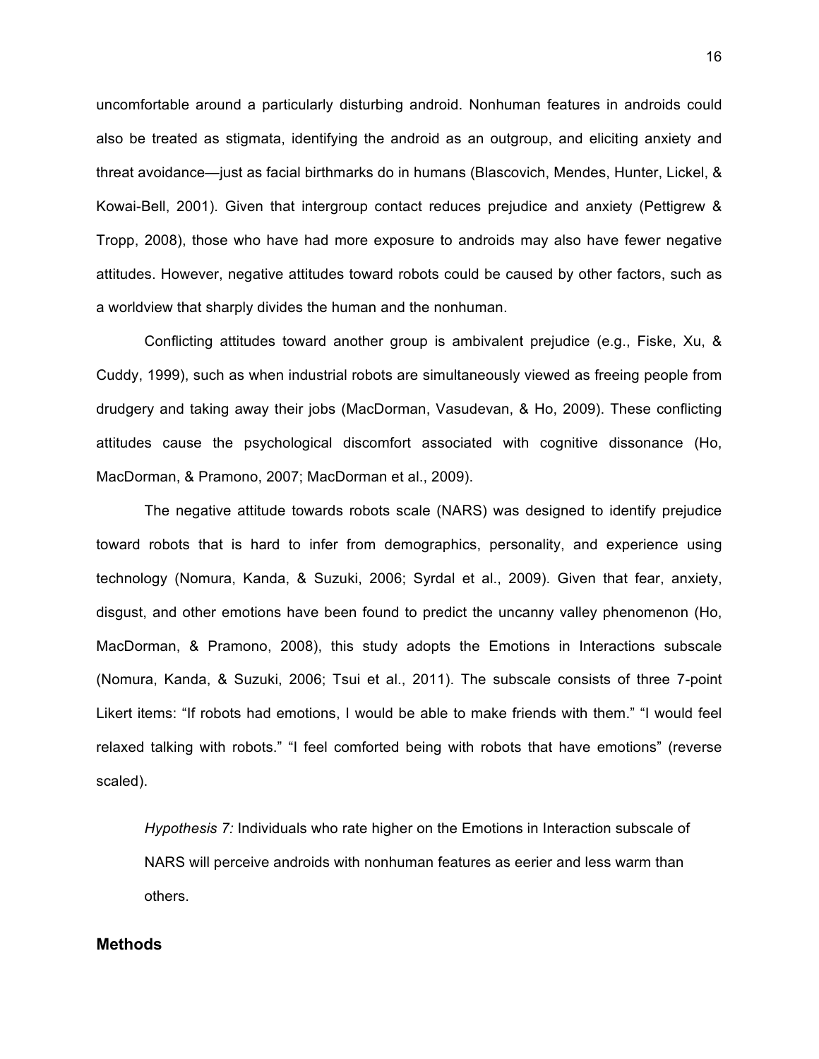uncomfortable around a particularly disturbing android. Nonhuman features in androids could also be treated as stigmata, identifying the android as an outgroup, and eliciting anxiety and threat avoidance—just as facial birthmarks do in humans (Blascovich, Mendes, Hunter, Lickel, & Kowai-Bell, 2001). Given that intergroup contact reduces prejudice and anxiety (Pettigrew & Tropp, 2008), those who have had more exposure to androids may also have fewer negative attitudes. However, negative attitudes toward robots could be caused by other factors, such as a worldview that sharply divides the human and the nonhuman.

Conflicting attitudes toward another group is ambivalent prejudice (e.g., Fiske, Xu, & Cuddy, 1999), such as when industrial robots are simultaneously viewed as freeing people from drudgery and taking away their jobs (MacDorman, Vasudevan, & Ho, 2009). These conflicting attitudes cause the psychological discomfort associated with cognitive dissonance (Ho, MacDorman, & Pramono, 2007; MacDorman et al., 2009).

The negative attitude towards robots scale (NARS) was designed to identify prejudice toward robots that is hard to infer from demographics, personality, and experience using technology (Nomura, Kanda, & Suzuki, 2006; Syrdal et al., 2009). Given that fear, anxiety, disgust, and other emotions have been found to predict the uncanny valley phenomenon (Ho, MacDorman, & Pramono, 2008), this study adopts the Emotions in Interactions subscale (Nomura, Kanda, & Suzuki, 2006; Tsui et al., 2011). The subscale consists of three 7-point Likert items: "If robots had emotions, I would be able to make friends with them." "I would feel relaxed talking with robots." "I feel comforted being with robots that have emotions" (reverse scaled).

> *Hypothesis 7:* Individuals who rate higher on the Emotions in Interaction subscale of NARS will perceive androids with nonhuman features as eerier and less warm than others.

## Methods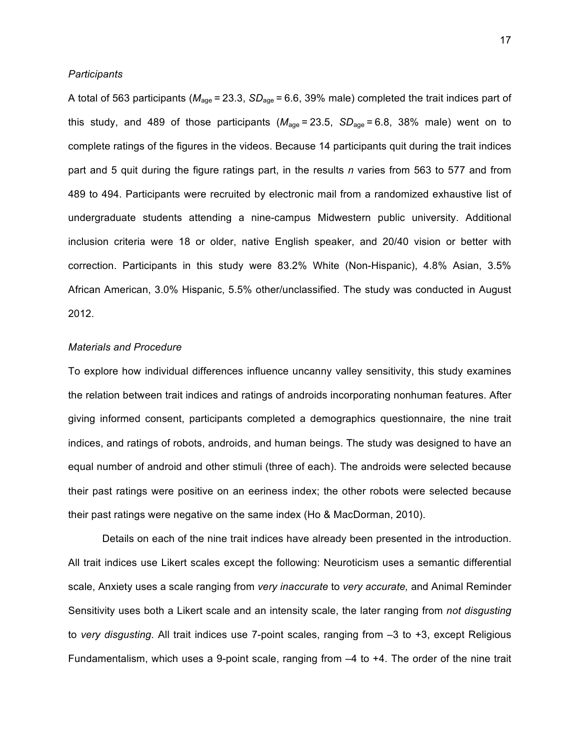*Participants*

A total of 563 participants ($M_{age}$ = 23.3, $SD_{age}$ = 6.6, 39% male) completed the trait indices part of this study, and 489 of those participants ($M_{age}$ = 23.5, $SD_{age}$ = 6.8, 38% male) went on to complete ratings of the figures in the videos. Because 14 participants quit during the trait indices part and 5 quit during the figure ratings part, in the results *n* varies from 563 to 577 and from 489 to 494. Participants were recruited by electronic mail from a randomized exhaustive list of undergraduate students attending a nine-campus Midwestern public university. Additional inclusion criteria were 18 or older, native English speaker, and 20/40 vision or better with correction. Participants in this study were 83.2% White (Non-Hispanic), 4.8% Asian, 3.5% African American, 3.0% Hispanic, 5.5% other/unclassified. The study was conducted in August 2012.

*Materials and Procedure*

To explore how individual differences influence uncanny valley sensitivity, this study examines the relation between trait indices and ratings of androids incorporating nonhuman features. After giving informed consent, participants completed a demographics questionnaire, the nine trait indices, and ratings of robots, androids, and human beings. The study was designed to have an equal number of android and other stimuli (three of each). The androids were selected because their past ratings were positive on an eeriness index; the other robots were selected because their past ratings were negative on the same index (Ho & MacDorman, 2010).

Details on each of the nine trait indices have already been presented in the introduction. All trait indices use Likert scales except the following: Neuroticism uses a semantic differential scale, Anxiety uses a scale ranging from *very inaccurate* to *very accurate,* and Animal Reminder Sensitivity uses both a Likert scale and an intensity scale, the later ranging from *not disgusting* to *very disgusting*. All trait indices use 7-point scales, ranging from –3 to +3, except Religious Fundamentalism, which uses a 9-point scale, ranging from –4 to +4. The order of the nine trait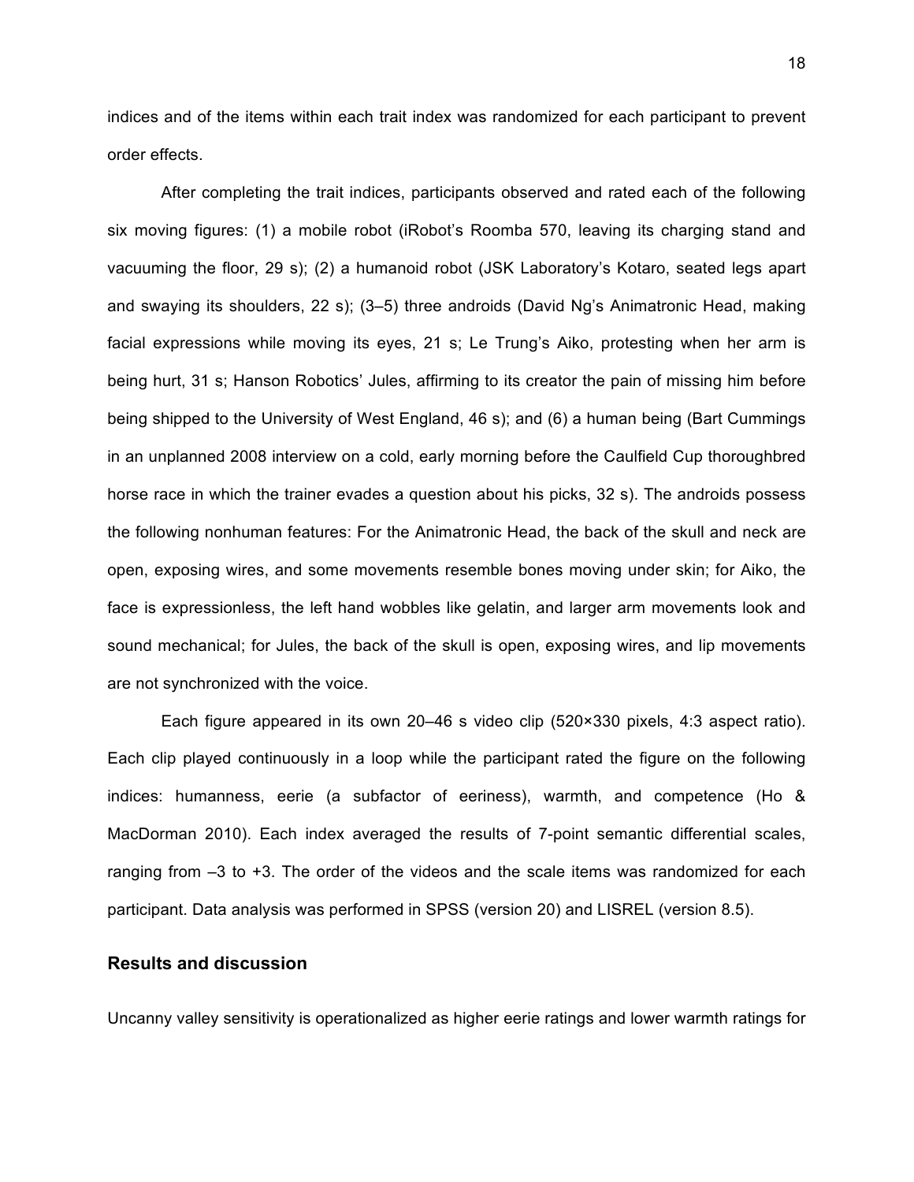indices and of the items within each trait index was randomized for each participant to prevent order effects.

After completing the trait indices, participants observed and rated each of the following six moving figures: (1) a mobile robot (iRobot's Roomba 570, leaving its charging stand and vacuuming the floor, 29 s); (2) a humanoid robot (JSK Laboratory's Kotaro, seated legs apart and swaying its shoulders, 22 s); (3–5) three androids (David Ng's Animatronic Head, making facial expressions while moving its eyes, 21 s; Le Trung's Aiko, protesting when her arm is being hurt, 31 s; Hanson Robotics' Jules, affirming to its creator the pain of missing him before being shipped to the University of West England, 46 s); and (6) a human being (Bart Cummings in an unplanned 2008 interview on a cold, early morning before the Caulfield Cup thoroughbred horse race in which the trainer evades a question about his picks, 32 s). The androids possess the following nonhuman features: For the Animatronic Head, the back of the skull and neck are open, exposing wires, and some movements resemble bones moving under skin; for Aiko, the face is expressionless, the left hand wobbles like gelatin, and larger arm movements look and sound mechanical; for Jules, the back of the skull is open, exposing wires, and lip movements are not synchronized with the voice.

Each figure appeared in its own 20–46 s video clip (520×330 pixels, 4:3 aspect ratio). Each clip played continuously in a loop while the participant rated the figure on the following indices: humanness, eerie (a subfactor of eeriness), warmth, and competence (Ho & MacDorman 2010). Each index averaged the results of 7-point semantic differential scales, ranging from –3 to +3. The order of the videos and the scale items was randomized for each participant. Data analysis was performed in SPSS (version 20) and LISREL (version 8.5).

## Results and discussion

Uncanny valley sensitivity is operationalized as higher eerie ratings and lower warmth ratings for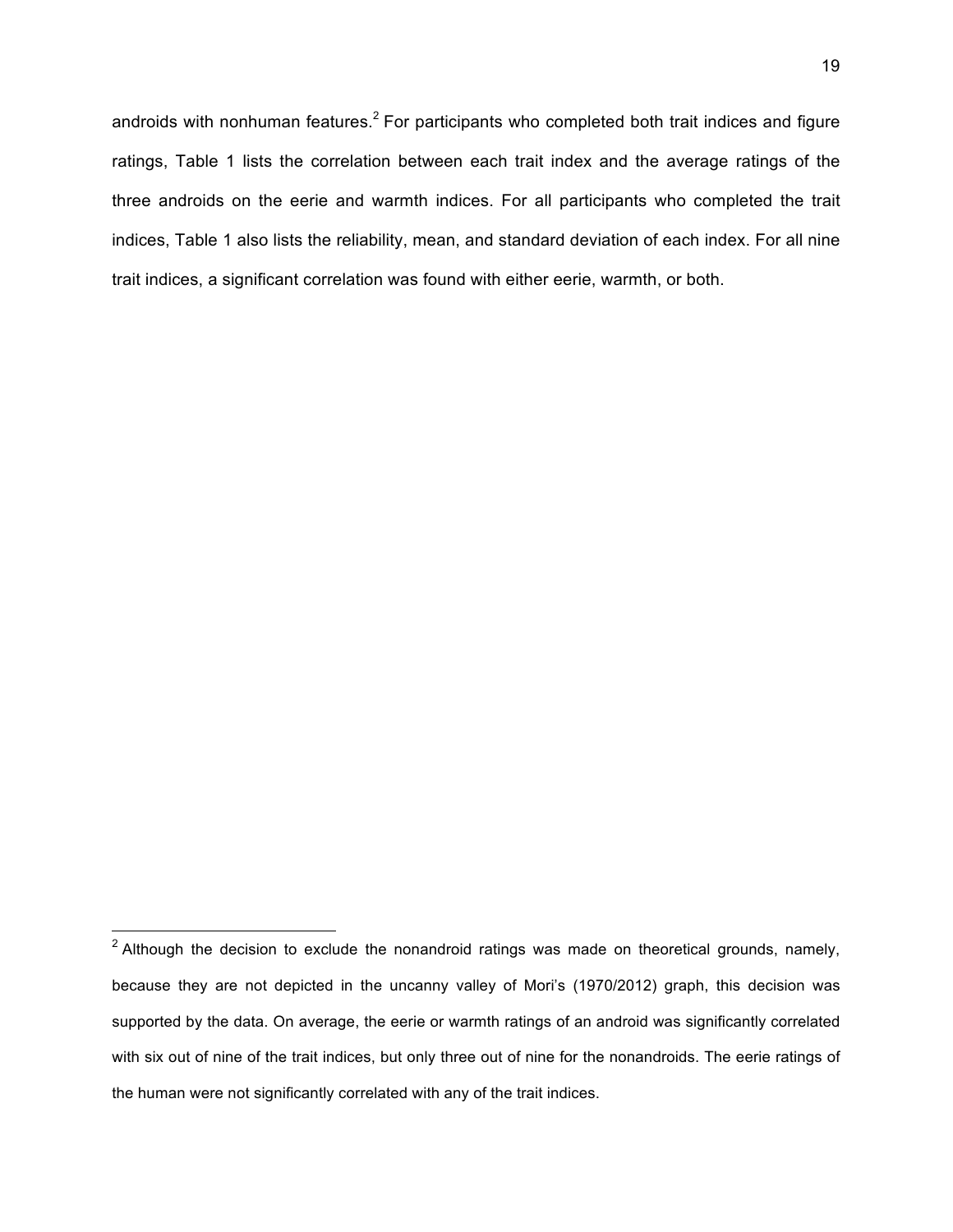androids with nonhuman features.[2] For participants who completed both trait indices and figure ratings, Table 1 lists the correlation between each trait index and the average ratings of the three androids on the eerie and warmth indices. For all participants who completed the trait indices, Table 1 also lists the reliability, mean, and standard deviation of each index. For all nine trait indices, a significant correlation was found with either eerie, warmth, or both.

---

[2] Although the decision to exclude the nonandroid ratings was made on theoretical grounds, namely, because they are not depicted in the uncanny valley of Mori's (1970/2012) graph, this decision was supported by the data. On average, the eerie or warmth ratings of an android was significantly correlated with six out of nine of the trait indices, but only three out of nine for the nonandroids. The eerie ratings of the human were not significantly correlated with any of the trait indices.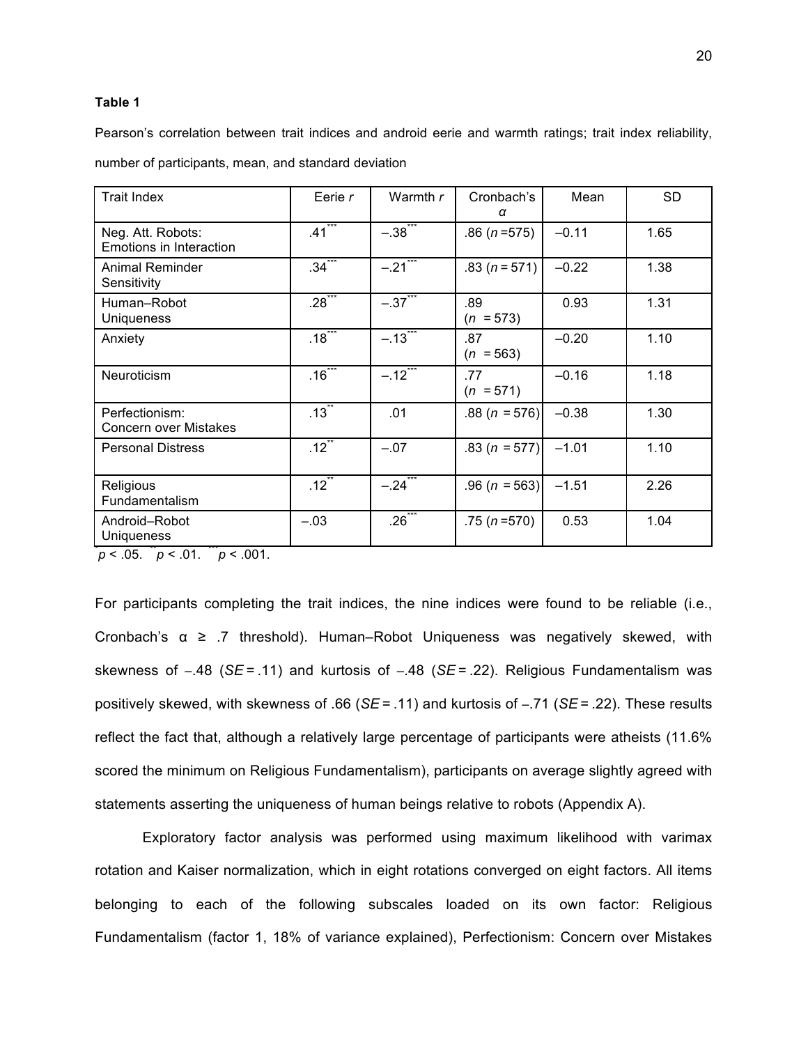**Table 1**

Pearson's correlation between trait indices and android eerie and warmth ratings; trait index reliability, number of participants, mean, and standard deviation

| Trait Index | Eerie *r* | Warmth *r* | Cronbach's α | Mean | SD |
|---|---|---|---|---|---|
| Neg. Att. Robots: Emotions in Interaction | .41*** | –.38*** | .86 (*n* =575) | –0.11 | 1.65 |
| Animal Reminder Sensitivity | .34*** | –.21*** | .83 (*n* = 571) | –0.22 | 1.38 |
| Human–Robot Uniqueness | .28*** | –.37*** | .89 (*n* = 573) | 0.93 | 1.31 |
| Anxiety | .18*** | –.13*** | .87 (*n* = 563) | –0.20 | 1.10 |
| Neuroticism | .16*** | –.12*** | .77 (*n* = 571) | –0.16 | 1.18 |
| Perfectionism: Concern over Mistakes | .13** | .01 | .88 (*n* = 576) | –0.38 | 1.30 |
| Personal Distress | .12** | –.07 | .83 (*n* = 577) | –1.01 | 1.10 |
| Religious Fundamentalism | .12** | –.24*** | .96 (*n* = 563) | –1.51 | 2.26 |
| Android–Robot Uniqueness | –.03 | .26*** | .75 (*n* =570) | 0.53 | 1.04 |

*$p < .05$. **$p < .01$. ***$p < .001$.

For participants completing the trait indices, the nine indices were found to be reliable (i.e., Cronbach's α ≥ .7 threshold). Human–Robot Uniqueness was negatively skewed, with skewness of –.48 (*SE* = .11) and kurtosis of –.48 (*SE* = .22). Religious Fundamentalism was positively skewed, with skewness of .66 (*SE* = .11) and kurtosis of –.71 (*SE* = .22). These results reflect the fact that, although a relatively large percentage of participants were atheists (11.6% scored the minimum on Religious Fundamentalism), participants on average slightly agreed with statements asserting the uniqueness of human beings relative to robots (Appendix A).

Exploratory factor analysis was performed using maximum likelihood with varimax rotation and Kaiser normalization, which in eight rotations converged on eight factors. All items belonging to each of the following subscales loaded on its own factor: Religious Fundamentalism (factor 1, 18% of variance explained), Perfectionism: Concern over Mistakes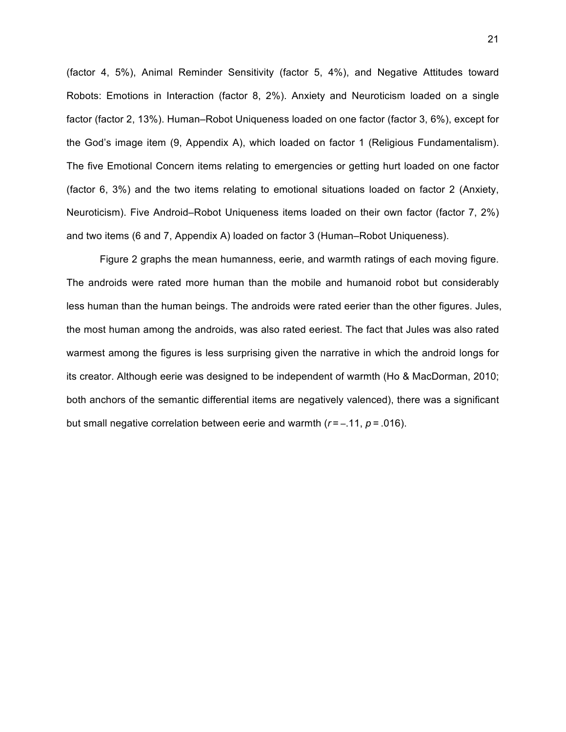(factor 4, 5%), Animal Reminder Sensitivity (factor 5, 4%), and Negative Attitudes toward Robots: Emotions in Interaction (factor 8, 2%). Anxiety and Neuroticism loaded on a single factor (factor 2, 13%). Human–Robot Uniqueness loaded on one factor (factor 3, 6%), except for the God's image item (9, Appendix A), which loaded on factor 1 (Religious Fundamentalism). The five Emotional Concern items relating to emergencies or getting hurt loaded on one factor (factor 6, 3%) and the two items relating to emotional situations loaded on factor 2 (Anxiety, Neuroticism). Five Android–Robot Uniqueness items loaded on their own factor (factor 7, 2%) and two items (6 and 7, Appendix A) loaded on factor 3 (Human–Robot Uniqueness).

Figure 2 graphs the mean humanness, eerie, and warmth ratings of each moving figure. The androids were rated more human than the mobile and humanoid robot but considerably less human than the human beings. The androids were rated eerier than the other figures. Jules, the most human among the androids, was also rated eeriest. The fact that Jules was also rated warmest among the figures is less surprising given the narrative in which the android longs for its creator. Although eerie was designed to be independent of warmth (Ho & MacDorman, 2010; both anchors of the semantic differential items are negatively valenced), there was a significant but small negative correlation between eerie and warmth ($r = -.11$, $p = .016$).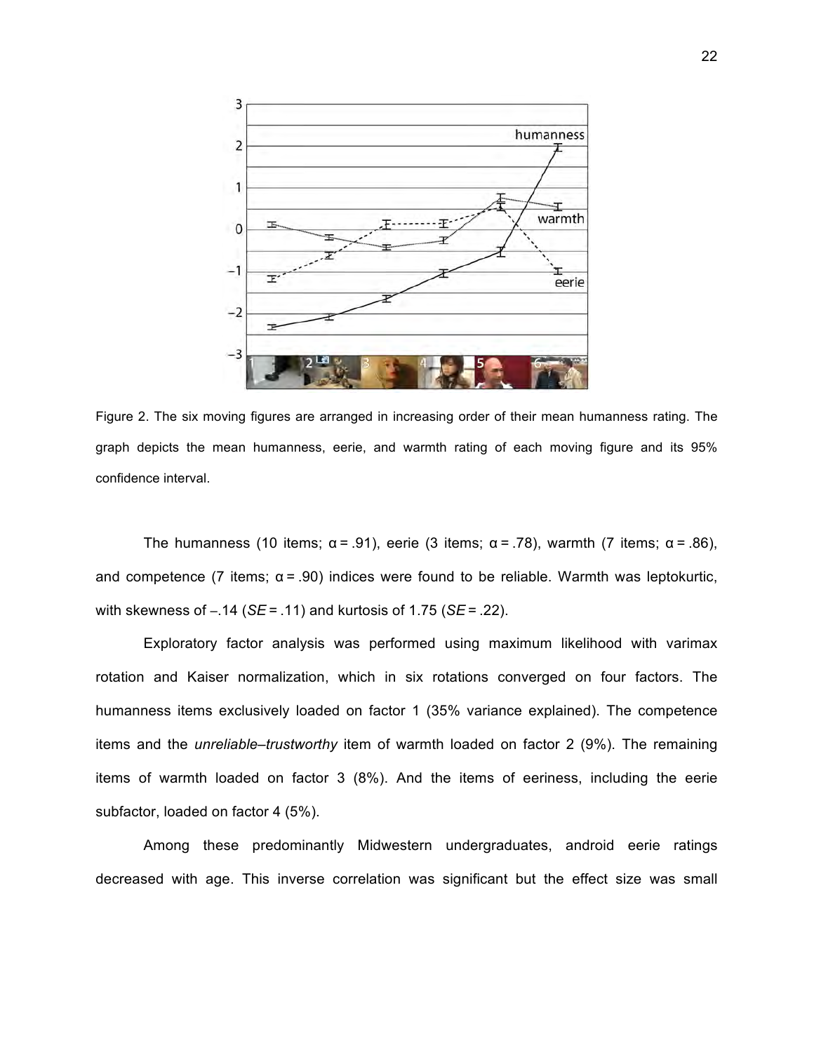Figure 2. The six moving figures are arranged in increasing order of their mean humanness rating. The graph depicts the mean humanness, eerie, and warmth rating of each moving figure and its 95% confidence interval.

The humanness (10 items; α = .91), eerie (3 items; α = .78), warmth (7 items; α = .86), and competence (7 items; α = .90) indices were found to be reliable. Warmth was leptokurtic, with skewness of –.14 (*SE* = .11) and kurtosis of 1.75 (*SE* = .22).

Exploratory factor analysis was performed using maximum likelihood with varimax rotation and Kaiser normalization, which in six rotations converged on four factors. The humanness items exclusively loaded on factor 1 (35% variance explained). The competence items and the *unreliable–trustworthy* item of warmth loaded on factor 2 (9%). The remaining items of warmth loaded on factor 3 (8%). And the items of eeriness, including the eerie subfactor, loaded on factor 4 (5%).

Among these predominantly Midwestern undergraduates, android eerie ratings decreased with age. This inverse correlation was significant but the effect size was small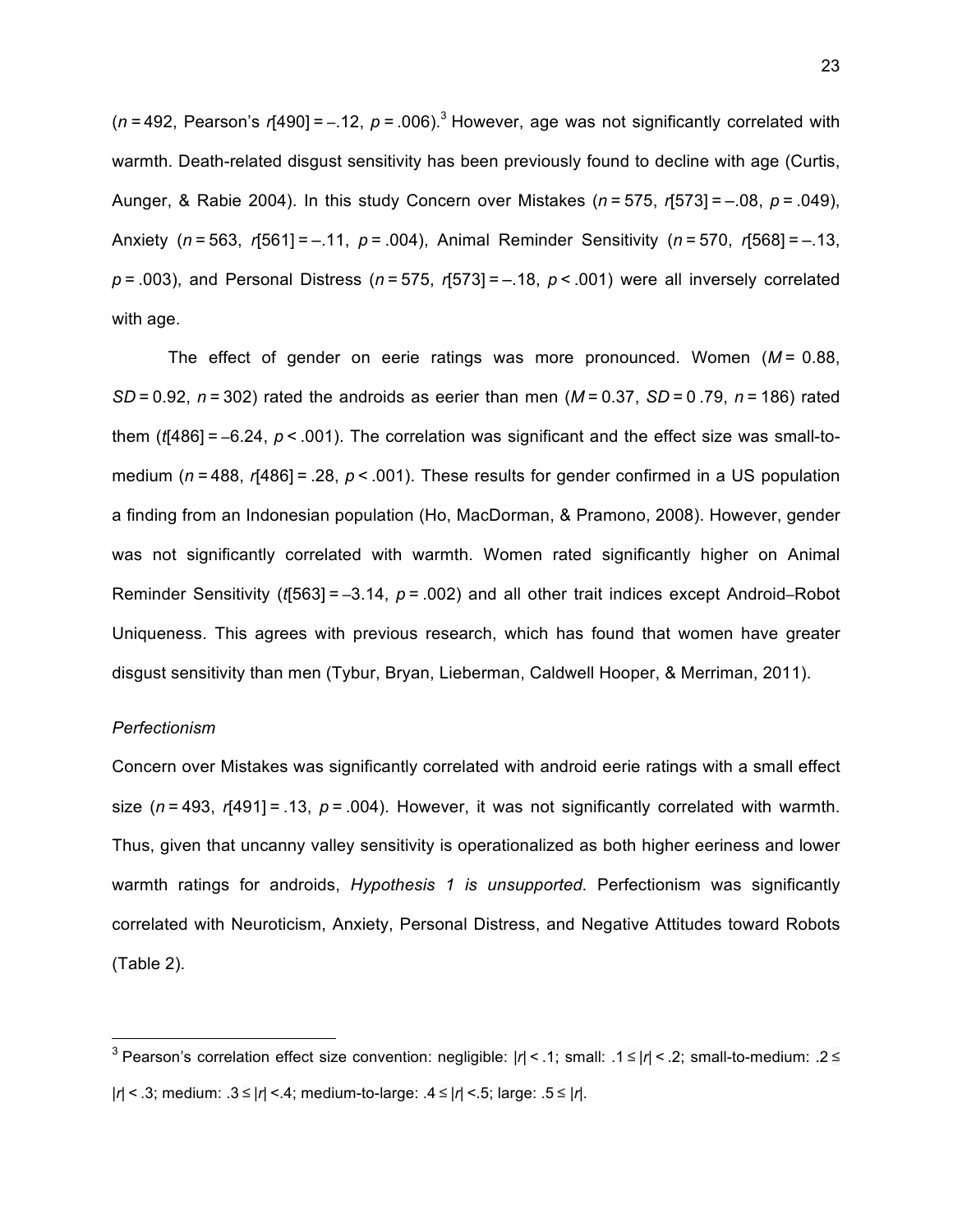($n = 492$, Pearson's $r[490] = -.12$, $p = .006$).[3] However, age was not significantly correlated with warmth. Death-related disgust sensitivity has been previously found to decline with age (Curtis, Aunger, & Rabie 2004). In this study Concern over Mistakes ($n = 575$, $r[573] = -.08$, $p = .049$), Anxiety ($n = 563$, $r[561] = -.11$, $p = .004$), Animal Reminder Sensitivity ($n = 570$, $r[568] = -.13$, $p = .003$), and Personal Distress ($n = 575$, $r[573] = -.18$, $p < .001$) were all inversely correlated with age.

The effect of gender on eerie ratings was more pronounced. Women ($M = 0.88$, $SD = 0.92$, $n = 302$) rated the androids as eerier than men ($M = 0.37$, $SD = 0.79$, $n = 186$) rated them ($t[486] = -6.24$, $p < .001$). The correlation was significant and the effect size was small-to-medium ($n = 488$, $r[486] = .28$, $p < .001$). These results for gender confirmed in a US population a finding from an Indonesian population (Ho, MacDorman, & Pramono, 2008). However, gender was not significantly correlated with warmth. Women rated significantly higher on Animal Reminder Sensitivity ($t[563] = -3.14$, $p = .002$) and all other trait indices except Android–Robot Uniqueness. This agrees with previous research, which has found that women have greater disgust sensitivity than men (Tybur, Bryan, Lieberman, Caldwell Hooper, & Merriman, 2011).

*Perfectionism*

Concern over Mistakes was significantly correlated with android eerie ratings with a small effect size ($n = 493$, $r[491] = .13$, $p = .004$). However, it was not significantly correlated with warmth. Thus, given that uncanny valley sensitivity is operationalized as both higher eeriness and lower warmth ratings for androids, *Hypothesis 1 is unsupported.* Perfectionism was significantly correlated with Neuroticism, Anxiety, Personal Distress, and Negative Attitudes toward Robots (Table 2).

---

[3] Pearson's correlation effect size convention: negligible: $|r| < .1$; small: $.1 \leq |r| < .2$; small-to-medium: $.2 \leq |r| < .3$; medium: $.3 \leq |r| < .4$; medium-to-large: $.4 \leq |r| < .5$; large: $.5 \leq |r|$.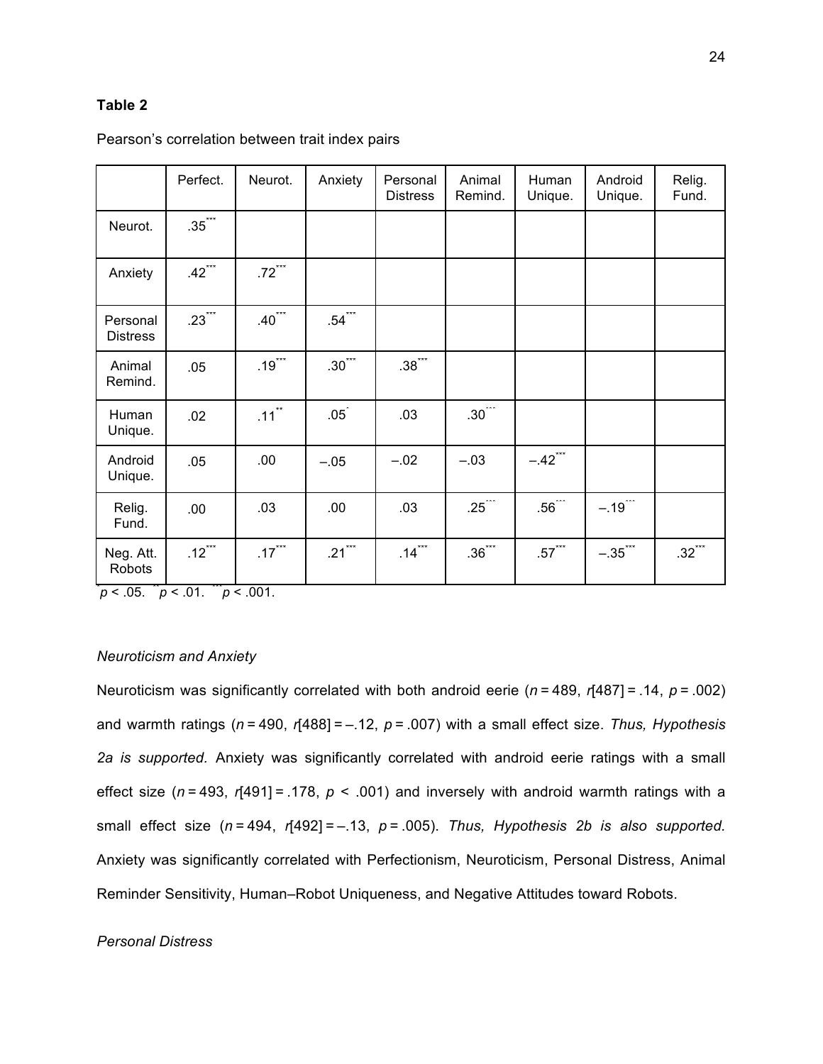**Table 2**

Pearson's correlation between trait index pairs

| | Perfect. | Neurot. | Anxiety | Personal Distress | Animal Remind. | Human Unique. | Android Unique. | Relig. Fund. |
|---|---|---|---|---|---|---|---|---|
| Neurot. | .35*** | | | | | | | |
| Anxiety | .42*** | .72*** | | | | | | |
| Personal Distress | .23*** | .40*** | .54*** | | | | | |
| Animal Remind. | .05 | .19*** | .30*** | .38*** | | | | |
| Human Unique. | .02 | .11** | .05* | .03 | .30*** | | | |
| Android Unique. | .05 | .00 | –.05 | –.02 | –.03 | –.42*** | | |
| Relig. Fund. | .00 | .03 | .00 | .03 | .25*** | .56*** | –.19*** | |
| Neg. Att. Robots | .12*** | .17*** | .21*** | .14*** | .36*** | .57*** | –.35*** | .32*** |

*$p < .05$. **$p < .01$. ***$p < .001$.

*Neuroticism and Anxiety*

Neuroticism was significantly correlated with both android eerie ($n = 489$, $r[487] = .14$, $p = .002$) and warmth ratings ($n = 490$, $r[488] = –.12$, $p = .007$) with a small effect size. *Thus, Hypothesis 2a is supported.* Anxiety was significantly correlated with android eerie ratings with a small effect size ($n = 493$, $r[491] = .178$, $p < .001$) and inversely with android warmth ratings with a small effect size ($n = 494$, $r[492] = –.13$, $p = .005$). *Thus, Hypothesis 2b is also supported.* Anxiety was significantly correlated with Perfectionism, Neuroticism, Personal Distress, Animal Reminder Sensitivity, Human–Robot Uniqueness, and Negative Attitudes toward Robots.

*Personal Distress*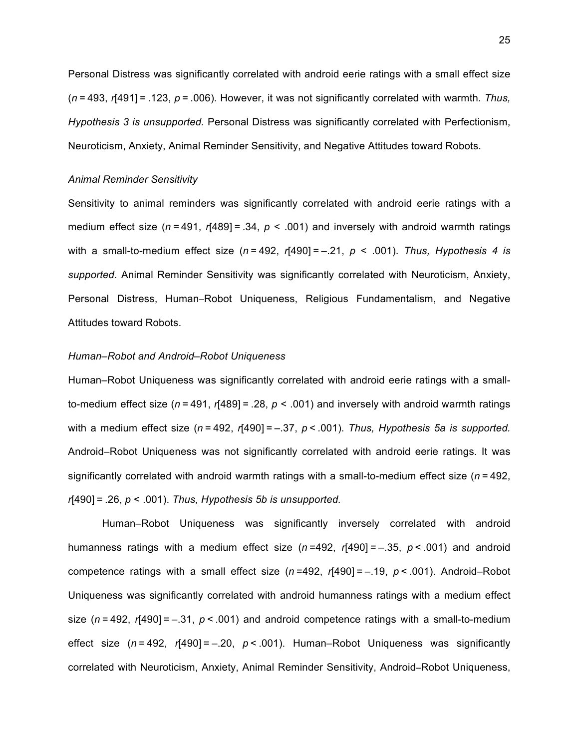Personal Distress was significantly correlated with android eerie ratings with a small effect size ($n = 493$, $r[491] = .123$, $p = .006$). However, it was not significantly correlated with warmth. *Thus, Hypothesis 3 is unsupported.* Personal Distress was significantly correlated with Perfectionism, Neuroticism, Anxiety, Animal Reminder Sensitivity, and Negative Attitudes toward Robots.

### *Animal Reminder Sensitivity*

Sensitivity to animal reminders was significantly correlated with android eerie ratings with a medium effect size ($n = 491$, $r[489] = .34$, $p < .001$) and inversely with android warmth ratings with a small-to-medium effect size ($n = 492$, $r[490] = –.21$, $p < .001$). *Thus, Hypothesis 4 is supported.* Animal Reminder Sensitivity was significantly correlated with Neuroticism, Anxiety, Personal Distress, Human–Robot Uniqueness, Religious Fundamentalism, and Negative Attitudes toward Robots.

### *Human–Robot and Android–Robot Uniqueness*

Human–Robot Uniqueness was significantly correlated with android eerie ratings with a small-to-medium effect size ($n = 491$, $r[489] = .28$, $p < .001$) and inversely with android warmth ratings with a medium effect size ($n = 492$, $r[490] = –.37$, $p < .001$). *Thus, Hypothesis 5a is supported.* Android–Robot Uniqueness was not significantly correlated with android eerie ratings. It was significantly correlated with android warmth ratings with a small-to-medium effect size ($n = 492$, $r[490] = .26$, $p < .001$). *Thus, Hypothesis 5b is unsupported.*

Human–Robot Uniqueness was significantly inversely correlated with android humanness ratings with a medium effect size ($n = 492$, $r[490] = –.35$, $p < .001$) and android competence ratings with a small effect size ($n = 492$, $r[490] = –.19$, $p < .001$). Android–Robot Uniqueness was significantly correlated with android humanness ratings with a medium effect size ($n = 492$, $r[490] = –.31$, $p < .001$) and android competence ratings with a small-to-medium effect size ($n = 492$, $r[490] = –.20$, $p < .001$). Human–Robot Uniqueness was significantly correlated with Neuroticism, Anxiety, Animal Reminder Sensitivity, Android–Robot Uniqueness,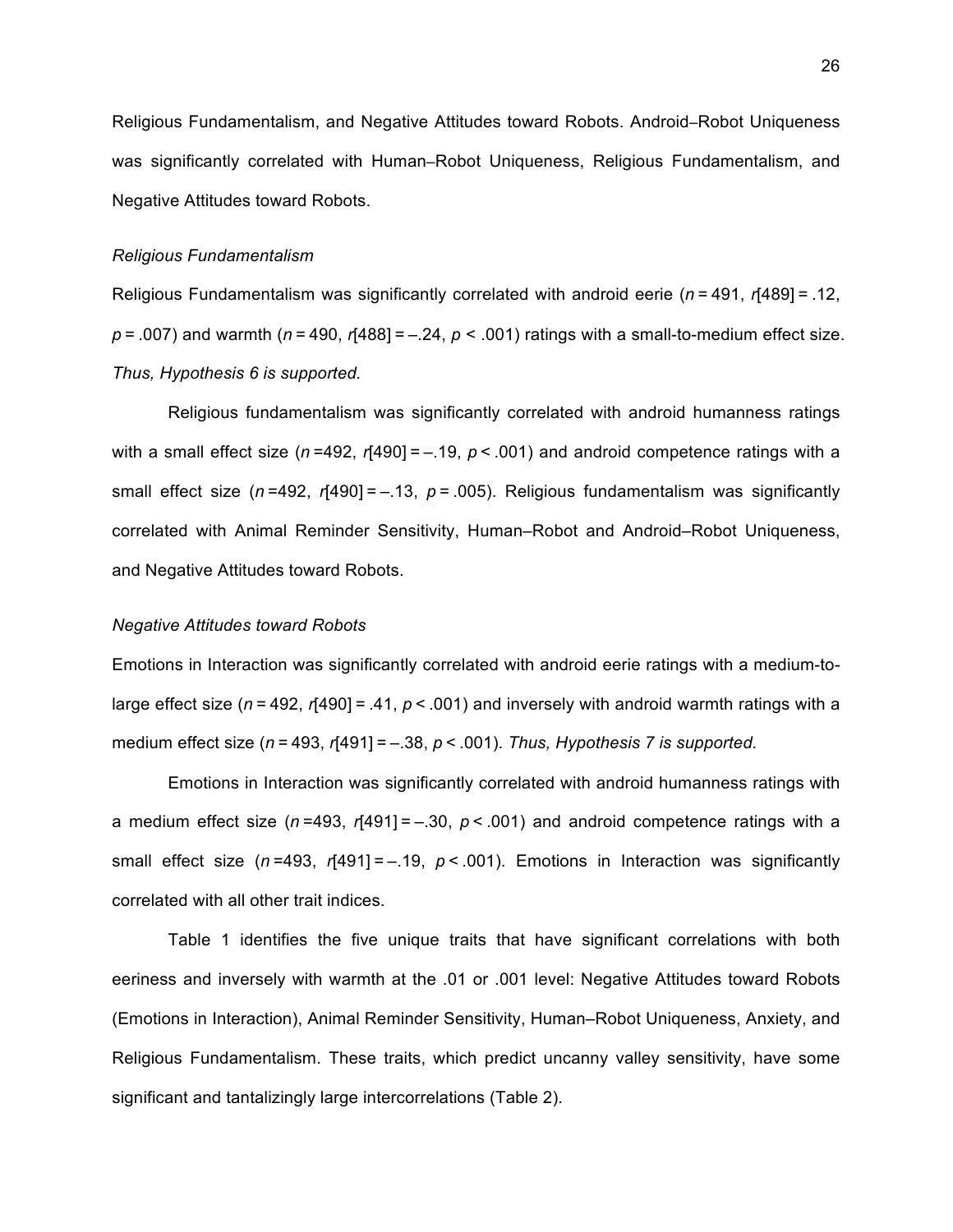Religious Fundamentalism, and Negative Attitudes toward Robots. Android–Robot Uniqueness was significantly correlated with Human–Robot Uniqueness, Religious Fundamentalism, and Negative Attitudes toward Robots.

*Religious Fundamentalism*

Religious Fundamentalism was significantly correlated with android eerie ($n = 491$, $r[489] = .12$, $p = .007$) and warmth ($n = 490$, $r[488] = -.24$, $p < .001$) ratings with a small-to-medium effect size. *Thus, Hypothesis 6 is supported.*

Religious fundamentalism was significantly correlated with android humanness ratings with a small effect size ($n = 492$, $r[490] = -.19$, $p < .001$) and android competence ratings with a small effect size ($n = 492$, $r[490] = -.13$, $p = .005$). Religious fundamentalism was significantly correlated with Animal Reminder Sensitivity, Human–Robot and Android–Robot Uniqueness, and Negative Attitudes toward Robots.

*Negative Attitudes toward Robots*

Emotions in Interaction was significantly correlated with android eerie ratings with a medium-to-large effect size ($n = 492$, $r[490] = .41$, $p < .001$) and inversely with android warmth ratings with a medium effect size ($n = 493$, $r[491] = -.38$, $p < .001$). *Thus, Hypothesis 7 is supported.*

Emotions in Interaction was significantly correlated with android humanness ratings with a medium effect size ($n = 493$, $r[491] = -.30$, $p < .001$) and android competence ratings with a small effect size ($n = 493$, $r[491] = -.19$, $p < .001$). Emotions in Interaction was significantly correlated with all other trait indices.

Table 1 identifies the five unique traits that have significant correlations with both eeriness and inversely with warmth at the .01 or .001 level: Negative Attitudes toward Robots (Emotions in Interaction), Animal Reminder Sensitivity, Human–Robot Uniqueness, Anxiety, and Religious Fundamentalism. These traits, which predict uncanny valley sensitivity, have some significant and tantalizingly large intercorrelations (Table 2).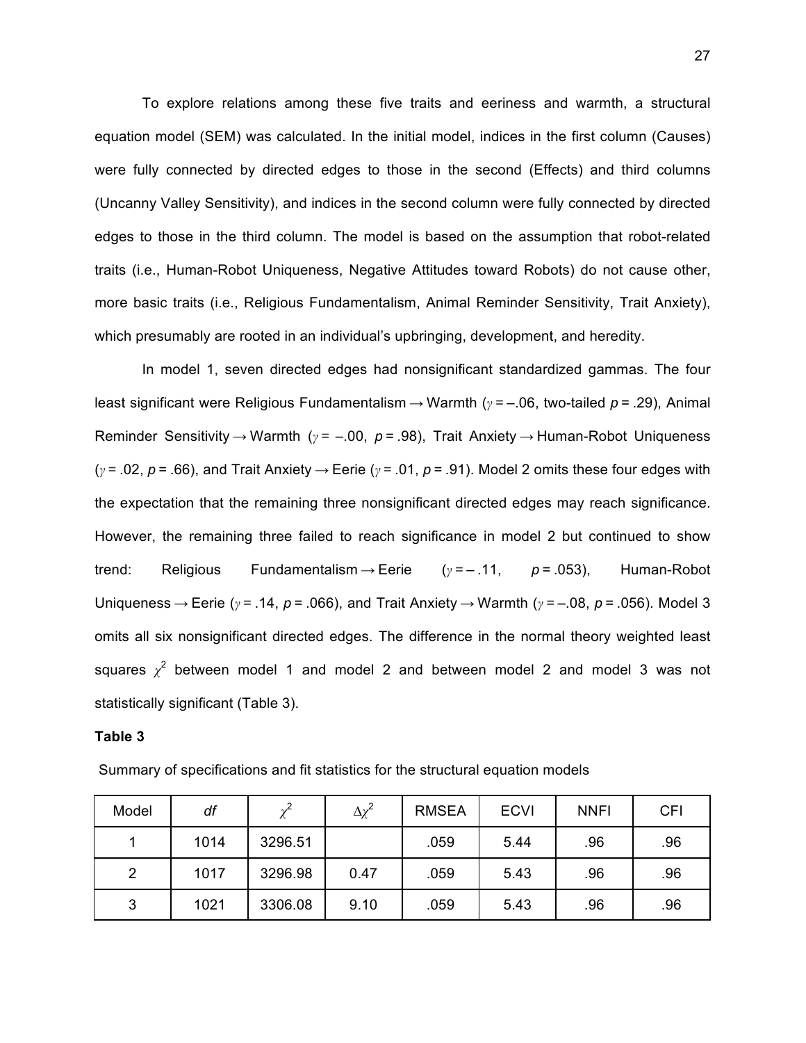To explore relations among these five traits and eeriness and warmth, a structural equation model (SEM) was calculated. In the initial model, indices in the first column (Causes) were fully connected by directed edges to those in the second (Effects) and third columns (Uncanny Valley Sensitivity), and indices in the second column were fully connected by directed edges to those in the third column. The model is based on the assumption that robot-related traits (i.e., Human-Robot Uniqueness, Negative Attitudes toward Robots) do not cause other, more basic traits (i.e., Religious Fundamentalism, Animal Reminder Sensitivity, Trait Anxiety), which presumably are rooted in an individual's upbringing, development, and heredity.

In model 1, seven directed edges had nonsignificant standardized gammas. The four least significant were Religious Fundamentalism → Warmth ($\gamma = -.06$, two-tailed $p = .29$), Animal Reminder Sensitivity → Warmth ($\gamma = -.00$, $p = .98$), Trait Anxiety → Human-Robot Uniqueness ($\gamma = .02$, $p = .66$), and Trait Anxiety → Eerie ($\gamma = .01$, $p = .91$). Model 2 omits these four edges with the expectation that the remaining three nonsignificant directed edges may reach significance. However, the remaining three failed to reach significance in model 2 but continued to show trend: Religious Fundamentalism → Eerie ($\gamma = -.11$, $p = .053$), Human-Robot Uniqueness → Eerie ($\gamma = .14$, $p = .066$), and Trait Anxiety → Warmth ($\gamma = -.08$, $p = .056$). Model 3 omits all six nonsignificant directed edges. The difference in the normal theory weighted least squares $\chi^2$ between model 1 and model 2 and between model 2 and model 3 was not statistically significant (Table 3).

**Table 3**

Summary of specifications and fit statistics for the structural equation models

| Model | *df* | $\chi^2$ | $\Delta\chi^2$ | RMSEA | ECVI | NNFI | CFI |
|---|---|---|---|---|---|---|---|
| 1 | 1014 | 3296.51 | | .059 | 5.44 | .96 | .96 |
| 2 | 1017 | 3296.98 | 0.47 | .059 | 5.43 | .96 | .96 |
| 3 | 1021 | 3306.08 | 9.10 | .059 | 5.43 | .96 | .96 |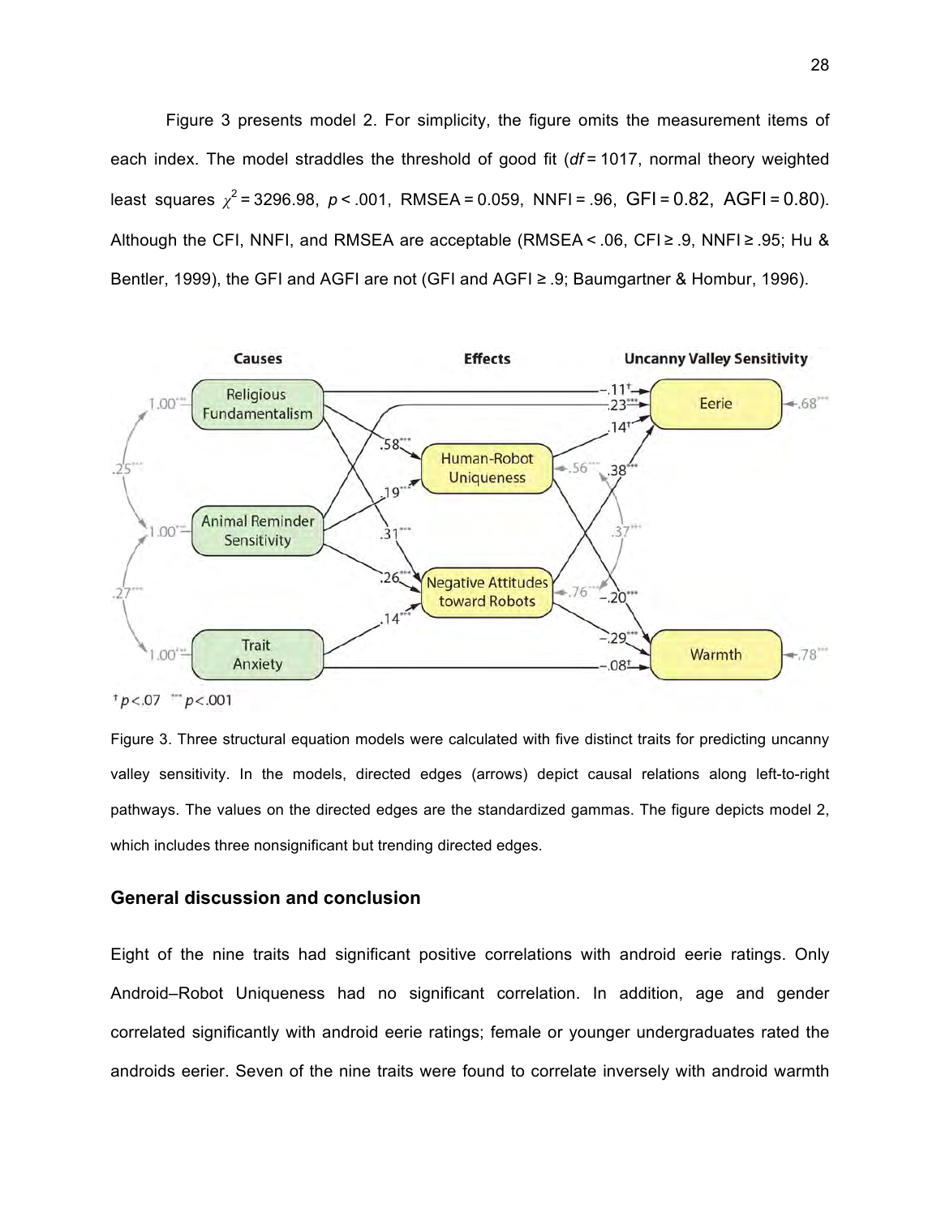Figure 3 presents model 2. For simplicity, the figure omits the measurement items of each index. The model straddles the threshold of good fit ($df$ = 1017, normal theory weighted least squares $\chi^2$ = 3296.98, $p$ < .001, RMSEA = 0.059, NNFI = .96, GFI = 0.82, AGFI = 0.80). Although the CFI, NNFI, and RMSEA are acceptable (RMSEA < .06, CFI ≥ .9, NNFI ≥ .95; Hu & Bentler, 1999), the GFI and AGFI are not (GFI and AGFI ≥ .9; Baumgartner & Hombur, 1996).

Figure 3. Three structural equation models were calculated with five distinct traits for predicting uncanny valley sensitivity. In the models, directed edges (arrows) depict causal relations along left-to-right pathways. The values on the directed edges are the standardized gammas. The figure depicts model 2, which includes three nonsignificant but trending directed edges.

## General discussion and conclusion

Eight of the nine traits had significant positive correlations with android eerie ratings. Only Android–Robot Uniqueness had no significant correlation. In addition, age and gender correlated significantly with android eerie ratings; female or younger undergraduates rated the androids eerier. Seven of the nine traits were found to correlate inversely with android warmth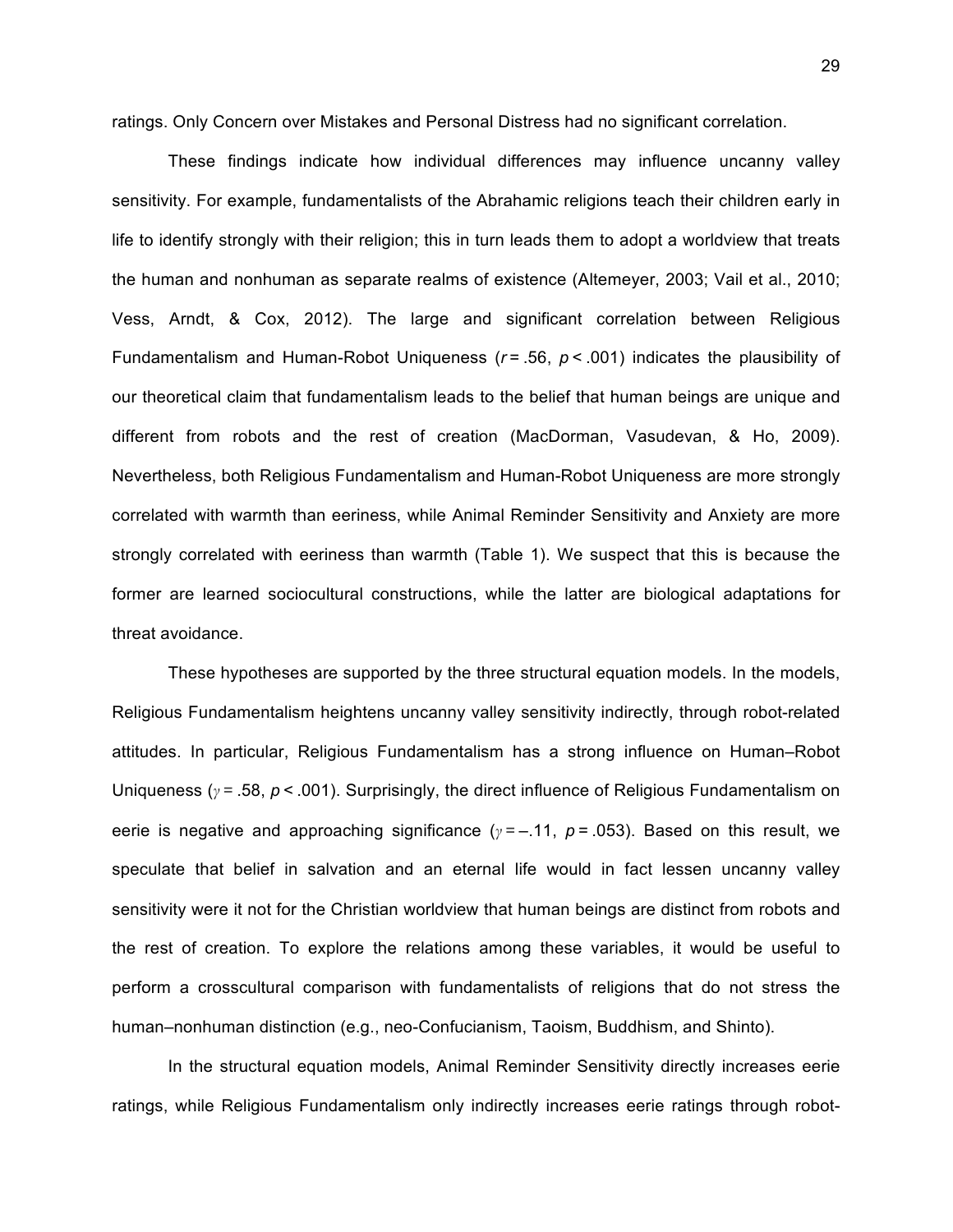ratings. Only Concern over Mistakes and Personal Distress had no significant correlation.

These findings indicate how individual differences may influence uncanny valley sensitivity. For example, fundamentalists of the Abrahamic religions teach their children early in life to identify strongly with their religion; this in turn leads them to adopt a worldview that treats the human and nonhuman as separate realms of existence (Altemeyer, 2003; Vail et al., 2010; Vess, Arndt, & Cox, 2012). The large and significant correlation between Religious Fundamentalism and Human-Robot Uniqueness ($r = .56$, $p < .001$) indicates the plausibility of our theoretical claim that fundamentalism leads to the belief that human beings are unique and different from robots and the rest of creation (MacDorman, Vasudevan, & Ho, 2009). Nevertheless, both Religious Fundamentalism and Human-Robot Uniqueness are more strongly correlated with warmth than eeriness, while Animal Reminder Sensitivity and Anxiety are more strongly correlated with eeriness than warmth (Table 1). We suspect that this is because the former are learned sociocultural constructions, while the latter are biological adaptations for threat avoidance.

These hypotheses are supported by the three structural equation models. In the models, Religious Fundamentalism heightens uncanny valley sensitivity indirectly, through robot-related attitudes. In particular, Religious Fundamentalism has a strong influence on Human–Robot Uniqueness ($\gamma = .58$, $p < .001$). Surprisingly, the direct influence of Religious Fundamentalism on eerie is negative and approaching significance ($\gamma = -.11$, $p = .053$). Based on this result, we speculate that belief in salvation and an eternal life would in fact lessen uncanny valley sensitivity were it not for the Christian worldview that human beings are distinct from robots and the rest of creation. To explore the relations among these variables, it would be useful to perform a crosscultural comparison with fundamentalists of religions that do not stress the human–nonhuman distinction (e.g., neo-Confucianism, Taoism, Buddhism, and Shinto).

In the structural equation models, Animal Reminder Sensitivity directly increases eerie ratings, while Religious Fundamentalism only indirectly increases eerie ratings through robot-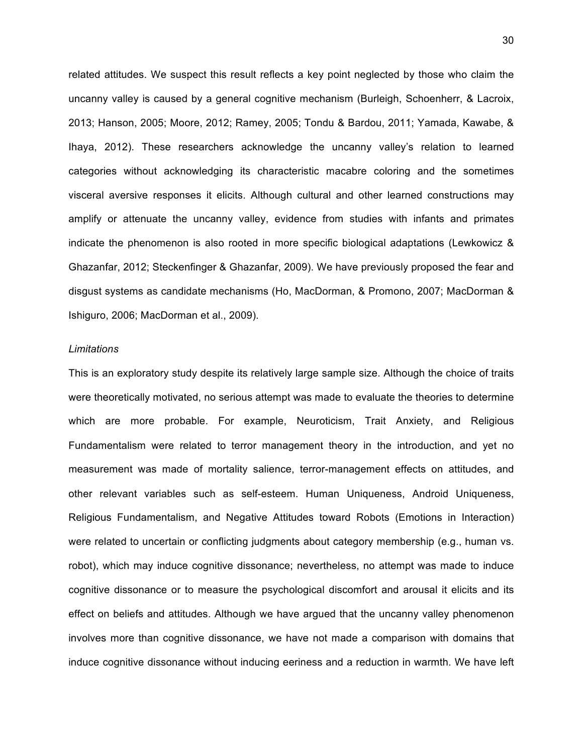related attitudes. We suspect this result reflects a key point neglected by those who claim the uncanny valley is caused by a general cognitive mechanism (Burleigh, Schoenherr, & Lacroix, 2013; Hanson, 2005; Moore, 2012; Ramey, 2005; Tondu & Bardou, 2011; Yamada, Kawabe, & Ihaya, 2012). These researchers acknowledge the uncanny valley's relation to learned categories without acknowledging its characteristic macabre coloring and the sometimes visceral aversive responses it elicits. Although cultural and other learned constructions may amplify or attenuate the uncanny valley, evidence from studies with infants and primates indicate the phenomenon is also rooted in more specific biological adaptations (Lewkowicz & Ghazanfar, 2012; Steckenfinger & Ghazanfar, 2009). We have previously proposed the fear and disgust systems as candidate mechanisms (Ho, MacDorman, & Promono, 2007; MacDorman & Ishiguro, 2006; MacDorman et al., 2009).

*Limitations*

This is an exploratory study despite its relatively large sample size. Although the choice of traits were theoretically motivated, no serious attempt was made to evaluate the theories to determine which are more probable. For example, Neuroticism, Trait Anxiety, and Religious Fundamentalism were related to terror management theory in the introduction, and yet no measurement was made of mortality salience, terror-management effects on attitudes, and other relevant variables such as self-esteem. Human Uniqueness, Android Uniqueness, Religious Fundamentalism, and Negative Attitudes toward Robots (Emotions in Interaction) were related to uncertain or conflicting judgments about category membership (e.g., human vs. robot), which may induce cognitive dissonance; nevertheless, no attempt was made to induce cognitive dissonance or to measure the psychological discomfort and arousal it elicits and its effect on beliefs and attitudes. Although we have argued that the uncanny valley phenomenon involves more than cognitive dissonance, we have not made a comparison with domains that induce cognitive dissonance without inducing eeriness and a reduction in warmth. We have left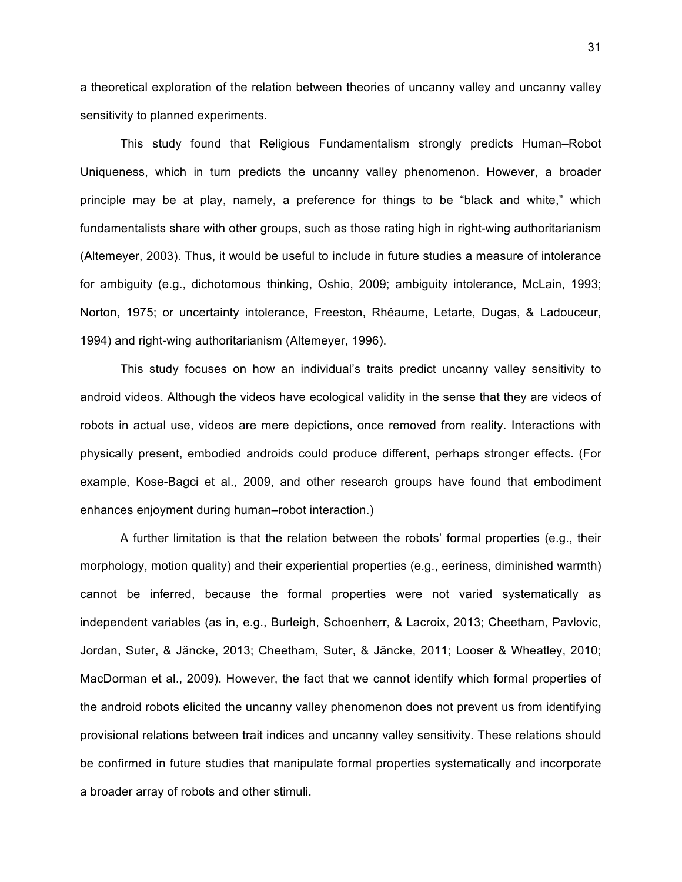a theoretical exploration of the relation between theories of uncanny valley and uncanny valley sensitivity to planned experiments.

This study found that Religious Fundamentalism strongly predicts Human–Robot Uniqueness, which in turn predicts the uncanny valley phenomenon. However, a broader principle may be at play, namely, a preference for things to be "black and white," which fundamentalists share with other groups, such as those rating high in right-wing authoritarianism (Altemeyer, 2003). Thus, it would be useful to include in future studies a measure of intolerance for ambiguity (e.g., dichotomous thinking, Oshio, 2009; ambiguity intolerance, McLain, 1993; Norton, 1975; or uncertainty intolerance, Freeston, Rhéaume, Letarte, Dugas, & Ladouceur, 1994) and right-wing authoritarianism (Altemeyer, 1996).

This study focuses on how an individual's traits predict uncanny valley sensitivity to android videos. Although the videos have ecological validity in the sense that they are videos of robots in actual use, videos are mere depictions, once removed from reality. Interactions with physically present, embodied androids could produce different, perhaps stronger effects. (For example, Kose-Bagci et al., 2009, and other research groups have found that embodiment enhances enjoyment during human–robot interaction.)

A further limitation is that the relation between the robots' formal properties (e.g., their morphology, motion quality) and their experiential properties (e.g., eeriness, diminished warmth) cannot be inferred, because the formal properties were not varied systematically as independent variables (as in, e.g., Burleigh, Schoenherr, & Lacroix, 2013; Cheetham, Pavlovic, Jordan, Suter, & Jäncke, 2013; Cheetham, Suter, & Jäncke, 2011; Looser & Wheatley, 2010; MacDorman et al., 2009). However, the fact that we cannot identify which formal properties of the android robots elicited the uncanny valley phenomenon does not prevent us from identifying provisional relations between trait indices and uncanny valley sensitivity. These relations should be confirmed in future studies that manipulate formal properties systematically and incorporate a broader array of robots and other stimuli.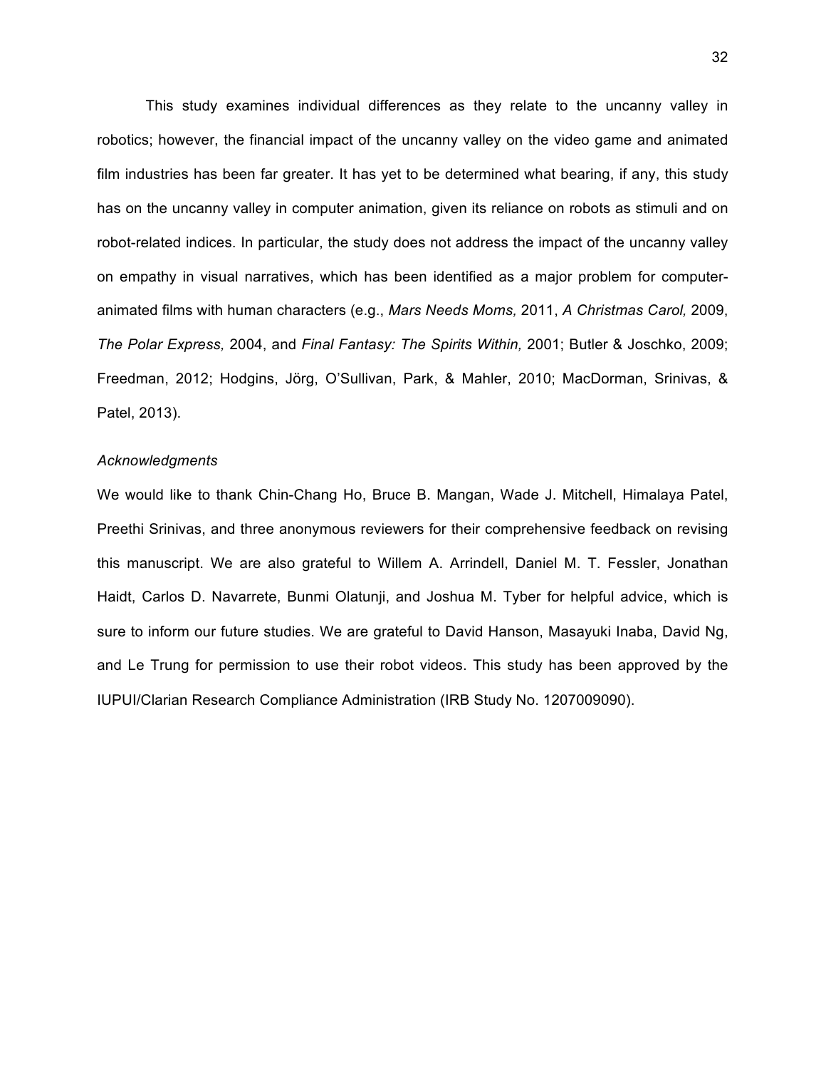This study examines individual differences as they relate to the uncanny valley in robotics; however, the financial impact of the uncanny valley on the video game and animated film industries has been far greater. It has yet to be determined what bearing, if any, this study has on the uncanny valley in computer animation, given its reliance on robots as stimuli and on robot-related indices. In particular, the study does not address the impact of the uncanny valley on empathy in visual narratives, which has been identified as a major problem for computer-animated films with human characters (e.g., *Mars Needs Moms,* 2011, *A Christmas Carol,* 2009, *The Polar Express,* 2004, and *Final Fantasy: The Spirits Within,* 2001; Butler & Joschko, 2009; Freedman, 2012; Hodgins, Jörg, O'Sullivan, Park, & Mahler, 2010; MacDorman, Srinivas, & Patel, 2013).

*Acknowledgments*

We would like to thank Chin-Chang Ho, Bruce B. Mangan, Wade J. Mitchell, Himalaya Patel, Preethi Srinivas, and three anonymous reviewers for their comprehensive feedback on revising this manuscript. We are also grateful to Willem A. Arrindell, Daniel M. T. Fessler, Jonathan Haidt, Carlos D. Navarrete, Bunmi Olatunji, and Joshua M. Tyber for helpful advice, which is sure to inform our future studies. We are grateful to David Hanson, Masayuki Inaba, David Ng, and Le Trung for permission to use their robot videos. This study has been approved by the IUPUI/Clarian Research Compliance Administration (IRB Study No. 1207009090).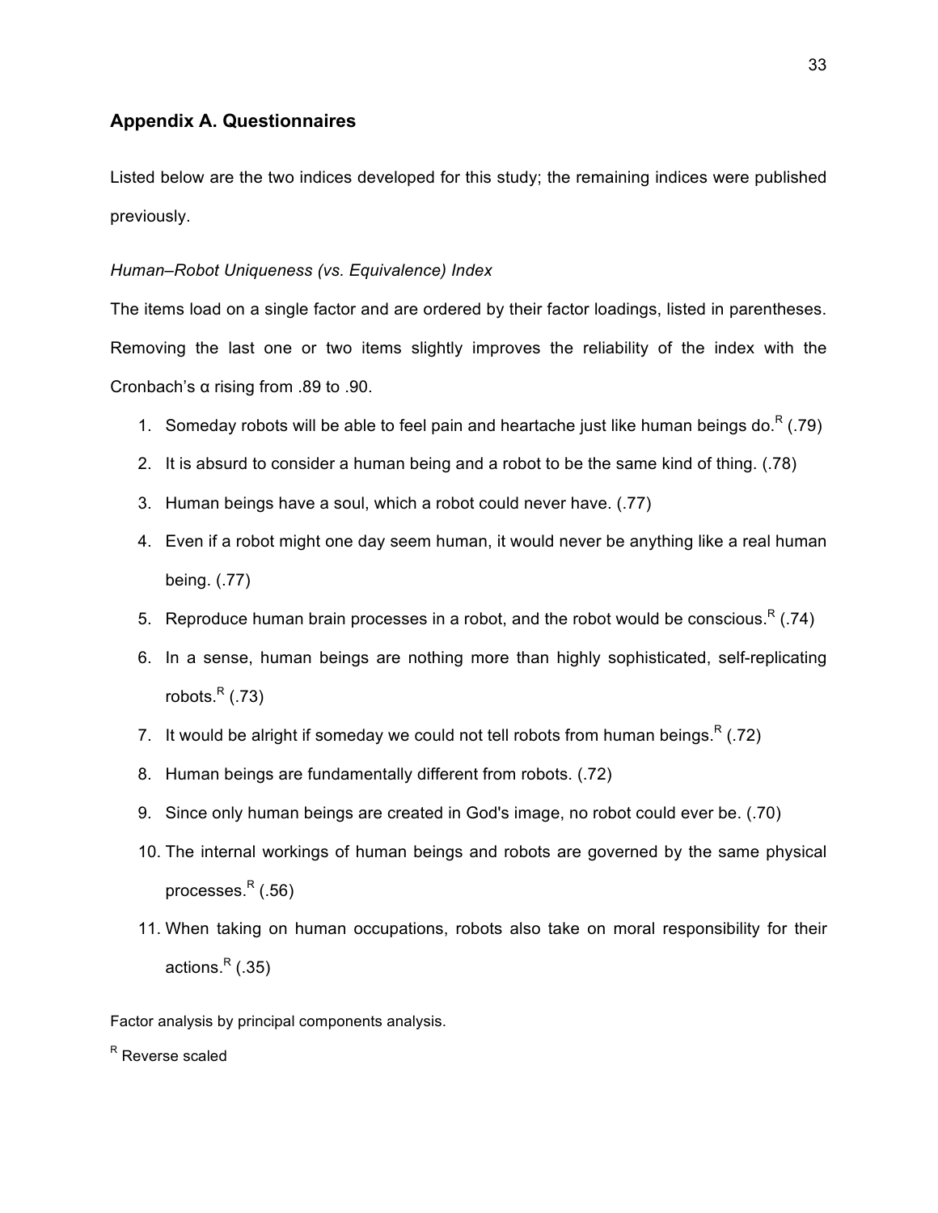## Appendix A. Questionnaires

Listed below are the two indices developed for this study; the remaining indices were published previously.

*Human–Robot Uniqueness (vs. Equivalence) Index*

The items load on a single factor and are ordered by their factor loadings, listed in parentheses. Removing the last one or two items slightly improves the reliability of the index with the Cronbach's α rising from .89 to .90.

1. Someday robots will be able to feel pain and heartache just like human beings do.[R] (.79)
2. It is absurd to consider a human being and a robot to be the same kind of thing. (.78)
3. Human beings have a soul, which a robot could never have. (.77)
4. Even if a robot might one day seem human, it would never be anything like a real human being. (.77)
5. Reproduce human brain processes in a robot, and the robot would be conscious.[R] (.74)
6. In a sense, human beings are nothing more than highly sophisticated, self-replicating robots.[R] (.73)
7. It would be alright if someday we could not tell robots from human beings.[R] (.72)
8. Human beings are fundamentally different from robots. (.72)
9. Since only human beings are created in God's image, no robot could ever be. (.70)
10. The internal workings of human beings and robots are governed by the same physical processes.[R] (.56)
11. When taking on human occupations, robots also take on moral responsibility for their actions.[R] (.35)

Factor analysis by principal components analysis.

[R] Reverse scaled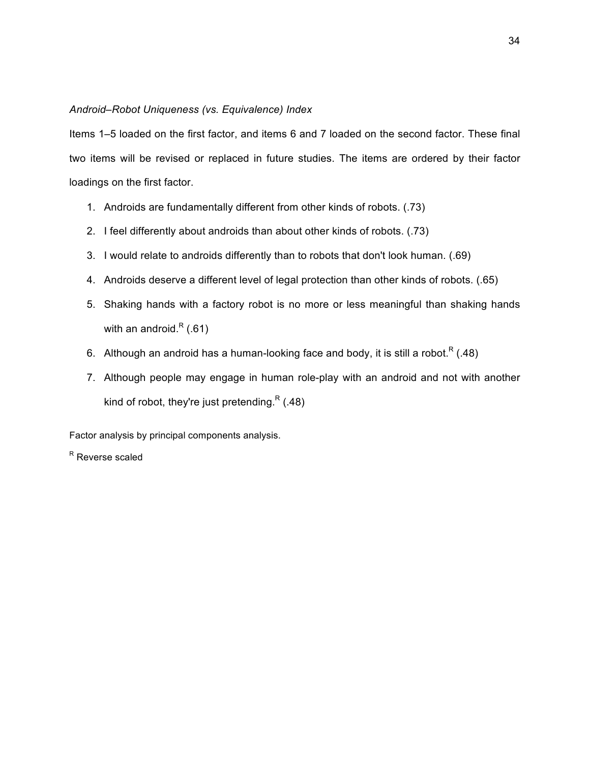*Android–Robot Uniqueness (vs. Equivalence) Index*

Items 1–5 loaded on the first factor, and items 6 and 7 loaded on the second factor. These final two items will be revised or replaced in future studies. The items are ordered by their factor loadings on the first factor.

1. Androids are fundamentally different from other kinds of robots. (.73)
2. I feel differently about androids than about other kinds of robots. (.73)
3. I would relate to androids differently than to robots that don't look human. (.69)
4. Androids deserve a different level of legal protection than other kinds of robots. (.65)
5. Shaking hands with a factory robot is no more or less meaningful than shaking hands with an android.[R] (.61)
6. Although an android has a human-looking face and body, it is still a robot.[R] (.48)
7. Although people may engage in human role-play with an android and not with another kind of robot, they're just pretending.[R] (.48)

Factor analysis by principal components analysis.

[R] Reverse scaled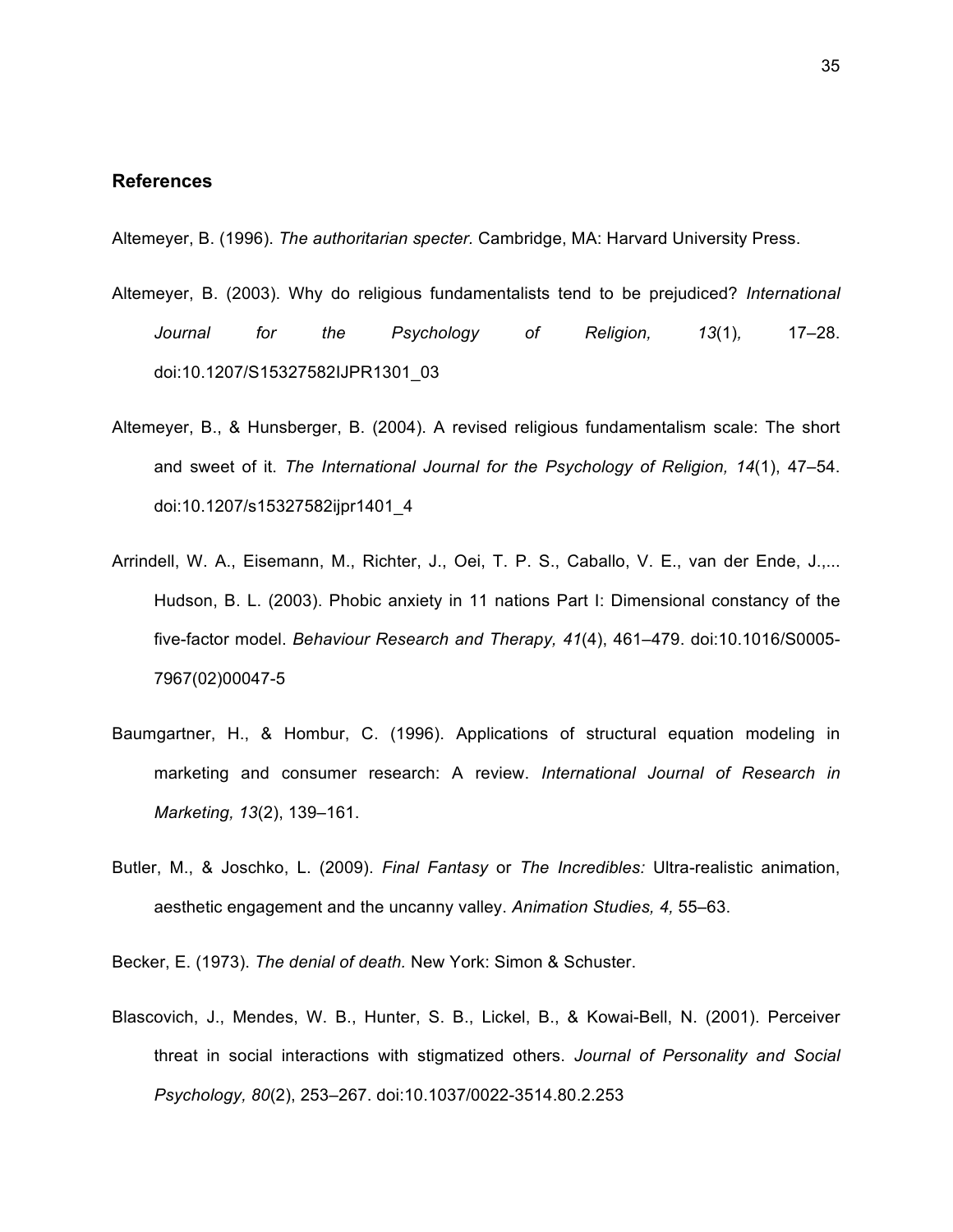## References

Altemeyer, B. (1996). *The authoritarian specter*. Cambridge, MA: Harvard University Press.

Altemeyer, B. (2003). Why do religious fundamentalists tend to be prejudiced? *International Journal for the Psychology of Religion, 13*(1)*,* 17–28. doi:10.1207/S15327582IJPR1301_03

Altemeyer, B., & Hunsberger, B. (2004). A revised religious fundamentalism scale: The short and sweet of it. *The International Journal for the Psychology of Religion, 14*(1), 47–54. doi:10.1207/s15327582ijpr1401_4

Arrindell, W. A., Eisemann, M., Richter, J., Oei, T. P. S., Caballo, V. E., van der Ende, J.,... Hudson, B. L. (2003). Phobic anxiety in 11 nations Part I: Dimensional constancy of the five-factor model. *Behaviour Research and Therapy, 41*(4), 461–479. doi:10.1016/S0005-7967(02)00047-5

Baumgartner, H., & Hombur, C. (1996). Applications of structural equation modeling in marketing and consumer research: A review. *International Journal of Research in Marketing, 13*(2), 139–161.

Butler, M., & Joschko, L. (2009). *Final Fantasy* or *The Incredibles:* Ultra-realistic animation, aesthetic engagement and the uncanny valley. *Animation Studies, 4,* 55–63.

Becker, E. (1973). *The denial of death.* New York: Simon & Schuster.

Blascovich, J., Mendes, W. B., Hunter, S. B., Lickel, B., & Kowai-Bell, N. (2001). Perceiver threat in social interactions with stigmatized others. *Journal of Personality and Social Psychology, 80*(2), 253–267. doi:10.1037/0022-3514.80.2.253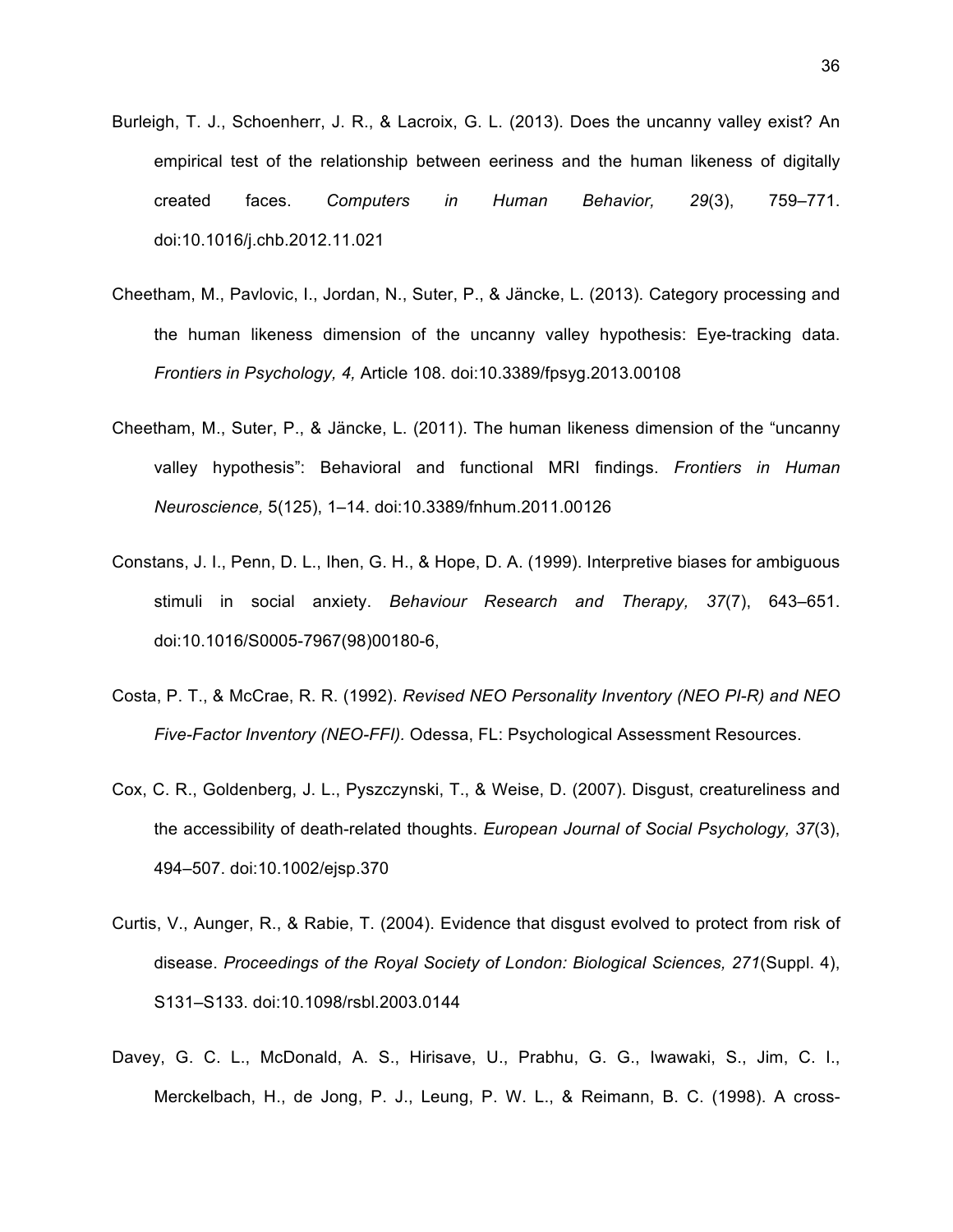Burleigh, T. J., Schoenherr, J. R., & Lacroix, G. L. (2013). Does the uncanny valley exist? An empirical test of the relationship between eeriness and the human likeness of digitally created faces. *Computers in Human Behavior, 29*(3), 759–771. doi:10.1016/j.chb.2012.11.021

Cheetham, M., Pavlovic, I., Jordan, N., Suter, P., & Jäncke, L. (2013). Category processing and the human likeness dimension of the uncanny valley hypothesis: Eye-tracking data. *Frontiers in Psychology, 4,* Article 108. doi:10.3389/fpsyg.2013.00108

Cheetham, M., Suter, P., & Jäncke, L. (2011). The human likeness dimension of the "uncanny valley hypothesis": Behavioral and functional MRI findings. *Frontiers in Human Neuroscience,* 5(125), 1–14. doi:10.3389/fnhum.2011.00126

Constans, J. I., Penn, D. L., Ihen, G. H., & Hope, D. A. (1999). Interpretive biases for ambiguous stimuli in social anxiety. *Behaviour Research and Therapy, 37*(7), 643–651. doi:10.1016/S0005-7967(98)00180-6,

Costa, P. T., & McCrae, R. R. (1992). *Revised NEO Personality Inventory (NEO PI-R) and NEO Five-Factor Inventory (NEO-FFI).* Odessa, FL: Psychological Assessment Resources.

Cox, C. R., Goldenberg, J. L., Pyszczynski, T., & Weise, D. (2007). Disgust, creatureliness and the accessibility of death-related thoughts. *European Journal of Social Psychology, 37*(3), 494–507. doi:10.1002/ejsp.370

Curtis, V., Aunger, R., & Rabie, T. (2004). Evidence that disgust evolved to protect from risk of disease. *Proceedings of the Royal Society of London: Biological Sciences, 271*(Suppl. 4), S131–S133. doi:10.1098/rsbl.2003.0144

Davey, G. C. L., McDonald, A. S., Hirisave, U., Prabhu, G. G., Iwawaki, S., Jim, C. I., Merckelbach, H., de Jong, P. J., Leung, P. W. L., & Reimann, B. C. (1998). A cross-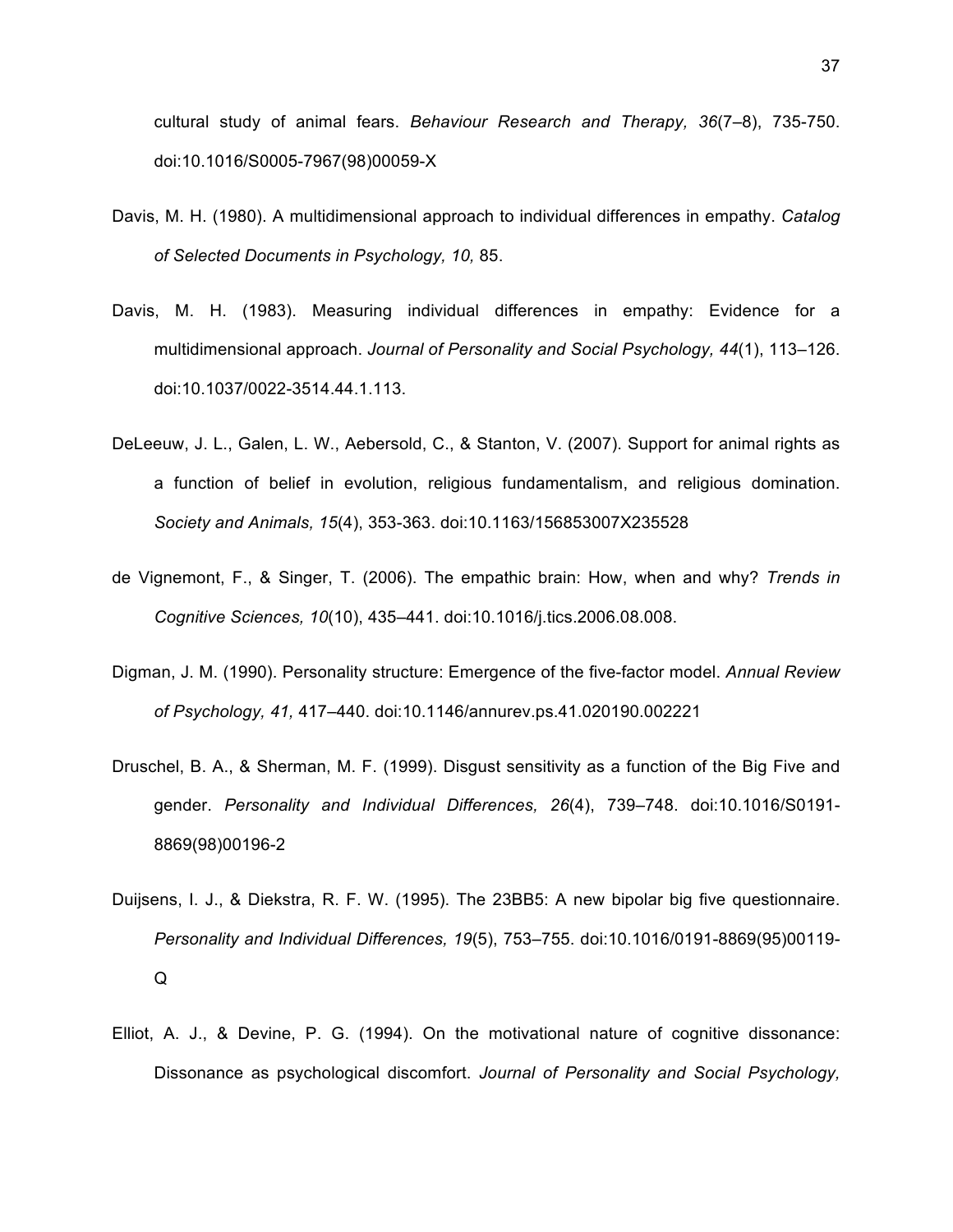cultural study of animal fears. *Behaviour Research and Therapy, 36*(7–8), 735-750. doi:10.1016/S0005-7967(98)00059-X

Davis, M. H. (1980). A multidimensional approach to individual differences in empathy. *Catalog of Selected Documents in Psychology, 10,* 85.

Davis, M. H. (1983). Measuring individual differences in empathy: Evidence for a multidimensional approach. *Journal of Personality and Social Psychology, 44*(1), 113–126. doi:10.1037/0022-3514.44.1.113.

DeLeeuw, J. L., Galen, L. W., Aebersold, C., & Stanton, V. (2007). Support for animal rights as a function of belief in evolution, religious fundamentalism, and religious domination. *Society and Animals, 15*(4), 353-363. doi:10.1163/156853007X235528

de Vignemont, F., & Singer, T. (2006). The empathic brain: How, when and why? *Trends in Cognitive Sciences, 10*(10), 435–441. doi:10.1016/j.tics.2006.08.008.

Digman, J. M. (1990). Personality structure: Emergence of the five-factor model. *Annual Review of Psychology, 41,* 417–440. doi:10.1146/annurev.ps.41.020190.002221

Druschel, B. A., & Sherman, M. F. (1999). Disgust sensitivity as a function of the Big Five and gender. *Personality and Individual Differences, 26*(4), 739–748. doi:10.1016/S0191-8869(98)00196-2

Duijsens, I. J., & Diekstra, R. F. W. (1995). The 23BB5: A new bipolar big five questionnaire. *Personality and Individual Differences, 19*(5), 753–755. doi:10.1016/0191-8869(95)00119-Q

Elliot, A. J., & Devine, P. G. (1994). On the motivational nature of cognitive dissonance: Dissonance as psychological discomfort. *Journal of Personality and Social Psychology,*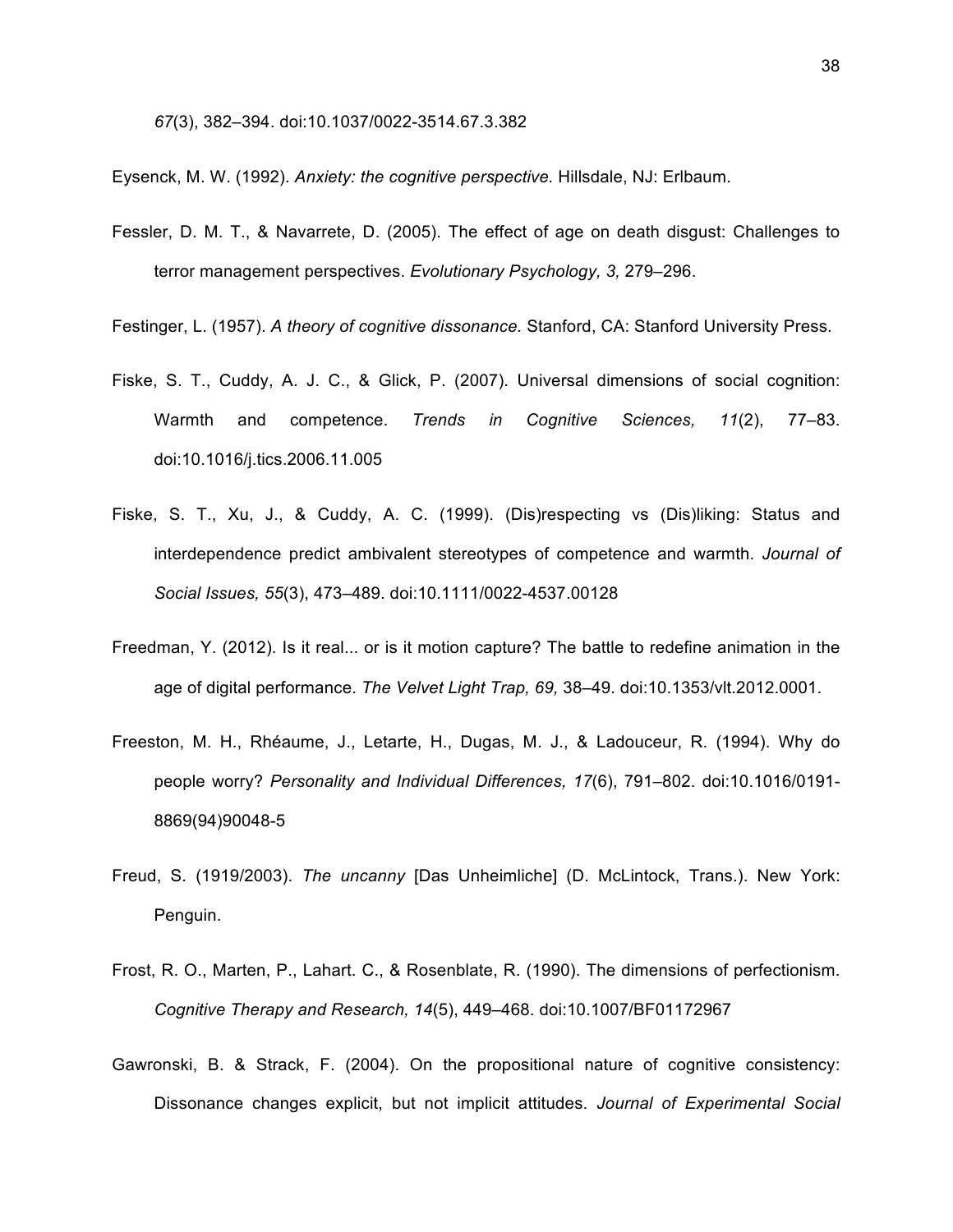*67*(3), 382–394. doi:10.1037/0022-3514.67.3.382

Eysenck, M. W. (1992). *Anxiety: the cognitive perspective.* Hillsdale, NJ: Erlbaum.

Fessler, D. M. T., & Navarrete, D. (2005). The effect of age on death disgust: Challenges to terror management perspectives. *Evolutionary Psychology, 3,* 279–296.

Festinger, L. (1957). *A theory of cognitive dissonance.* Stanford, CA: Stanford University Press.

Fiske, S. T., Cuddy, A. J. C., & Glick, P. (2007). Universal dimensions of social cognition: Warmth and competence. *Trends in Cognitive Sciences, 11*(2), 77–83. doi:10.1016/j.tics.2006.11.005

Fiske, S. T., Xu, J., & Cuddy, A. C. (1999). (Dis)respecting vs (Dis)liking: Status and interdependence predict ambivalent stereotypes of competence and warmth. *Journal of Social Issues, 55*(3), 473–489. doi:10.1111/0022-4537.00128

Freedman, Y. (2012). Is it real... or is it motion capture? The battle to redefine animation in the age of digital performance. *The Velvet Light Trap, 69,* 38–49. doi:10.1353/vlt.2012.0001.

Freeston, M. H., Rhéaume, J., Letarte, H., Dugas, M. J., & Ladouceur, R. (1994). Why do people worry? *Personality and Individual Differences, 17*(6), 791–802. doi:10.1016/0191-8869(94)90048-5

Freud, S. (1919/2003). *The uncanny* [Das Unheimliche] (D. McLintock, Trans.). New York: Penguin.

Frost, R. O., Marten, P., Lahart. C., & Rosenblate, R. (1990). The dimensions of perfectionism. *Cognitive Therapy and Research, 14*(5), 449–468. doi:10.1007/BF01172967

Gawronski, B. & Strack, F. (2004). On the propositional nature of cognitive consistency: Dissonance changes explicit, but not implicit attitudes. *Journal of Experimental Social*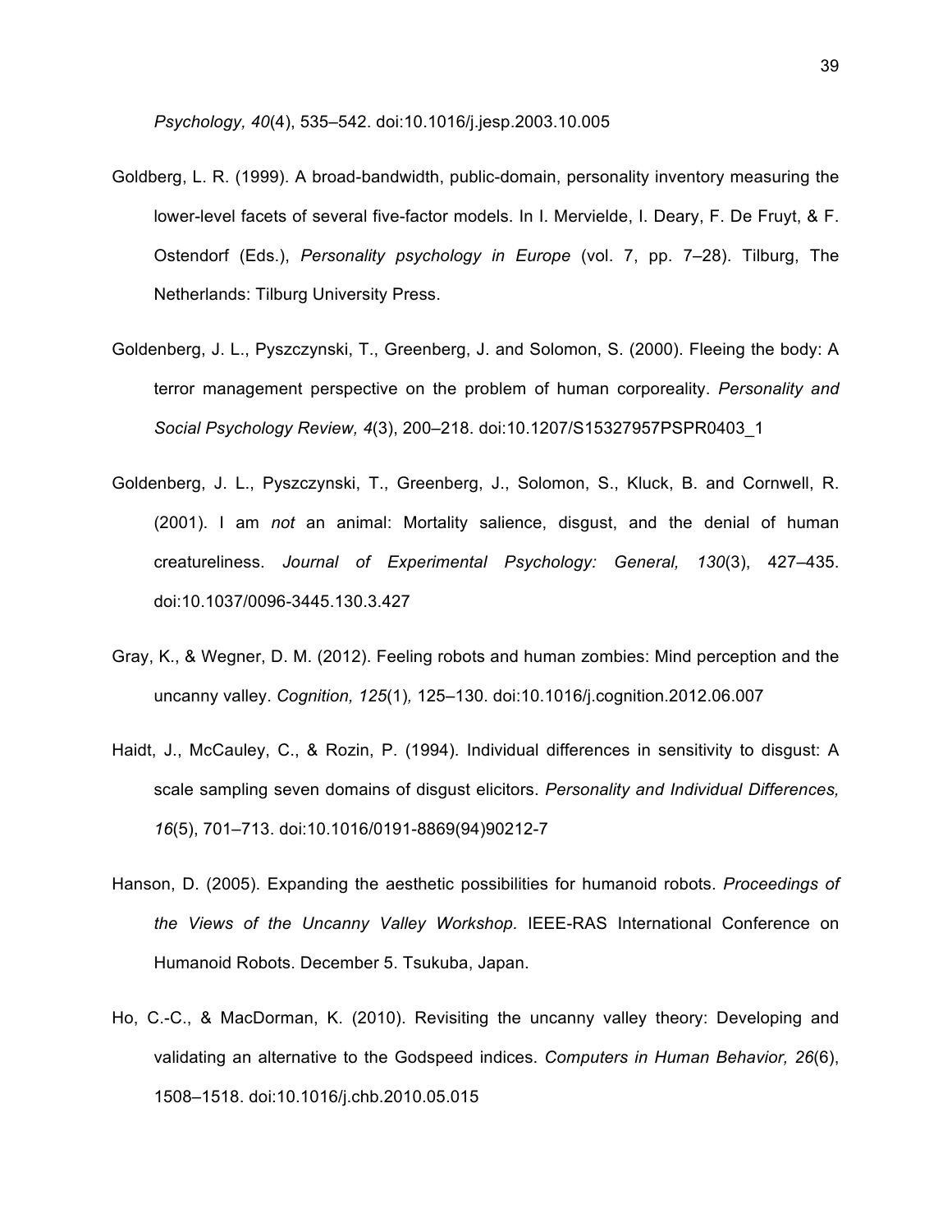*Psychology, 40*(4), 535–542. doi:10.1016/j.jesp.2003.10.005

Goldberg, L. R. (1999). A broad-bandwidth, public-domain, personality inventory measuring the lower-level facets of several five-factor models. In I. Mervielde, I. Deary, F. De Fruyt, & F. Ostendorf (Eds.), *Personality psychology in Europe* (vol. 7, pp. 7–28). Tilburg, The Netherlands: Tilburg University Press.

Goldenberg, J. L., Pyszczynski, T., Greenberg, J. and Solomon, S. (2000). Fleeing the body: A terror management perspective on the problem of human corporeality. *Personality and Social Psychology Review, 4*(3), 200–218. doi:10.1207/S15327957PSPR0403_1

Goldenberg, J. L., Pyszczynski, T., Greenberg, J., Solomon, S., Kluck, B. and Cornwell, R. (2001). I am *not* an animal: Mortality salience, disgust, and the denial of human creatureliness. *Journal of Experimental Psychology: General, 130*(3), 427–435. doi:10.1037/0096-3445.130.3.427

Gray, K., & Wegner, D. M. (2012). Feeling robots and human zombies: Mind perception and the uncanny valley. *Cognition, 125*(1), 125–130. doi:10.1016/j.cognition.2012.06.007

Haidt, J., McCauley, C., & Rozin, P. (1994). Individual differences in sensitivity to disgust: A scale sampling seven domains of disgust elicitors. *Personality and Individual Differences, 16*(5), 701–713. doi:10.1016/0191-8869(94)90212-7

Hanson, D. (2005). Expanding the aesthetic possibilities for humanoid robots. *Proceedings of the Views of the Uncanny Valley Workshop.* IEEE-RAS International Conference on Humanoid Robots. December 5. Tsukuba, Japan.

Ho, C.-C., & MacDorman, K. (2010). Revisiting the uncanny valley theory: Developing and validating an alternative to the Godspeed indices. *Computers in Human Behavior, 26*(6), 1508–1518. doi:10.1016/j.chb.2010.05.015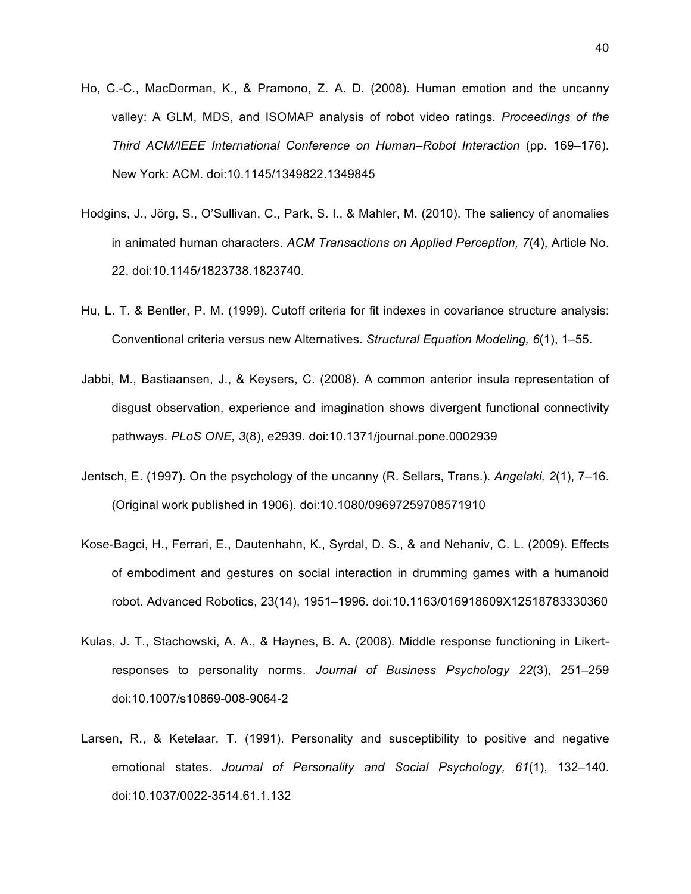Ho, C.-C., MacDorman, K., & Pramono, Z. A. D. (2008). Human emotion and the uncanny valley: A GLM, MDS, and ISOMAP analysis of robot video ratings. *Proceedings of the Third ACM/IEEE International Conference on Human–Robot Interaction* (pp. 169–176). New York: ACM. doi:10.1145/1349822.1349845

Hodgins, J., Jörg, S., O'Sullivan, C., Park, S. I., & Mahler, M. (2010). The saliency of anomalies in animated human characters. *ACM Transactions on Applied Perception, 7*(4), Article No. 22. doi:10.1145/1823738.1823740.

Hu, L. T. & Bentler, P. M. (1999). Cutoff criteria for fit indexes in covariance structure analysis: Conventional criteria versus new Alternatives. *Structural Equation Modeling, 6*(1), 1–55.

Jabbi, M., Bastiaansen, J., & Keysers, C. (2008). A common anterior insula representation of disgust observation, experience and imagination shows divergent functional connectivity pathways. *PLoS ONE, 3*(8), e2939. doi:10.1371/journal.pone.0002939

Jentsch, E. (1997). On the psychology of the uncanny (R. Sellars, Trans.). *Angelaki, 2*(1), 7–16. (Original work published in 1906). doi:10.1080/09697259708571910

Kose-Bagci, H., Ferrari, E., Dautenhahn, K., Syrdal, D. S., & and Nehaniv, C. L. (2009). Effects of embodiment and gestures on social interaction in drumming games with a humanoid robot. Advanced Robotics, 23(14), 1951–1996. doi:10.1163/016918609X12518783330360

Kulas, J. T., Stachowski, A. A., & Haynes, B. A. (2008). Middle response functioning in Likert-responses to personality norms. *Journal of Business Psychology 22*(3), 251–259 doi:10.1007/s10869-008-9064-2

Larsen, R., & Ketelaar, T. (1991). Personality and susceptibility to positive and negative emotional states. *Journal of Personality and Social Psychology, 61*(1), 132–140. doi:10.1037/0022-3514.61.1.132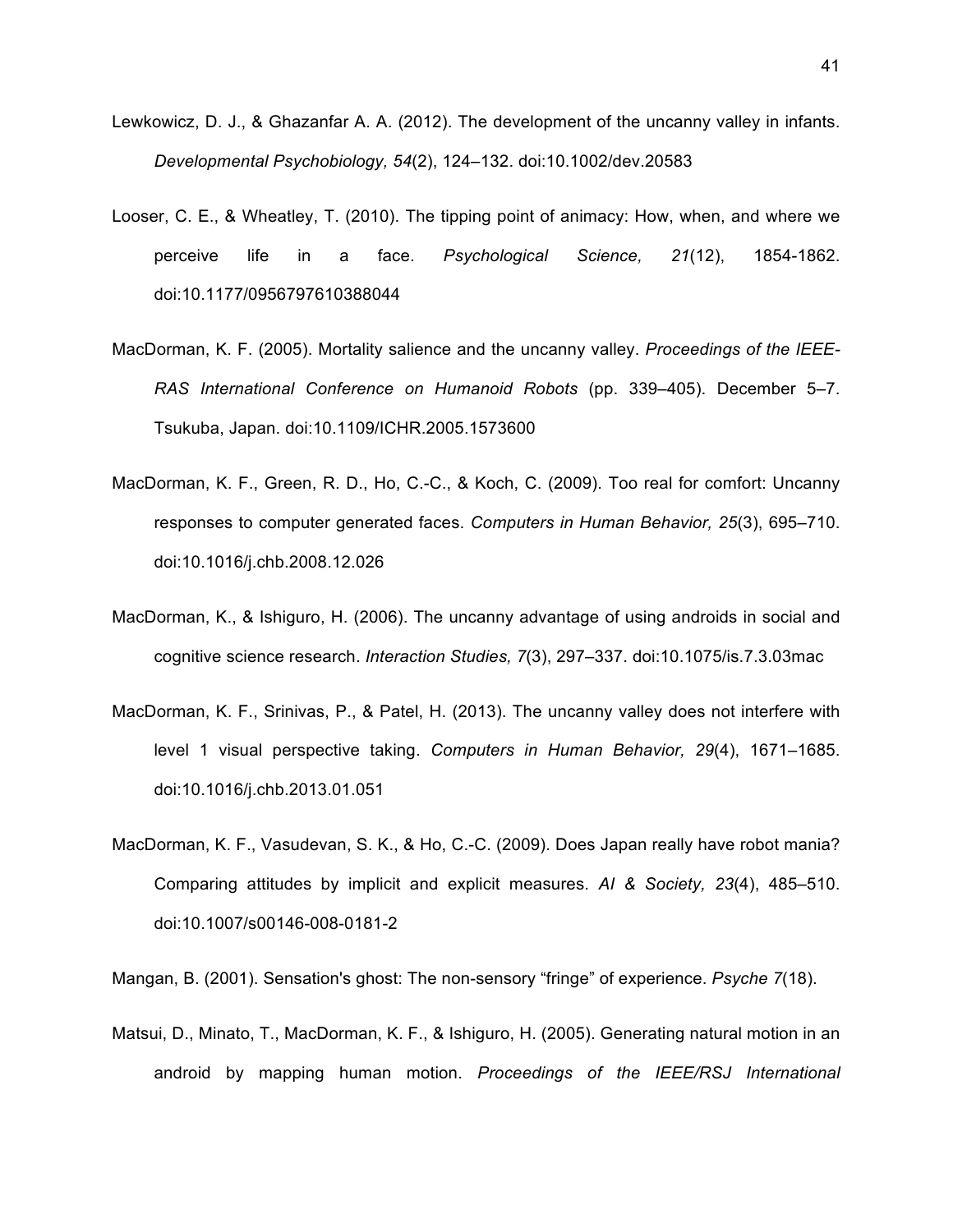Lewkowicz, D. J., & Ghazanfar A. A. (2012). The development of the uncanny valley in infants. *Developmental Psychobiology, 54*(2), 124–132. doi:10.1002/dev.20583

Looser, C. E., & Wheatley, T. (2010). The tipping point of animacy: How, when, and where we perceive life in a face. *Psychological Science, 21*(12), 1854-1862. doi:10.1177/0956797610388044

MacDorman, K. F. (2005). Mortality salience and the uncanny valley. *Proceedings of the IEEE-RAS International Conference on Humanoid Robots* (pp. 339–405). December 5–7. Tsukuba, Japan. doi:10.1109/ICHR.2005.1573600

MacDorman, K. F., Green, R. D., Ho, C.-C., & Koch, C. (2009). Too real for comfort: Uncanny responses to computer generated faces. *Computers in Human Behavior, 25*(3), 695–710. doi:10.1016/j.chb.2008.12.026

MacDorman, K., & Ishiguro, H. (2006). The uncanny advantage of using androids in social and cognitive science research. *Interaction Studies, 7*(3), 297–337. doi:10.1075/is.7.3.03mac

MacDorman, K. F., Srinivas, P., & Patel, H. (2013). The uncanny valley does not interfere with level 1 visual perspective taking. *Computers in Human Behavior, 29*(4), 1671–1685. doi:10.1016/j.chb.2013.01.051

MacDorman, K. F., Vasudevan, S. K., & Ho, C.-C. (2009). Does Japan really have robot mania? Comparing attitudes by implicit and explicit measures. *AI & Society, 23*(4), 485–510. doi:10.1007/s00146-008-0181-2

Mangan, B. (2001). Sensation's ghost: The non-sensory “fringe” of experience. *Psyche 7*(18).

Matsui, D., Minato, T., MacDorman, K. F., & Ishiguro, H. (2005). Generating natural motion in an android by mapping human motion. *Proceedings of the IEEE/RSJ International*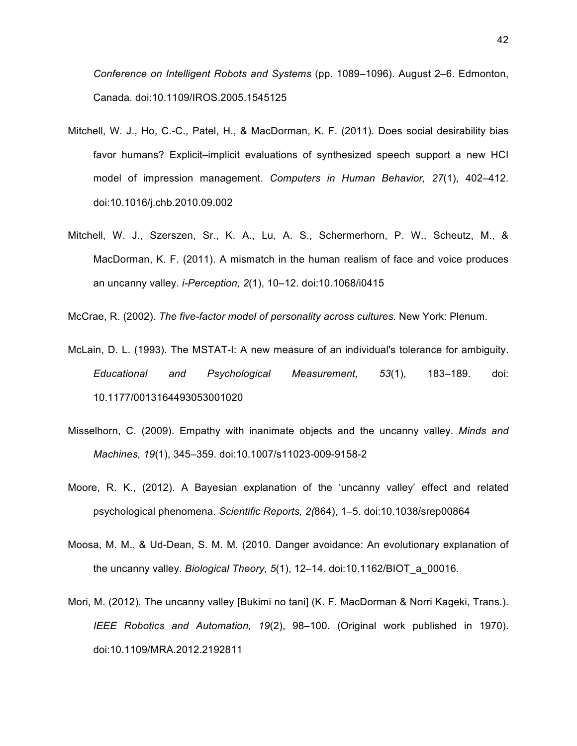*Conference on Intelligent Robots and Systems* (pp. 1089–1096). August 2–6. Edmonton, Canada. doi:10.1109/IROS.2005.1545125

Mitchell, W. J., Ho, C.-C., Patel, H., & MacDorman, K. F. (2011). Does social desirability bias favor humans? Explicit–implicit evaluations of synthesized speech support a new HCI model of impression management. *Computers in Human Behavior, 27*(1), 402–412. doi:10.1016/j.chb.2010.09.002

Mitchell, W. J., Szerszen, Sr., K. A., Lu, A. S., Schermerhorn, P. W., Scheutz, M., & MacDorman, K. F. (2011). A mismatch in the human realism of face and voice produces an uncanny valley. *i-Perception, 2*(1), 10–12. doi:10.1068/i0415

McCrae, R. (2002). *The five-factor model of personality across cultures.* New York: Plenum.

McLain, D. L. (1993). The MSTAT-I: A new measure of an individual's tolerance for ambiguity. *Educational and Psychological Measurement, 53*(1), 183–189. doi: 10.1177/0013164493053001020

Misselhorn, C. (2009). Empathy with inanimate objects and the uncanny valley. *Minds and Machines, 19*(1), 345–359. doi:10.1007/s11023-009-9158-2

Moore, R. K., (2012). A Bayesian explanation of the 'uncanny valley' effect and related psychological phenomena. *Scientific Reports, 2(*864), 1–5. doi:10.1038/srep00864

Moosa, M. M., & Ud-Dean, S. M. M. (2010. Danger avoidance: An evolutionary explanation of the uncanny valley. *Biological Theory, 5*(1), 12–14. doi:10.1162/BIOT_a_00016.

Mori, M. (2012). The uncanny valley [Bukimi no tani] (K. F. MacDorman & Norri Kageki, Trans.). *IEEE Robotics and Automation, 19*(2), 98–100. (Original work published in 1970). doi:10.1109/MRA.2012.2192811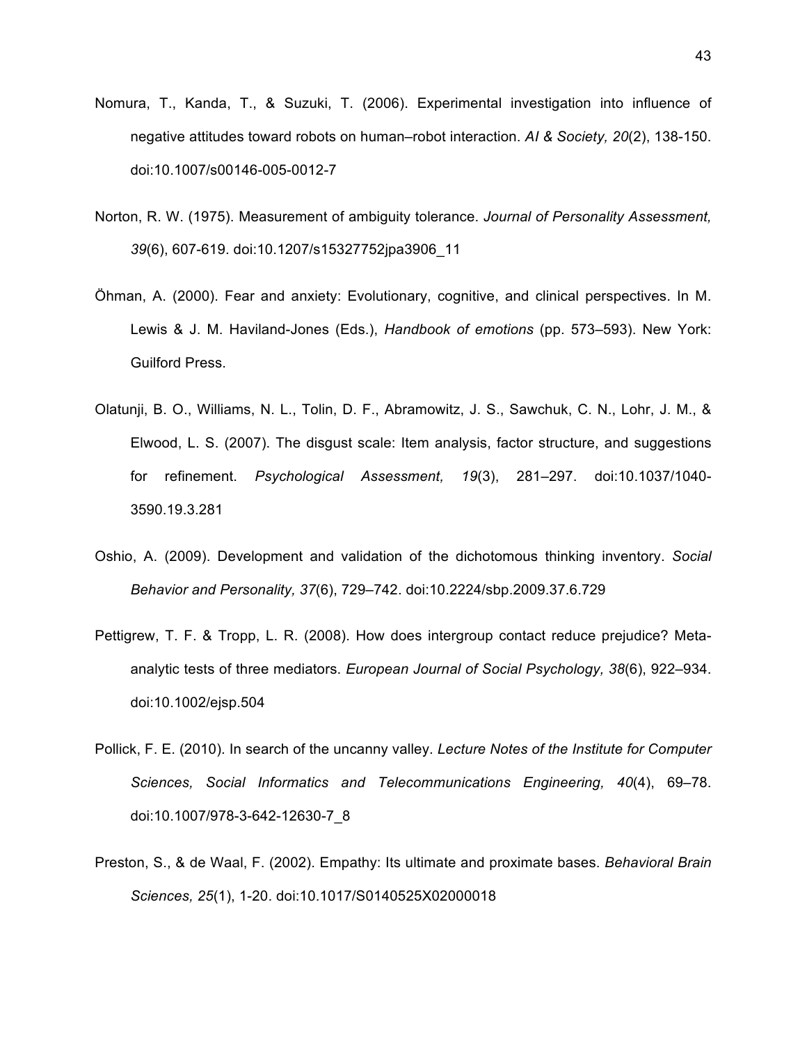Nomura, T., Kanda, T., & Suzuki, T. (2006). Experimental investigation into influence of negative attitudes toward robots on human–robot interaction. *AI & Society, 20*(2), 138-150. doi:10.1007/s00146-005-0012-7

Norton, R. W. (1975). Measurement of ambiguity tolerance. *Journal of Personality Assessment, 39*(6), 607-619. doi:10.1207/s15327752jpa3906_11

Öhman, A. (2000). Fear and anxiety: Evolutionary, cognitive, and clinical perspectives. In M. Lewis & J. M. Haviland-Jones (Eds.), *Handbook of emotions* (pp. 573–593). New York: Guilford Press.

Olatunji, B. O., Williams, N. L., Tolin, D. F., Abramowitz, J. S., Sawchuk, C. N., Lohr, J. M., & Elwood, L. S. (2007). The disgust scale: Item analysis, factor structure, and suggestions for refinement. *Psychological Assessment, 19*(3), 281–297. doi:10.1037/1040-3590.19.3.281

Oshio, A. (2009). Development and validation of the dichotomous thinking inventory. *Social Behavior and Personality, 37*(6), 729–742. doi:10.2224/sbp.2009.37.6.729

Pettigrew, T. F. & Tropp, L. R. (2008). How does intergroup contact reduce prejudice? Meta-analytic tests of three mediators. *European Journal of Social Psychology, 38*(6), 922–934. doi:10.1002/ejsp.504

Pollick, F. E. (2010). In search of the uncanny valley. *Lecture Notes of the Institute for Computer Sciences, Social Informatics and Telecommunications Engineering, 40*(4), 69–78. doi:10.1007/978-3-642-12630-7_8

Preston, S., & de Waal, F. (2002). Empathy: Its ultimate and proximate bases. *Behavioral Brain Sciences, 25*(1), 1-20. doi:10.1017/S0140525X02000018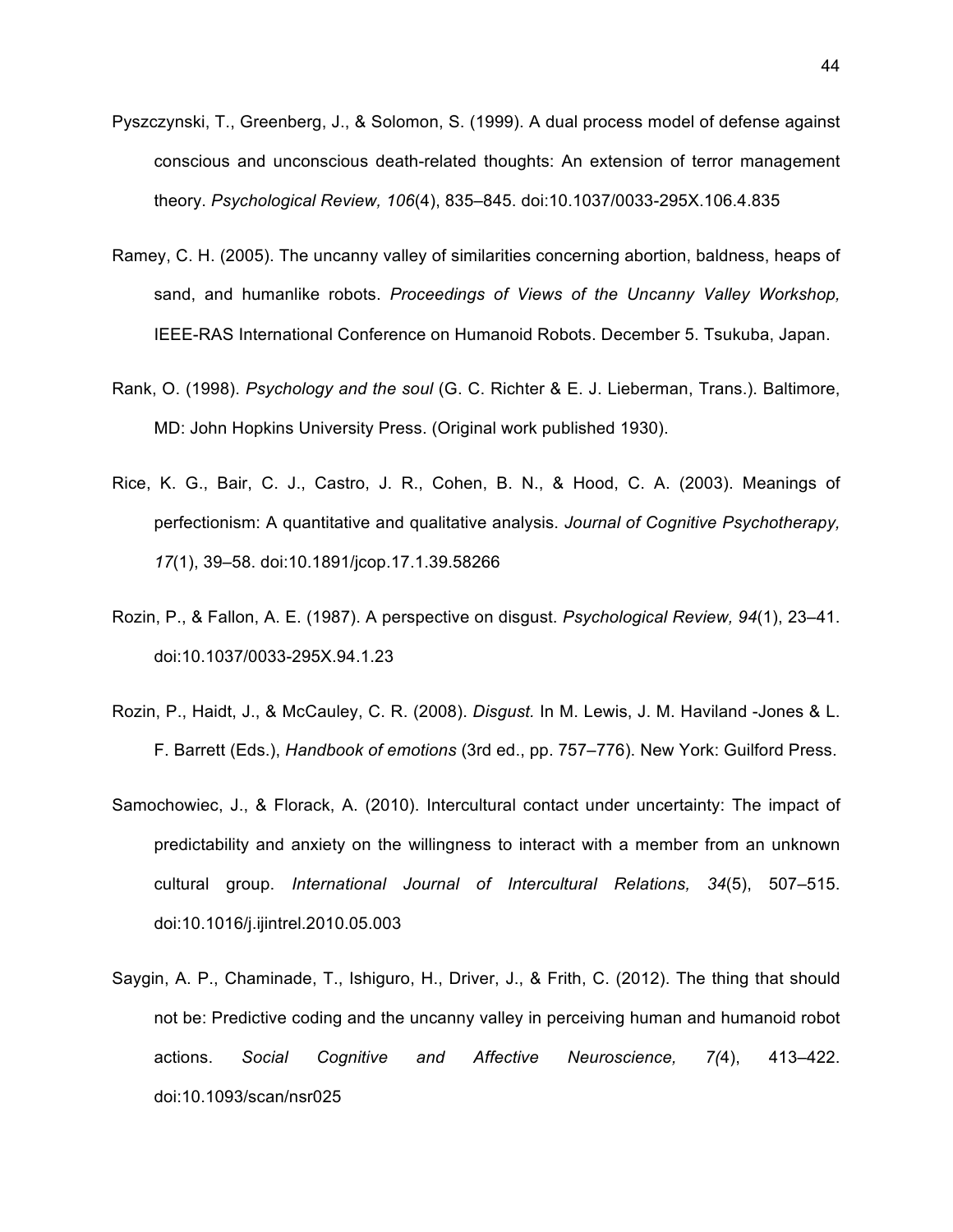Pyszczynski, T., Greenberg, J., & Solomon, S. (1999). A dual process model of defense against conscious and unconscious death-related thoughts: An extension of terror management theory. *Psychological Review, 106*(4), 835–845. doi:10.1037/0033-295X.106.4.835

Ramey, C. H. (2005). The uncanny valley of similarities concerning abortion, baldness, heaps of sand, and humanlike robots. *Proceedings of Views of the Uncanny Valley Workshop,* IEEE-RAS International Conference on Humanoid Robots. December 5. Tsukuba, Japan.

Rank, O. (1998). *Psychology and the soul* (G. C. Richter & E. J. Lieberman, Trans.). Baltimore, MD: John Hopkins University Press. (Original work published 1930).

Rice, K. G., Bair, C. J., Castro, J. R., Cohen, B. N., & Hood, C. A. (2003). Meanings of perfectionism: A quantitative and qualitative analysis. *Journal of Cognitive Psychotherapy, 17*(1), 39–58. doi:10.1891/jcop.17.1.39.58266

Rozin, P., & Fallon, A. E. (1987). A perspective on disgust. *Psychological Review, 94*(1), 23–41. doi:10.1037/0033-295X.94.1.23

Rozin, P., Haidt, J., & McCauley, C. R. (2008). *Disgust.* In M. Lewis, J. M. Haviland -Jones & L. F. Barrett (Eds.), *Handbook of emotions* (3rd ed., pp. 757–776). New York: Guilford Press.

Samochowiec, J., & Florack, A. (2010). Intercultural contact under uncertainty: The impact of predictability and anxiety on the willingness to interact with a member from an unknown cultural group. *International Journal of Intercultural Relations, 34*(5), 507–515. doi:10.1016/j.ijintrel.2010.05.003

Saygin, A. P., Chaminade, T., Ishiguro, H., Driver, J., & Frith, C. (2012). The thing that should not be: Predictive coding and the uncanny valley in perceiving human and humanoid robot actions. *Social Cognitive and Affective Neuroscience, 7(*4), 413–422. doi:10.1093/scan/nsr025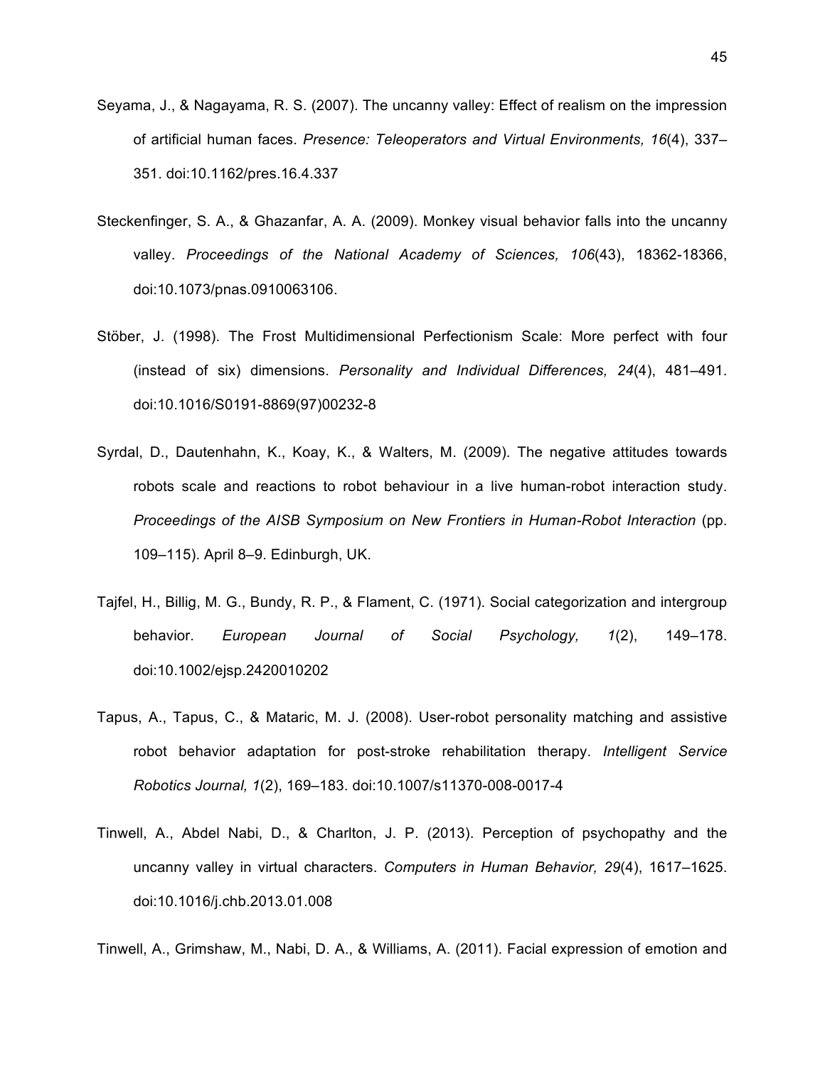Seyama, J., & Nagayama, R. S. (2007). The uncanny valley: Effect of realism on the impression of artificial human faces. *Presence: Teleoperators and Virtual Environments, 16*(4), 337–351. doi:10.1162/pres.16.4.337

Steckenfinger, S. A., & Ghazanfar, A. A. (2009). Monkey visual behavior falls into the uncanny valley. *Proceedings of the National Academy of Sciences, 106*(43), 18362-18366, doi:10.1073/pnas.0910063106.

Stöber, J. (1998). The Frost Multidimensional Perfectionism Scale: More perfect with four (instead of six) dimensions. *Personality and Individual Differences, 24*(4), 481–491. doi:10.1016/S0191-8869(97)00232-8

Syrdal, D., Dautenhahn, K., Koay, K., & Walters, M. (2009). The negative attitudes towards robots scale and reactions to robot behaviour in a live human-robot interaction study. *Proceedings of the AISB Symposium on New Frontiers in Human-Robot Interaction* (pp. 109–115). April 8–9. Edinburgh, UK.

Tajfel, H., Billig, M. G., Bundy, R. P., & Flament, C. (1971). Social categorization and intergroup behavior. *European Journal of Social Psychology, 1*(2), 149–178. doi:10.1002/ejsp.2420010202

Tapus, A., Tapus, C., & Mataric, M. J. (2008). User-robot personality matching and assistive robot behavior adaptation for post-stroke rehabilitation therapy. *Intelligent Service Robotics Journal, 1*(2), 169–183. doi:10.1007/s11370-008-0017-4

Tinwell, A., Abdel Nabi, D., & Charlton, J. P. (2013). Perception of psychopathy and the uncanny valley in virtual characters. *Computers in Human Behavior, 29*(4), 1617–1625. doi:10.1016/j.chb.2013.01.008

Tinwell, A., Grimshaw, M., Nabi, D. A., & Williams, A. (2011). Facial expression of emotion and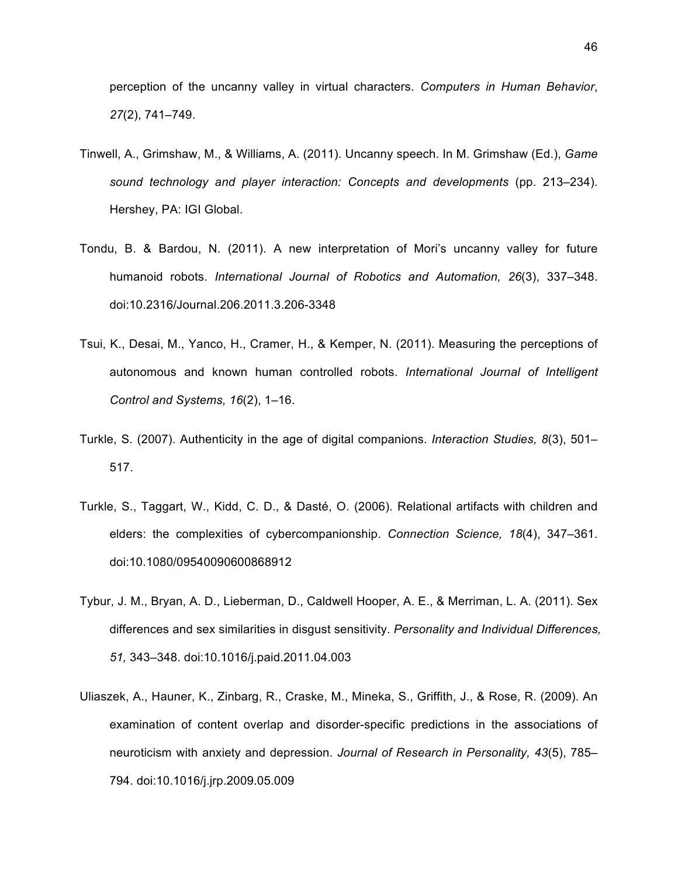perception of the uncanny valley in virtual characters. *Computers in Human Behavior*, *27*(2), 741–749.

Tinwell, A., Grimshaw, M., & Williams, A. (2011). Uncanny speech. In M. Grimshaw (Ed.), *Game sound technology and player interaction: Concepts and developments* (pp. 213–234). Hershey, PA: IGI Global.

Tondu, B. & Bardou, N. (2011). A new interpretation of Mori's uncanny valley for future humanoid robots. *International Journal of Robotics and Automation, 26*(3), 337–348. doi:10.2316/Journal.206.2011.3.206-3348

Tsui, K., Desai, M., Yanco, H., Cramer, H., & Kemper, N. (2011). Measuring the perceptions of autonomous and known human controlled robots. *International Journal of Intelligent Control and Systems, 16*(2), 1–16.

Turkle, S. (2007). Authenticity in the age of digital companions. *Interaction Studies, 8*(3), 501–517.

Turkle, S., Taggart, W., Kidd, C. D., & Dasté, O. (2006). Relational artifacts with children and elders: the complexities of cybercompanionship. *Connection Science, 18*(4), 347–361. doi:10.1080/09540090600868912

Tybur, J. M., Bryan, A. D., Lieberman, D., Caldwell Hooper, A. E., & Merriman, L. A. (2011). Sex differences and sex similarities in disgust sensitivity. *Personality and Individual Differences, 51,* 343–348. doi:10.1016/j.paid.2011.04.003

Uliaszek, A., Hauner, K., Zinbarg, R., Craske, M., Mineka, S., Griffith, J., & Rose, R. (2009). An examination of content overlap and disorder-specific predictions in the associations of neuroticism with anxiety and depression. *Journal of Research in Personality, 43*(5), 785–794. doi:10.1016/j.jrp.2009.05.009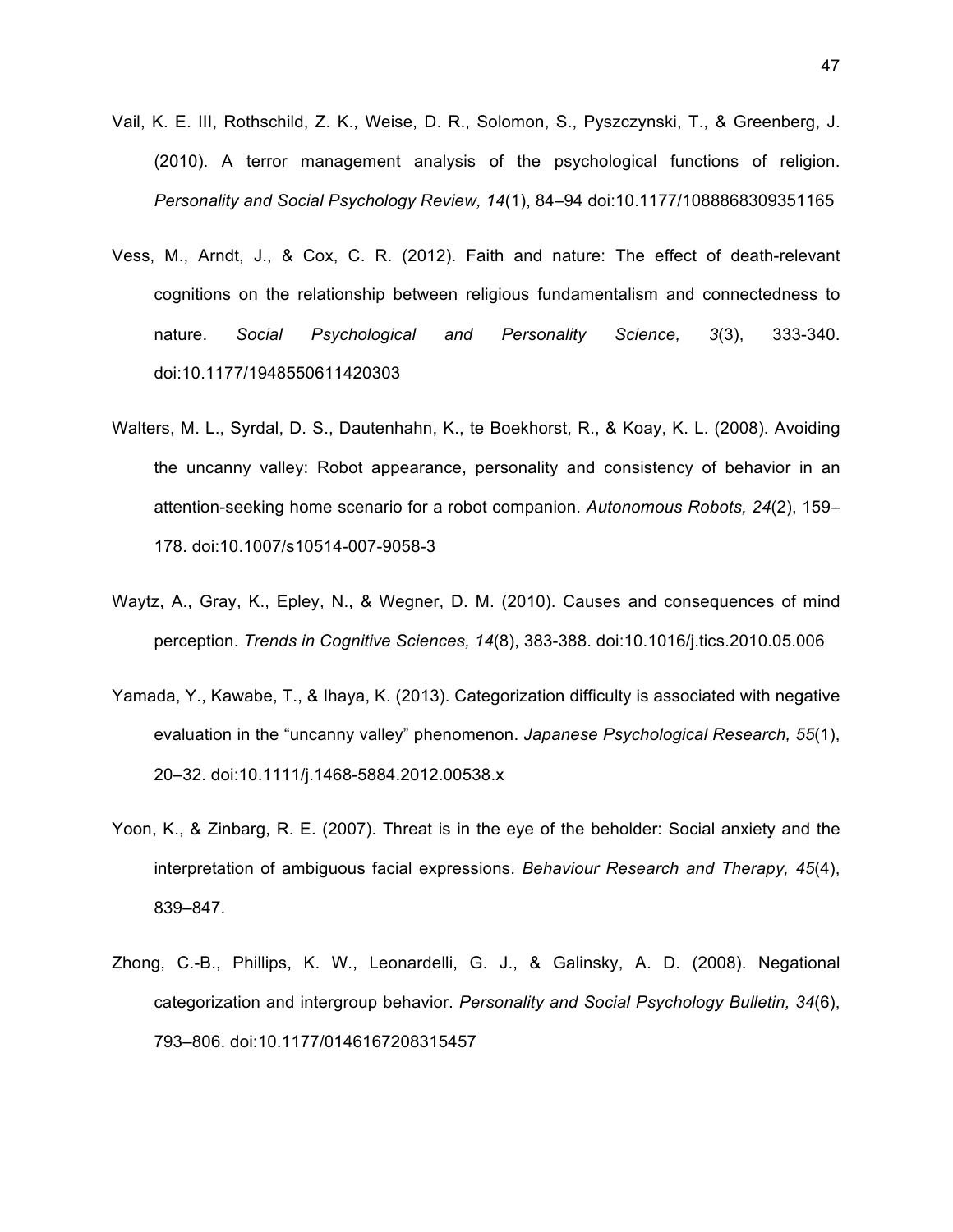Vail, K. E. III, Rothschild, Z. K., Weise, D. R., Solomon, S., Pyszczynski, T., & Greenberg, J. (2010). A terror management analysis of the psychological functions of religion. *Personality and Social Psychology Review, 14*(1), 84–94 doi:10.1177/1088868309351165

Vess, M., Arndt, J., & Cox, C. R. (2012). Faith and nature: The effect of death-relevant cognitions on the relationship between religious fundamentalism and connectedness to nature. *Social Psychological and Personality Science, 3*(3), 333-340. doi:10.1177/1948550611420303

Walters, M. L., Syrdal, D. S., Dautenhahn, K., te Boekhorst, R., & Koay, K. L. (2008). Avoiding the uncanny valley: Robot appearance, personality and consistency of behavior in an attention-seeking home scenario for a robot companion. *Autonomous Robots, 24*(2), 159–178. doi:10.1007/s10514-007-9058-3

Waytz, A., Gray, K., Epley, N., & Wegner, D. M. (2010). Causes and consequences of mind perception. *Trends in Cognitive Sciences, 14*(8), 383-388. doi:10.1016/j.tics.2010.05.006

Yamada, Y., Kawabe, T., & Ihaya, K. (2013). Categorization difficulty is associated with negative evaluation in the "uncanny valley" phenomenon. *Japanese Psychological Research, 55*(1), 20–32. doi:10.1111/j.1468-5884.2012.00538.x

Yoon, K., & Zinbarg, R. E. (2007). Threat is in the eye of the beholder: Social anxiety and the interpretation of ambiguous facial expressions. *Behaviour Research and Therapy, 45*(4), 839–847.

Zhong, C.-B., Phillips, K. W., Leonardelli, G. J., & Galinsky, A. D. (2008). Negational categorization and intergroup behavior. *Personality and Social Psychology Bulletin, 34*(6), 793–806. doi:10.1177/0146167208315457